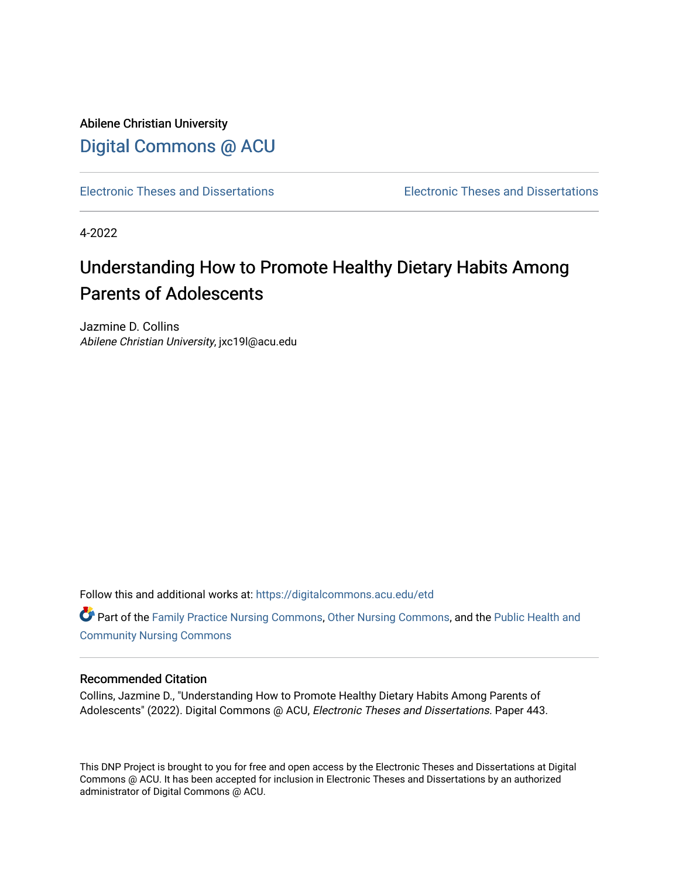Abilene Christian University

Digital Commons @ ACU

Electronic Theses and Dissertations | Electronic Theses and Dissertations

4-2022

# Understanding How to Promote Healthy Dietary Habits Among Parents of Adolescents

Jazmine D. Collins
*Abilene Christian University*, jxc19l@acu.edu

Follow this and additional works at: https://digitalcommons.acu.edu/etd

Part of the Family Practice Nursing Commons, Other Nursing Commons, and the Public Health and Community Nursing Commons

## Recommended Citation

Collins, Jazmine D., "Understanding How to Promote Healthy Dietary Habits Among Parents of Adolescents" (2022). Digital Commons @ ACU, *Electronic Theses and Dissertations.* Paper 443.

This DNP Project is brought to you for free and open access by the Electronic Theses and Dissertations at Digital Commons @ ACU. It has been accepted for inclusion in Electronic Theses and Dissertations by an authorized administrator of Digital Commons @ ACU.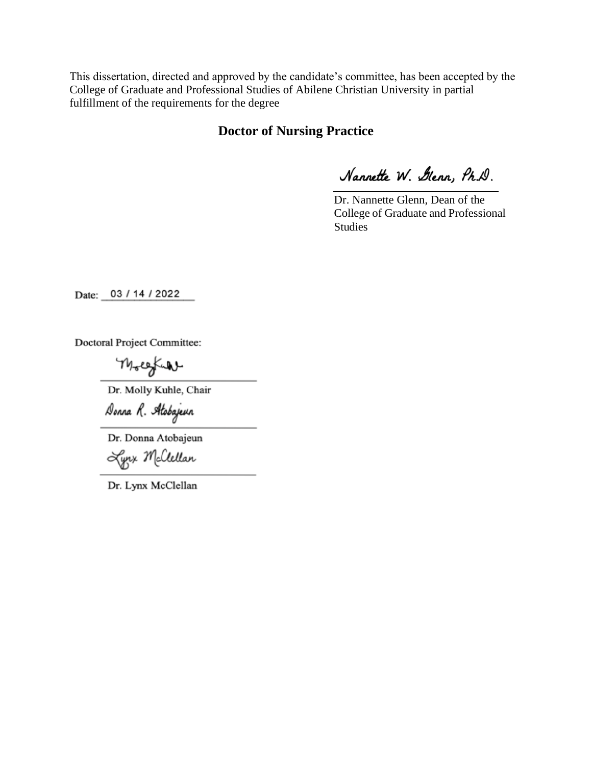This dissertation, directed and approved by the candidate's committee, has been accepted by the College of Graduate and Professional Studies of Abilene Christian University in partial fulfillment of the requirements for the degree

**Doctor of Nursing Practice**

*Nannette W. Glenn, Ph.D.*

Dr. Nannette Glenn, Dean of the College of Graduate and Professional Studies

Date: 03 / 14 / 2022

Doctoral Project Committee:

Dr. Molly Kuhle, Chair

*Donna R. Atobajeun*

Dr. Donna Atobajeun

*Lynx McClellan*

Dr. Lynx McClellan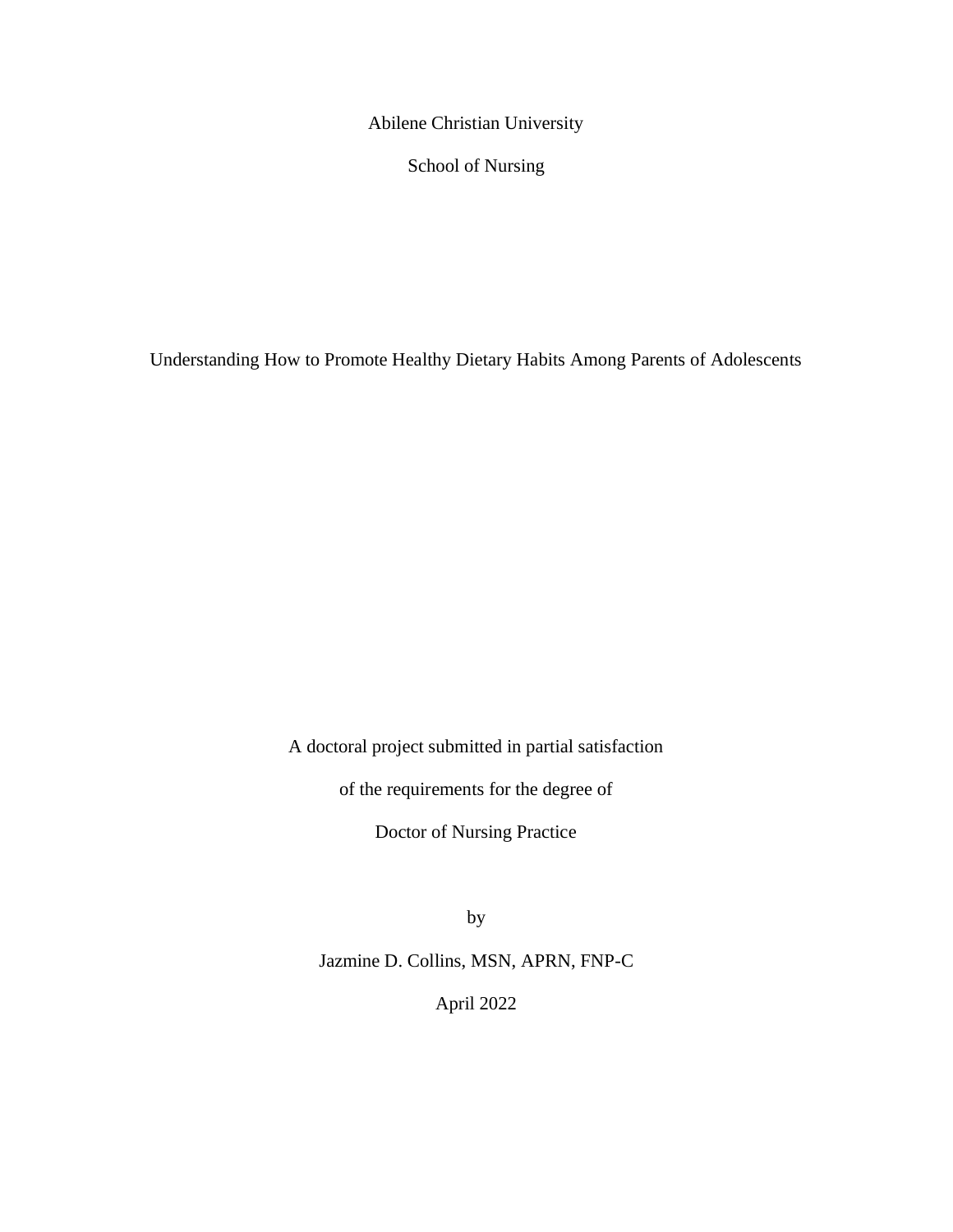Abilene Christian University

School of Nursing

# Understanding How to Promote Healthy Dietary Habits Among Parents of Adolescents

A doctoral project submitted in partial satisfaction

of the requirements for the degree of

Doctor of Nursing Practice

by

Jazmine D. Collins, MSN, APRN, FNP-C

April 2022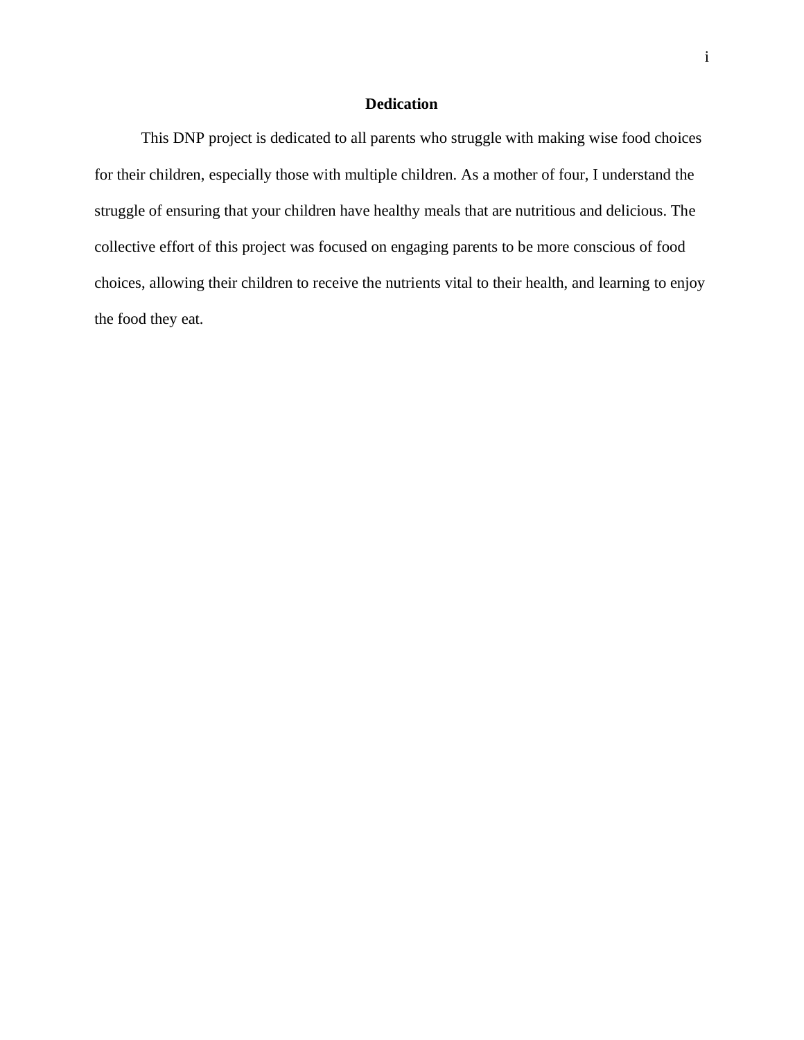# Dedication

This DNP project is dedicated to all parents who struggle with making wise food choices for their children, especially those with multiple children. As a mother of four, I understand the struggle of ensuring that your children have healthy meals that are nutritious and delicious. The collective effort of this project was focused on engaging parents to be more conscious of food choices, allowing their children to receive the nutrients vital to their health, and learning to enjoy the food they eat.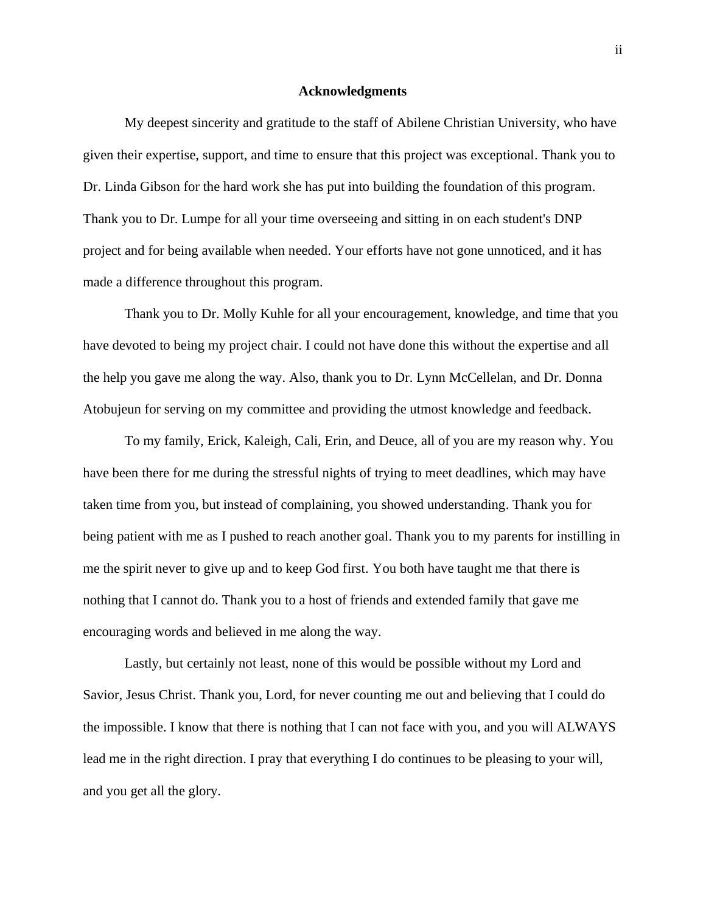## Acknowledgments

My deepest sincerity and gratitude to the staff of Abilene Christian University, who have given their expertise, support, and time to ensure that this project was exceptional. Thank you to Dr. Linda Gibson for the hard work she has put into building the foundation of this program. Thank you to Dr. Lumpe for all your time overseeing and sitting in on each student's DNP project and for being available when needed. Your efforts have not gone unnoticed, and it has made a difference throughout this program.

Thank you to Dr. Molly Kuhle for all your encouragement, knowledge, and time that you have devoted to being my project chair. I could not have done this without the expertise and all the help you gave me along the way. Also, thank you to Dr. Lynn McCellelan, and Dr. Donna Atobujeun for serving on my committee and providing the utmost knowledge and feedback.

To my family, Erick, Kaleigh, Cali, Erin, and Deuce, all of you are my reason why. You have been there for me during the stressful nights of trying to meet deadlines, which may have taken time from you, but instead of complaining, you showed understanding. Thank you for being patient with me as I pushed to reach another goal. Thank you to my parents for instilling in me the spirit never to give up and to keep God first. You both have taught me that there is nothing that I cannot do. Thank you to a host of friends and extended family that gave me encouraging words and believed in me along the way.

Lastly, but certainly not least, none of this would be possible without my Lord and Savior, Jesus Christ. Thank you, Lord, for never counting me out and believing that I could do the impossible. I know that there is nothing that I can not face with you, and you will ALWAYS lead me in the right direction. I pray that everything I do continues to be pleasing to your will, and you get all the glory.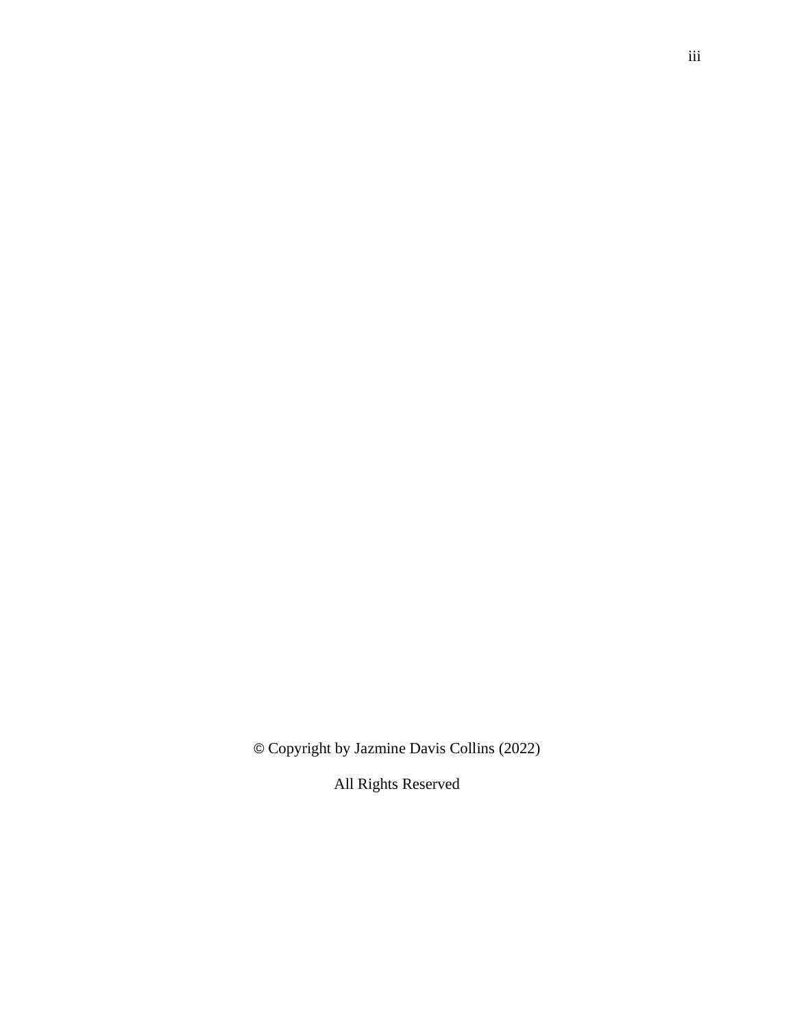© Copyright by Jazmine Davis Collins (2022)

All Rights Reserved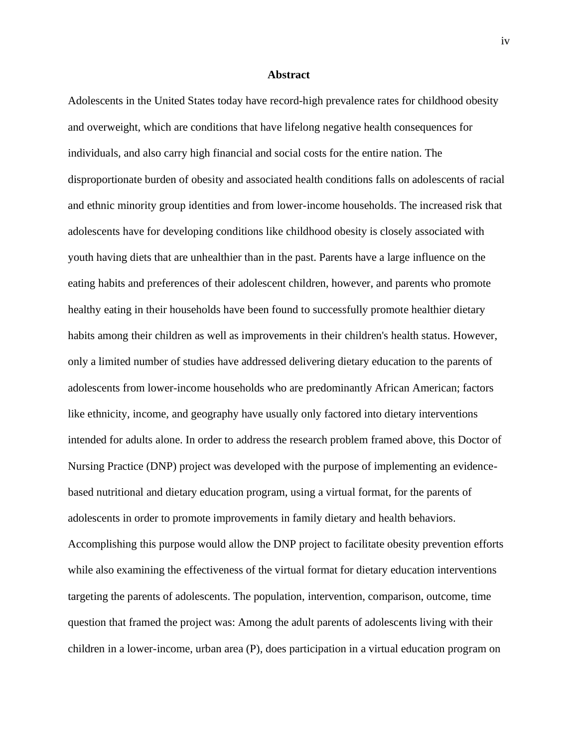## Abstract

Adolescents in the United States today have record-high prevalence rates for childhood obesity and overweight, which are conditions that have lifelong negative health consequences for individuals, and also carry high financial and social costs for the entire nation. The disproportionate burden of obesity and associated health conditions falls on adolescents of racial and ethnic minority group identities and from lower-income households. The increased risk that adolescents have for developing conditions like childhood obesity is closely associated with youth having diets that are unhealthier than in the past. Parents have a large influence on the eating habits and preferences of their adolescent children, however, and parents who promote healthy eating in their households have been found to successfully promote healthier dietary habits among their children as well as improvements in their children's health status. However, only a limited number of studies have addressed delivering dietary education to the parents of adolescents from lower-income households who are predominantly African American; factors like ethnicity, income, and geography have usually only factored into dietary interventions intended for adults alone. In order to address the research problem framed above, this Doctor of Nursing Practice (DNP) project was developed with the purpose of implementing an evidence-based nutritional and dietary education program, using a virtual format, for the parents of adolescents in order to promote improvements in family dietary and health behaviors. Accomplishing this purpose would allow the DNP project to facilitate obesity prevention efforts while also examining the effectiveness of the virtual format for dietary education interventions targeting the parents of adolescents. The population, intervention, comparison, outcome, time question that framed the project was: Among the adult parents of adolescents living with their children in a lower-income, urban area (P), does participation in a virtual education program on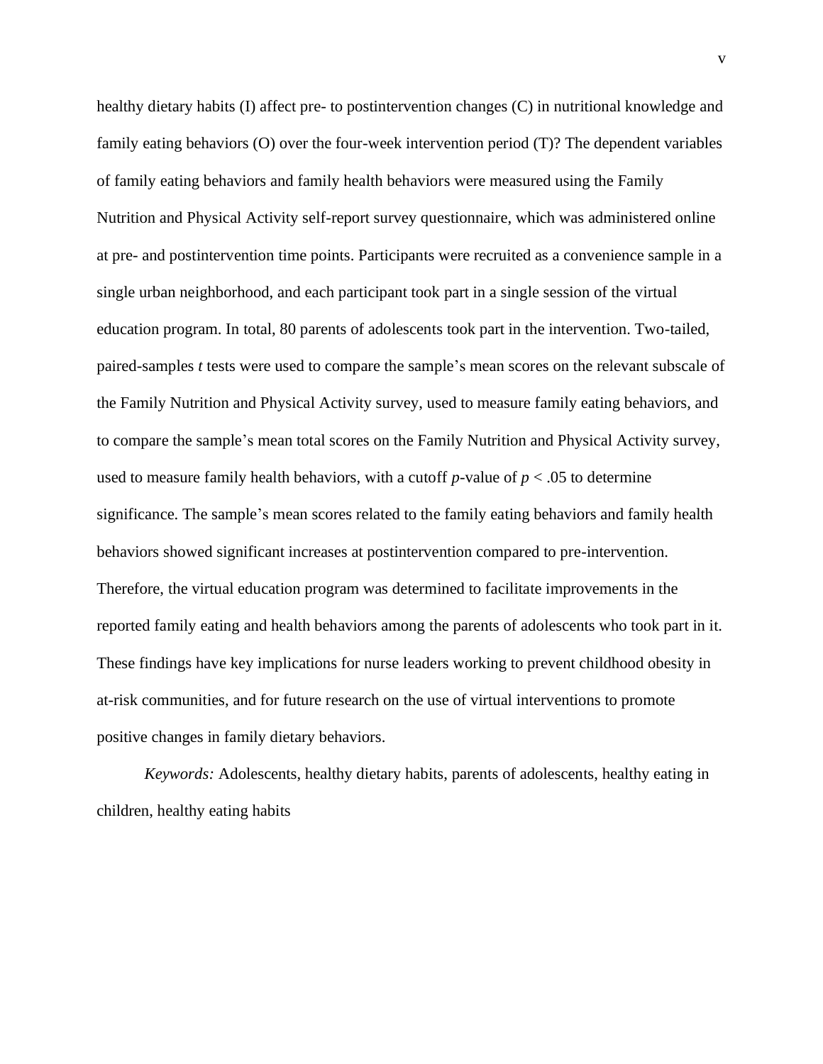healthy dietary habits (I) affect pre- to postintervention changes (C) in nutritional knowledge and family eating behaviors (O) over the four-week intervention period (T)? The dependent variables of family eating behaviors and family health behaviors were measured using the Family Nutrition and Physical Activity self-report survey questionnaire, which was administered online at pre- and postintervention time points. Participants were recruited as a convenience sample in a single urban neighborhood, and each participant took part in a single session of the virtual education program. In total, 80 parents of adolescents took part in the intervention. Two-tailed, paired-samples *t* tests were used to compare the sample's mean scores on the relevant subscale of the Family Nutrition and Physical Activity survey, used to measure family eating behaviors, and to compare the sample's mean total scores on the Family Nutrition and Physical Activity survey, used to measure family health behaviors, with a cutoff *p*-value of $p < .05$ to determine significance. The sample's mean scores related to the family eating behaviors and family health behaviors showed significant increases at postintervention compared to pre-intervention. Therefore, the virtual education program was determined to facilitate improvements in the reported family eating and health behaviors among the parents of adolescents who took part in it. These findings have key implications for nurse leaders working to prevent childhood obesity in at-risk communities, and for future research on the use of virtual interventions to promote positive changes in family dietary behaviors.

*Keywords:* Adolescents, healthy dietary habits, parents of adolescents, healthy eating in children, healthy eating habits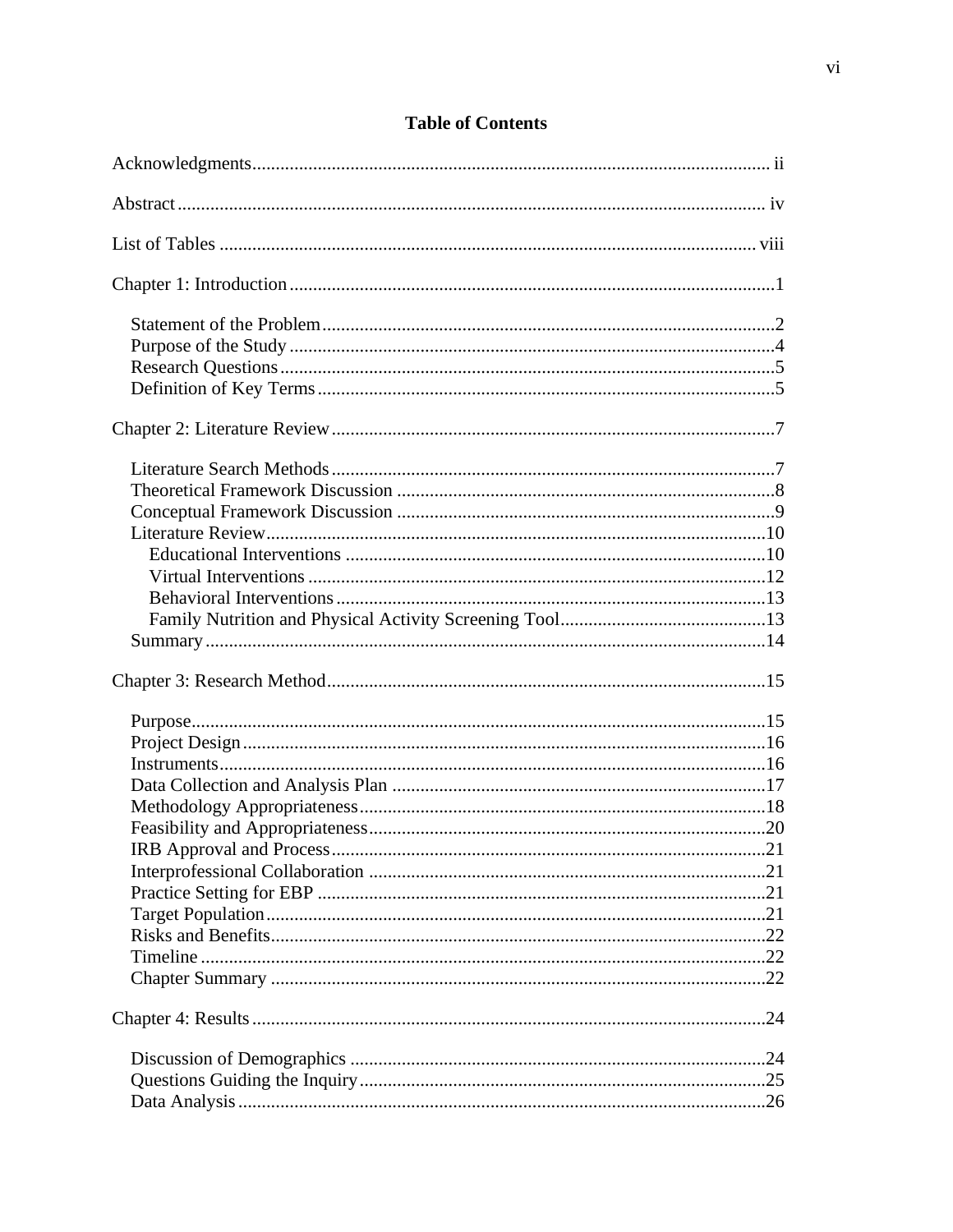# Table of Contents

Acknowledgments ..... ii

Abstract ..... iv

List of Tables ..... viii

Chapter 1: Introduction ..... 1

- Statement of the Problem ..... 2
- Purpose of the Study ..... 4
- Research Questions ..... 5
- Definition of Key Terms ..... 5

Chapter 2: Literature Review ..... 7

- Literature Search Methods ..... 7
- Theoretical Framework Discussion ..... 8
- Conceptual Framework Discussion ..... 9
- Literature Review ..... 10
  - Educational Interventions ..... 10
  - Virtual Interventions ..... 12
  - Behavioral Interventions ..... 13
  - Family Nutrition and Physical Activity Screening Tool ..... 13
- Summary ..... 14

Chapter 3: Research Method ..... 15

- Purpose ..... 15
- Project Design ..... 16
- Instruments ..... 16
- Data Collection and Analysis Plan ..... 17
- Methodology Appropriateness ..... 18
- Feasibility and Appropriateness ..... 20
- IRB Approval and Process ..... 21
- Interprofessional Collaboration ..... 21
- Practice Setting for EBP ..... 21
- Target Population ..... 21
- Risks and Benefits ..... 22
- Timeline ..... 22
- Chapter Summary ..... 22

Chapter 4: Results ..... 24

- Discussion of Demographics ..... 24
- Questions Guiding the Inquiry ..... 25
- Data Analysis ..... 26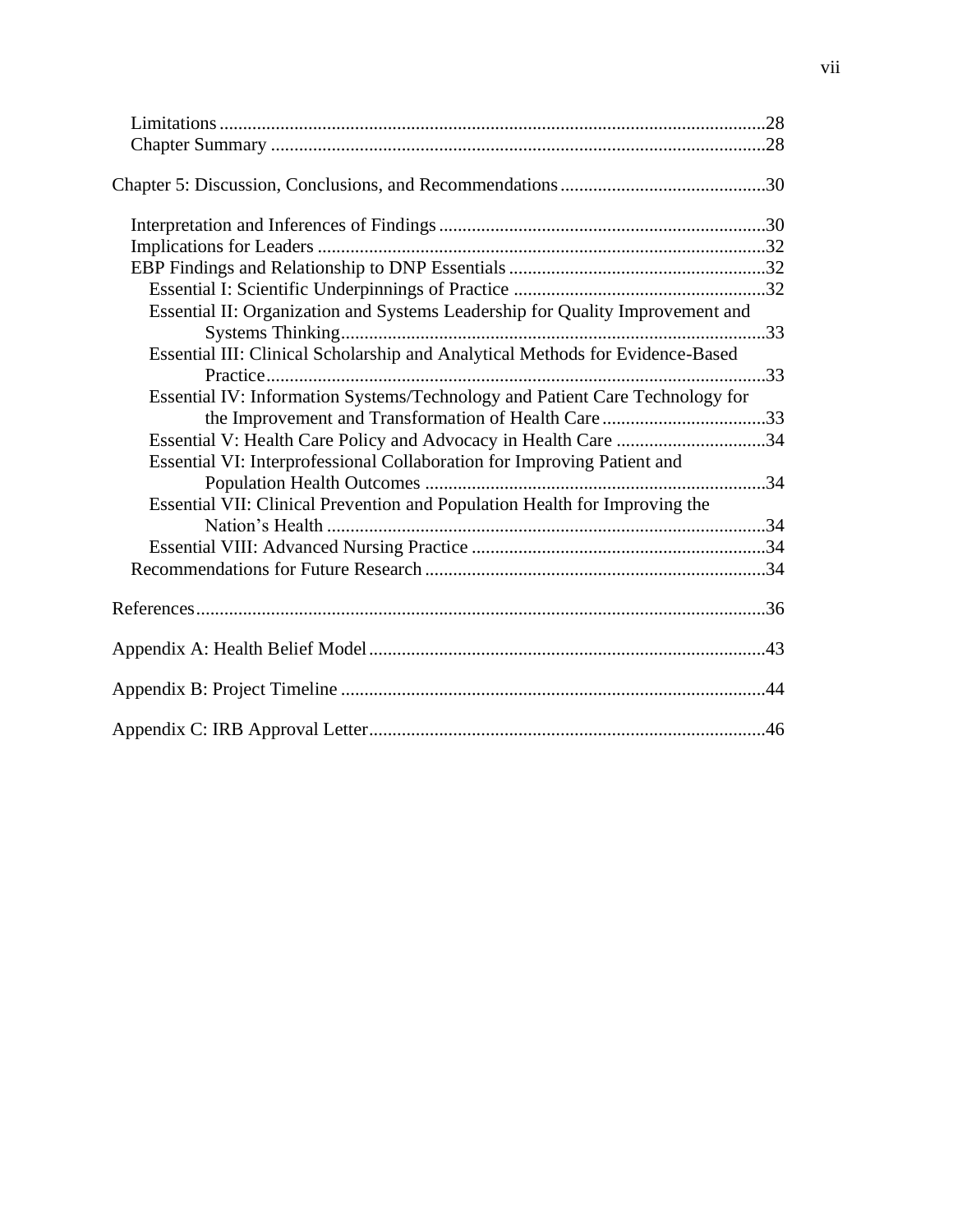Limitations .....28
Chapter Summary .....28

Chapter 5: Discussion, Conclusions, and Recommendations .....30

Interpretation and Inferences of Findings .....30
Implications for Leaders .....32
EBP Findings and Relationship to DNP Essentials .....32
Essential I: Scientific Underpinnings of Practice .....32
Essential II: Organization and Systems Leadership for Quality Improvement and Systems Thinking .....33
Essential III: Clinical Scholarship and Analytical Methods for Evidence-Based Practice .....33
Essential IV: Information Systems/Technology and Patient Care Technology for the Improvement and Transformation of Health Care .....33
Essential V: Health Care Policy and Advocacy in Health Care .....34
Essential VI: Interprofessional Collaboration for Improving Patient and Population Health Outcomes .....34
Essential VII: Clinical Prevention and Population Health for Improving the Nation's Health .....34
Essential VIII: Advanced Nursing Practice .....34
Recommendations for Future Research .....34

References .....36

Appendix A: Health Belief Model .....43

Appendix B: Project Timeline .....44

Appendix C: IRB Approval Letter .....46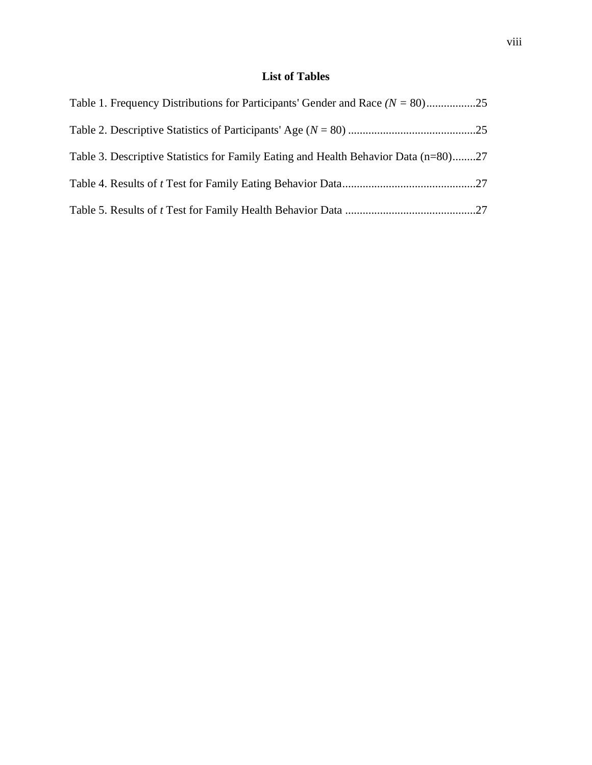## List of Tables

Table 1. Frequency Distributions for Participants' Gender and Race *(N* = 80).................25

Table 2. Descriptive Statistics of Participants' Age (*N* = 80) ............................................25

Table 3. Descriptive Statistics for Family Eating and Health Behavior Data (n=80)........27

Table 4. Results of *t* Test for Family Eating Behavior Data.............................................27

Table 5. Results of *t* Test for Family Health Behavior Data ............................................27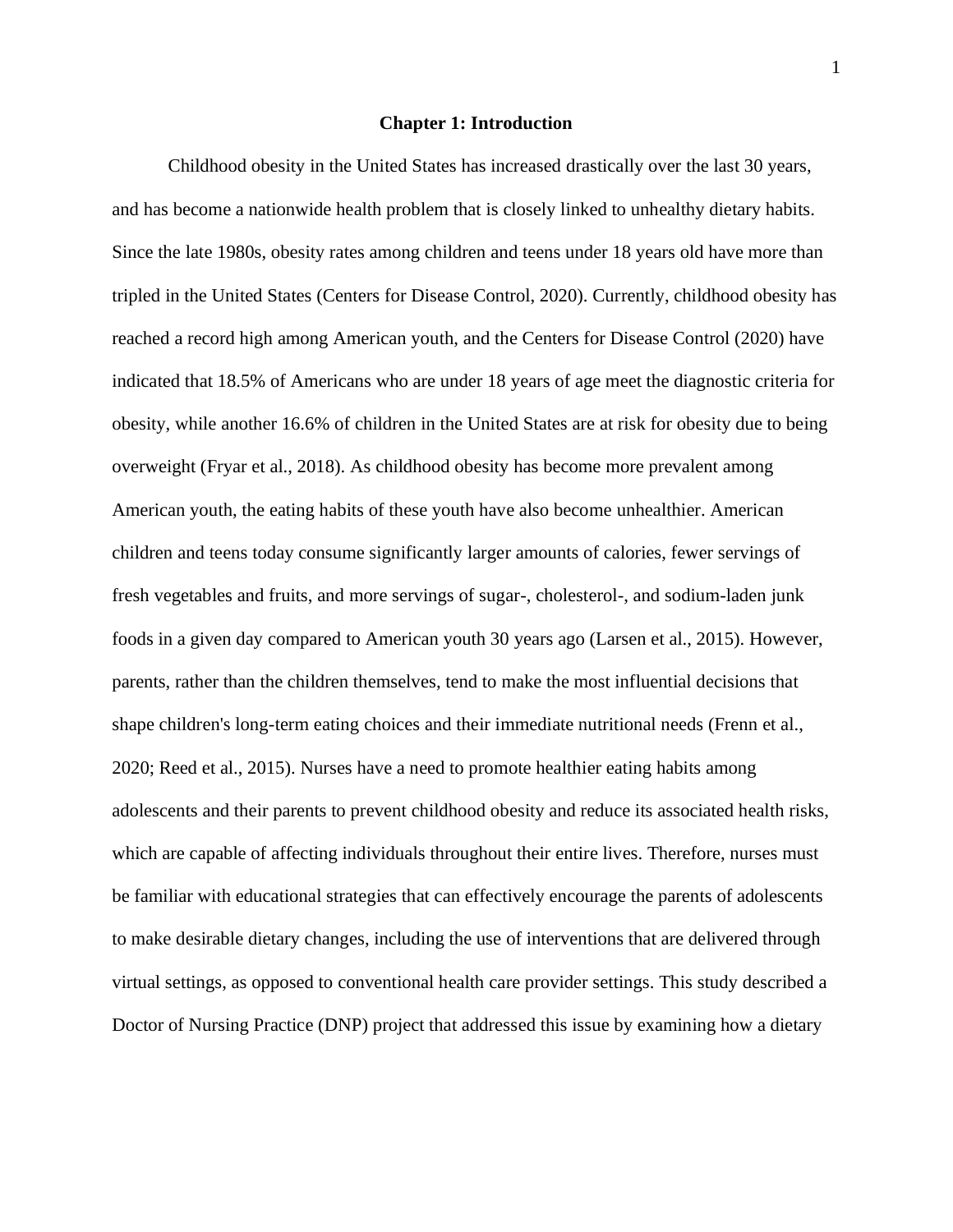# Chapter 1: Introduction

Childhood obesity in the United States has increased drastically over the last 30 years, and has become a nationwide health problem that is closely linked to unhealthy dietary habits. Since the late 1980s, obesity rates among children and teens under 18 years old have more than tripled in the United States (Centers for Disease Control, 2020). Currently, childhood obesity has reached a record high among American youth, and the Centers for Disease Control (2020) have indicated that 18.5% of Americans who are under 18 years of age meet the diagnostic criteria for obesity, while another 16.6% of children in the United States are at risk for obesity due to being overweight (Fryar et al., 2018). As childhood obesity has become more prevalent among American youth, the eating habits of these youth have also become unhealthier. American children and teens today consume significantly larger amounts of calories, fewer servings of fresh vegetables and fruits, and more servings of sugar-, cholesterol-, and sodium-laden junk foods in a given day compared to American youth 30 years ago (Larsen et al., 2015). However, parents, rather than the children themselves, tend to make the most influential decisions that shape children's long-term eating choices and their immediate nutritional needs (Frenn et al., 2020; Reed et al., 2015). Nurses have a need to promote healthier eating habits among adolescents and their parents to prevent childhood obesity and reduce its associated health risks, which are capable of affecting individuals throughout their entire lives. Therefore, nurses must be familiar with educational strategies that can effectively encourage the parents of adolescents to make desirable dietary changes, including the use of interventions that are delivered through virtual settings, as opposed to conventional health care provider settings. This study described a Doctor of Nursing Practice (DNP) project that addressed this issue by examining how a dietary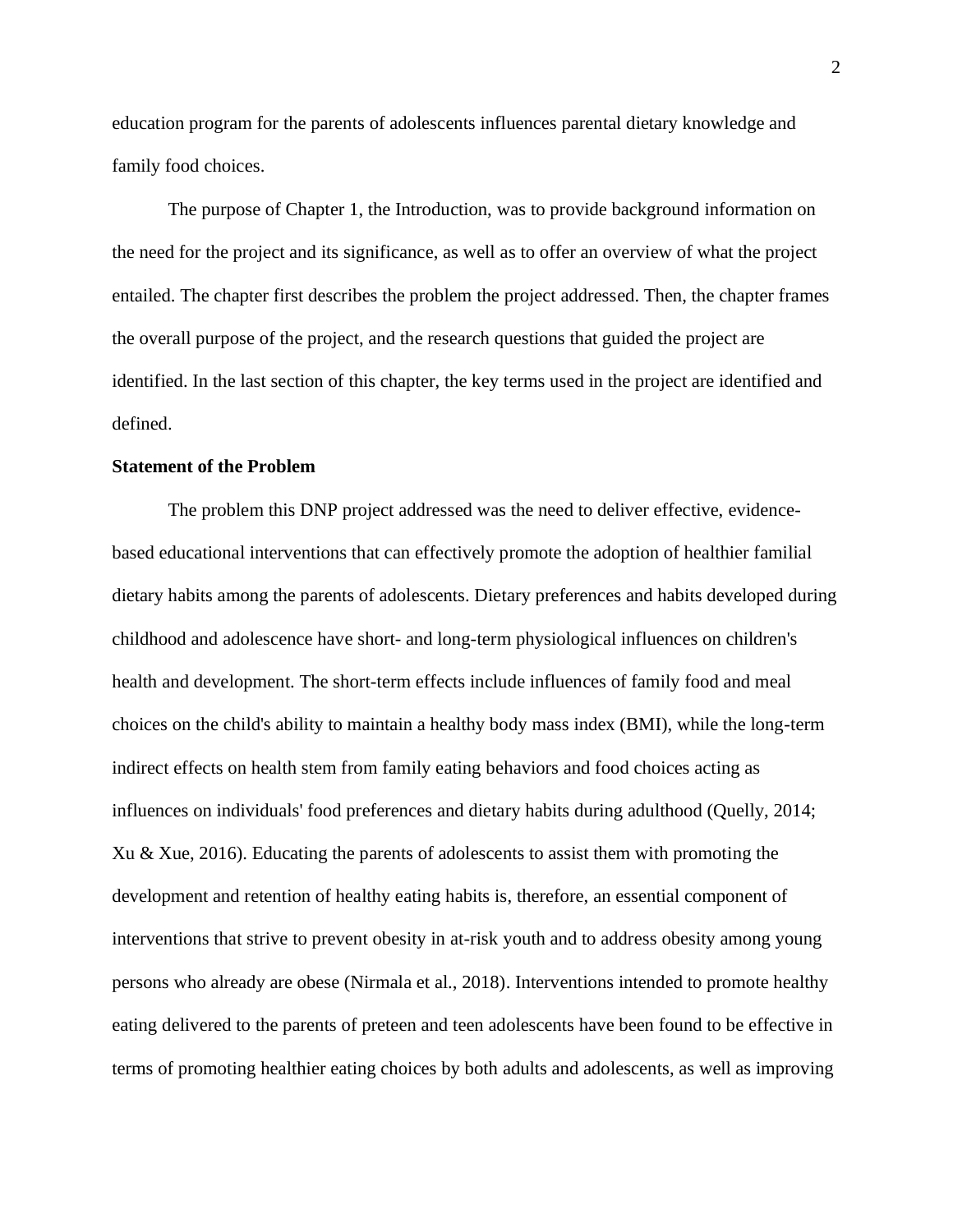education program for the parents of adolescents influences parental dietary knowledge and family food choices.

The purpose of Chapter 1, the Introduction, was to provide background information on the need for the project and its significance, as well as to offer an overview of what the project entailed. The chapter first describes the problem the project addressed. Then, the chapter frames the overall purpose of the project, and the research questions that guided the project are identified. In the last section of this chapter, the key terms used in the project are identified and defined.

**Statement of the Problem**

The problem this DNP project addressed was the need to deliver effective, evidence-based educational interventions that can effectively promote the adoption of healthier familial dietary habits among the parents of adolescents. Dietary preferences and habits developed during childhood and adolescence have short- and long-term physiological influences on children's health and development. The short-term effects include influences of family food and meal choices on the child's ability to maintain a healthy body mass index (BMI), while the long-term indirect effects on health stem from family eating behaviors and food choices acting as influences on individuals' food preferences and dietary habits during adulthood (Quelly, 2014; Xu & Xue, 2016). Educating the parents of adolescents to assist them with promoting the development and retention of healthy eating habits is, therefore, an essential component of interventions that strive to prevent obesity in at-risk youth and to address obesity among young persons who already are obese (Nirmala et al., 2018). Interventions intended to promote healthy eating delivered to the parents of preteen and teen adolescents have been found to be effective in terms of promoting healthier eating choices by both adults and adolescents, as well as improving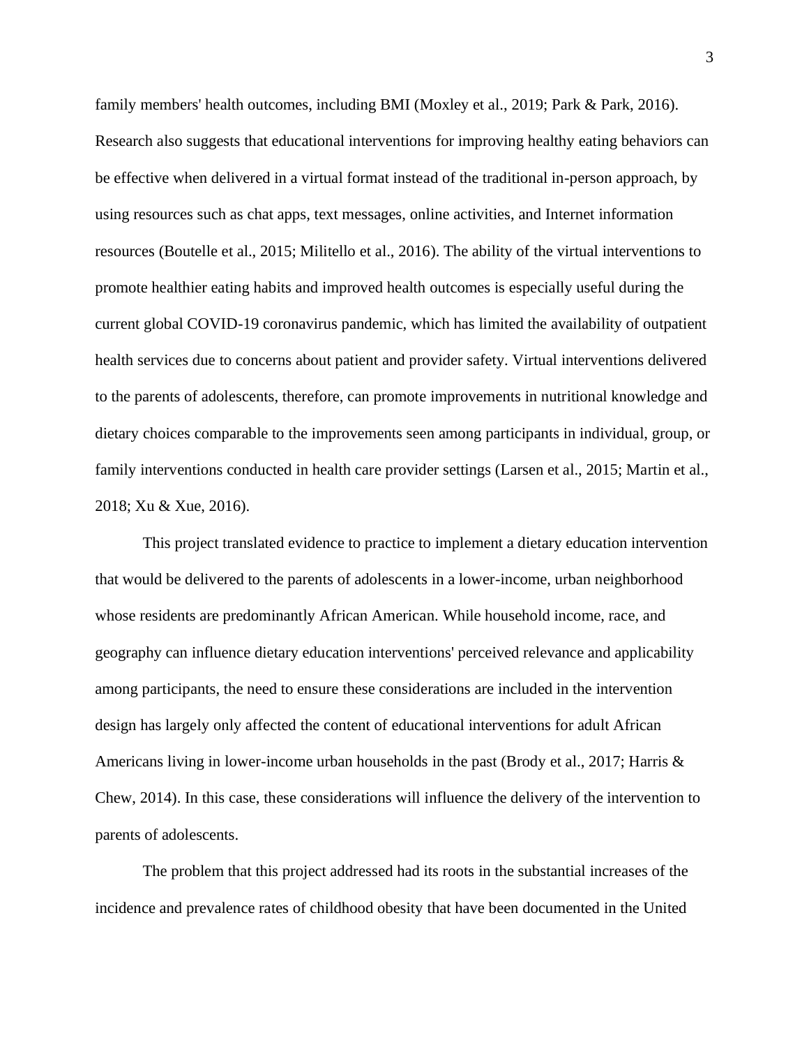family members' health outcomes, including BMI (Moxley et al., 2019; Park & Park, 2016). Research also suggests that educational interventions for improving healthy eating behaviors can be effective when delivered in a virtual format instead of the traditional in-person approach, by using resources such as chat apps, text messages, online activities, and Internet information resources (Boutelle et al., 2015; Militello et al., 2016). The ability of the virtual interventions to promote healthier eating habits and improved health outcomes is especially useful during the current global COVID-19 coronavirus pandemic, which has limited the availability of outpatient health services due to concerns about patient and provider safety. Virtual interventions delivered to the parents of adolescents, therefore, can promote improvements in nutritional knowledge and dietary choices comparable to the improvements seen among participants in individual, group, or family interventions conducted in health care provider settings (Larsen et al., 2015; Martin et al., 2018; Xu & Xue, 2016).

This project translated evidence to practice to implement a dietary education intervention that would be delivered to the parents of adolescents in a lower-income, urban neighborhood whose residents are predominantly African American. While household income, race, and geography can influence dietary education interventions' perceived relevance and applicability among participants, the need to ensure these considerations are included in the intervention design has largely only affected the content of educational interventions for adult African Americans living in lower-income urban households in the past (Brody et al., 2017; Harris & Chew, 2014). In this case, these considerations will influence the delivery of the intervention to parents of adolescents.

The problem that this project addressed had its roots in the substantial increases of the incidence and prevalence rates of childhood obesity that have been documented in the United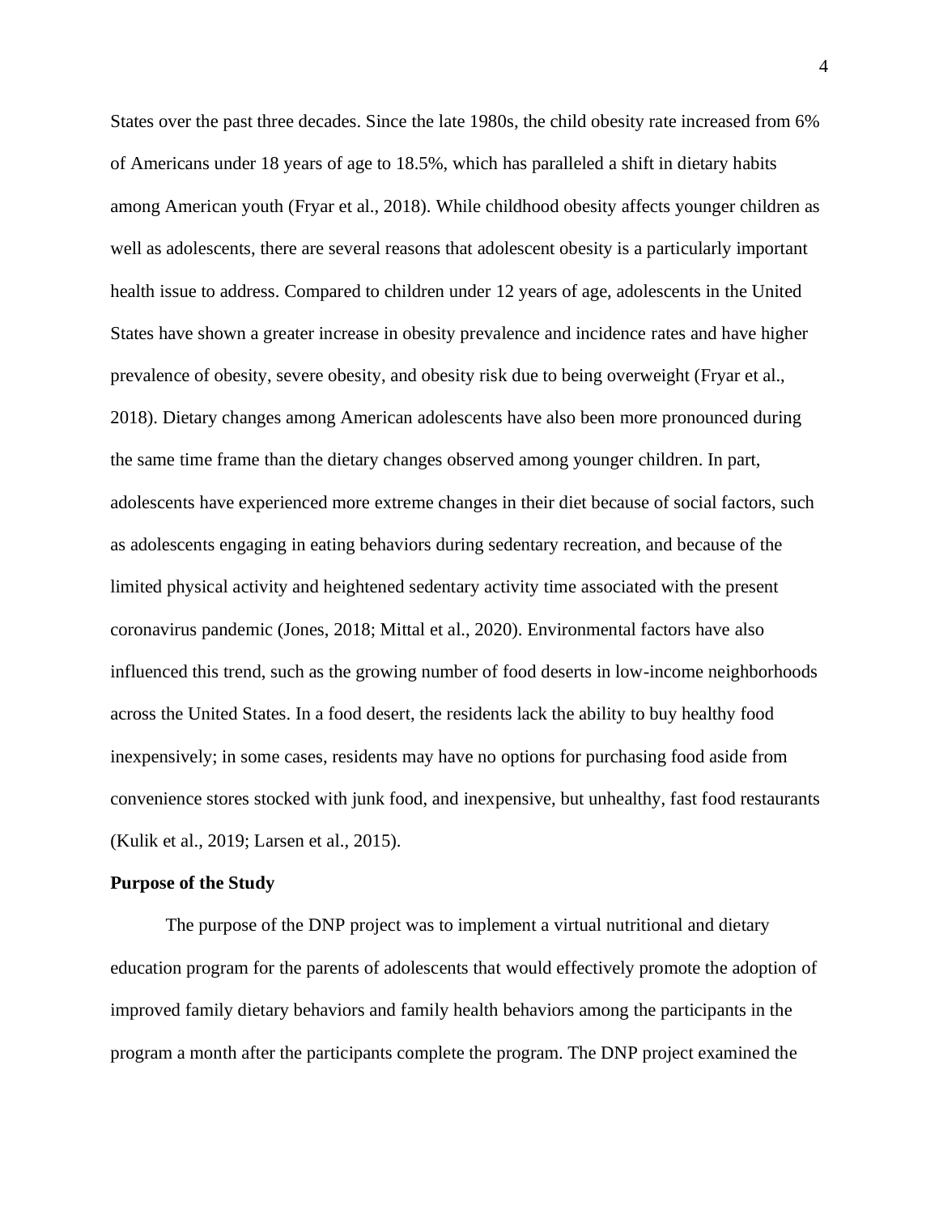States over the past three decades. Since the late 1980s, the child obesity rate increased from 6% of Americans under 18 years of age to 18.5%, which has paralleled a shift in dietary habits among American youth (Fryar et al., 2018). While childhood obesity affects younger children as well as adolescents, there are several reasons that adolescent obesity is a particularly important health issue to address. Compared to children under 12 years of age, adolescents in the United States have shown a greater increase in obesity prevalence and incidence rates and have higher prevalence of obesity, severe obesity, and obesity risk due to being overweight (Fryar et al., 2018). Dietary changes among American adolescents have also been more pronounced during the same time frame than the dietary changes observed among younger children. In part, adolescents have experienced more extreme changes in their diet because of social factors, such as adolescents engaging in eating behaviors during sedentary recreation, and because of the limited physical activity and heightened sedentary activity time associated with the present coronavirus pandemic (Jones, 2018; Mittal et al., 2020). Environmental factors have also influenced this trend, such as the growing number of food deserts in low-income neighborhoods across the United States. In a food desert, the residents lack the ability to buy healthy food inexpensively; in some cases, residents may have no options for purchasing food aside from convenience stores stocked with junk food, and inexpensive, but unhealthy, fast food restaurants (Kulik et al., 2019; Larsen et al., 2015).

**Purpose of the Study**

The purpose of the DNP project was to implement a virtual nutritional and dietary education program for the parents of adolescents that would effectively promote the adoption of improved family dietary behaviors and family health behaviors among the participants in the program a month after the participants complete the program. The DNP project examined the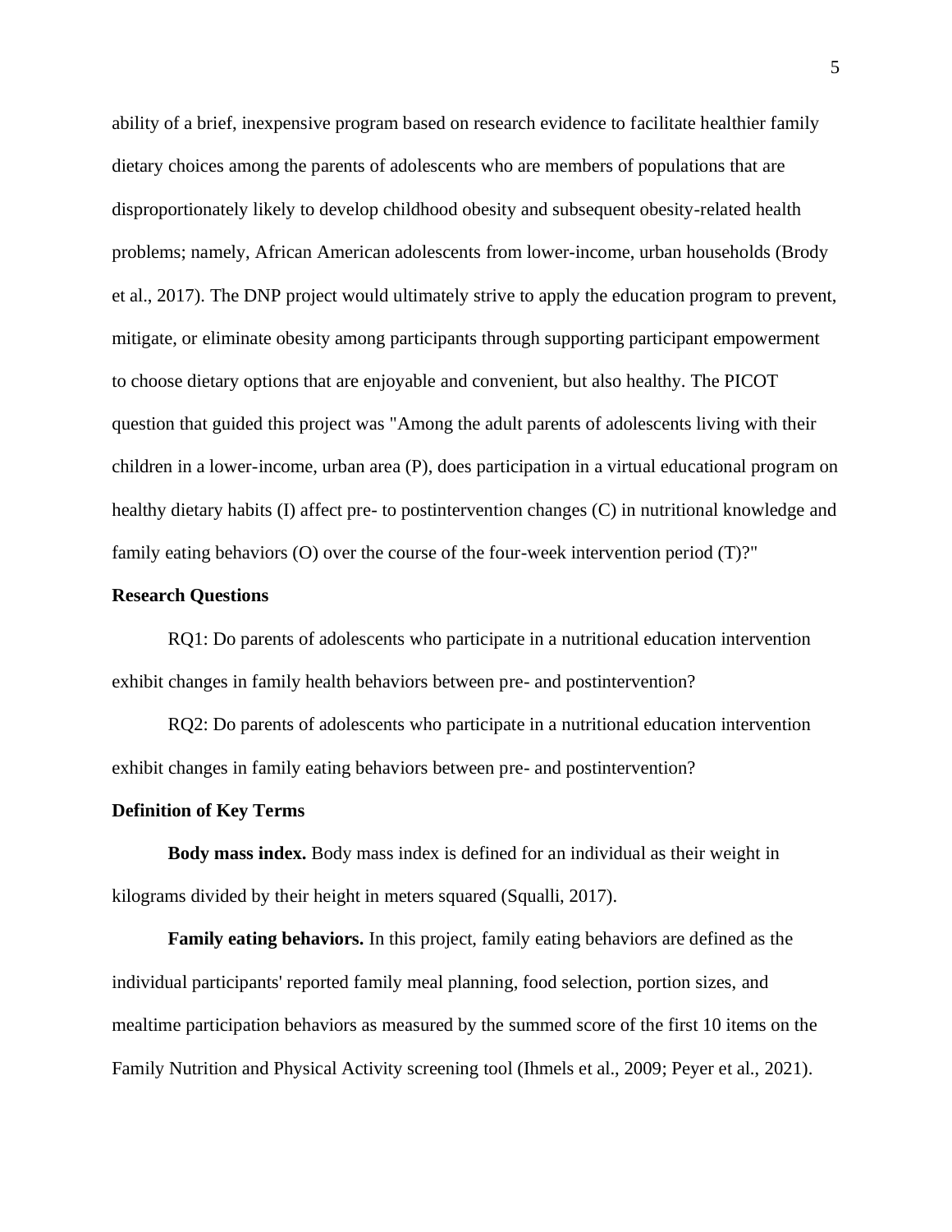ability of a brief, inexpensive program based on research evidence to facilitate healthier family dietary choices among the parents of adolescents who are members of populations that are disproportionately likely to develop childhood obesity and subsequent obesity-related health problems; namely, African American adolescents from lower-income, urban households (Brody et al., 2017). The DNP project would ultimately strive to apply the education program to prevent, mitigate, or eliminate obesity among participants through supporting participant empowerment to choose dietary options that are enjoyable and convenient, but also healthy. The PICOT question that guided this project was "Among the adult parents of adolescents living with their children in a lower-income, urban area (P), does participation in a virtual educational program on healthy dietary habits (I) affect pre- to postintervention changes (C) in nutritional knowledge and family eating behaviors (O) over the course of the four-week intervention period (T)?"

## Research Questions

RQ1: Do parents of adolescents who participate in a nutritional education intervention exhibit changes in family health behaviors between pre- and postintervention?

RQ2: Do parents of adolescents who participate in a nutritional education intervention exhibit changes in family eating behaviors between pre- and postintervention?

## Definition of Key Terms

**Body mass index.** Body mass index is defined for an individual as their weight in kilograms divided by their height in meters squared (Squalli, 2017).

**Family eating behaviors.** In this project, family eating behaviors are defined as the individual participants' reported family meal planning, food selection, portion sizes, and mealtime participation behaviors as measured by the summed score of the first 10 items on the Family Nutrition and Physical Activity screening tool (Ihmels et al., 2009; Peyer et al., 2021).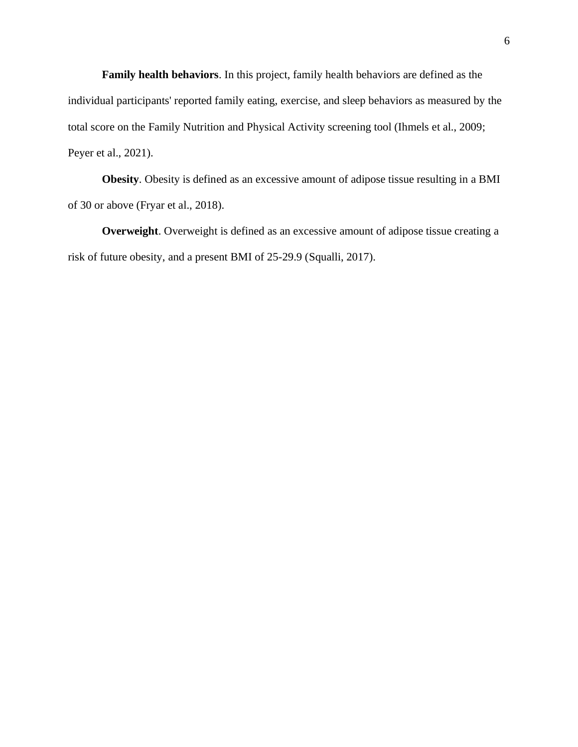**Family health behaviors**. In this project, family health behaviors are defined as the individual participants' reported family eating, exercise, and sleep behaviors as measured by the total score on the Family Nutrition and Physical Activity screening tool (Ihmels et al., 2009; Peyer et al., 2021).

**Obesity**. Obesity is defined as an excessive amount of adipose tissue resulting in a BMI of 30 or above (Fryar et al., 2018).

**Overweight**. Overweight is defined as an excessive amount of adipose tissue creating a risk of future obesity, and a present BMI of 25-29.9 (Squalli, 2017).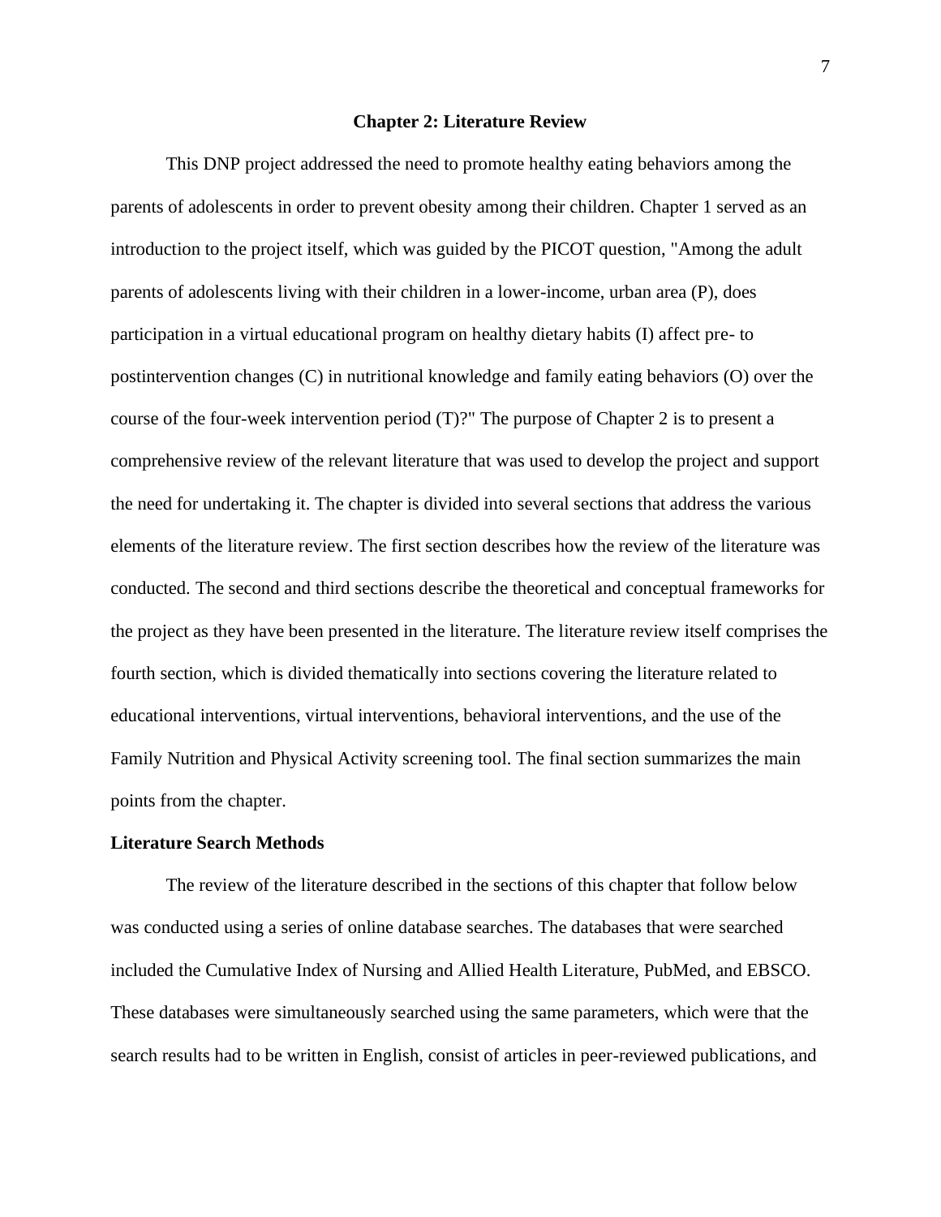# Chapter 2: Literature Review

This DNP project addressed the need to promote healthy eating behaviors among the parents of adolescents in order to prevent obesity among their children. Chapter 1 served as an introduction to the project itself, which was guided by the PICOT question, "Among the adult parents of adolescents living with their children in a lower-income, urban area (P), does participation in a virtual educational program on healthy dietary habits (I) affect pre- to postintervention changes (C) in nutritional knowledge and family eating behaviors (O) over the course of the four-week intervention period (T)?" The purpose of Chapter 2 is to present a comprehensive review of the relevant literature that was used to develop the project and support the need for undertaking it. The chapter is divided into several sections that address the various elements of the literature review. The first section describes how the review of the literature was conducted. The second and third sections describe the theoretical and conceptual frameworks for the project as they have been presented in the literature. The literature review itself comprises the fourth section, which is divided thematically into sections covering the literature related to educational interventions, virtual interventions, behavioral interventions, and the use of the Family Nutrition and Physical Activity screening tool. The final section summarizes the main points from the chapter.

## Literature Search Methods

The review of the literature described in the sections of this chapter that follow below was conducted using a series of online database searches. The databases that were searched included the Cumulative Index of Nursing and Allied Health Literature, PubMed, and EBSCO. These databases were simultaneously searched using the same parameters, which were that the search results had to be written in English, consist of articles in peer-reviewed publications, and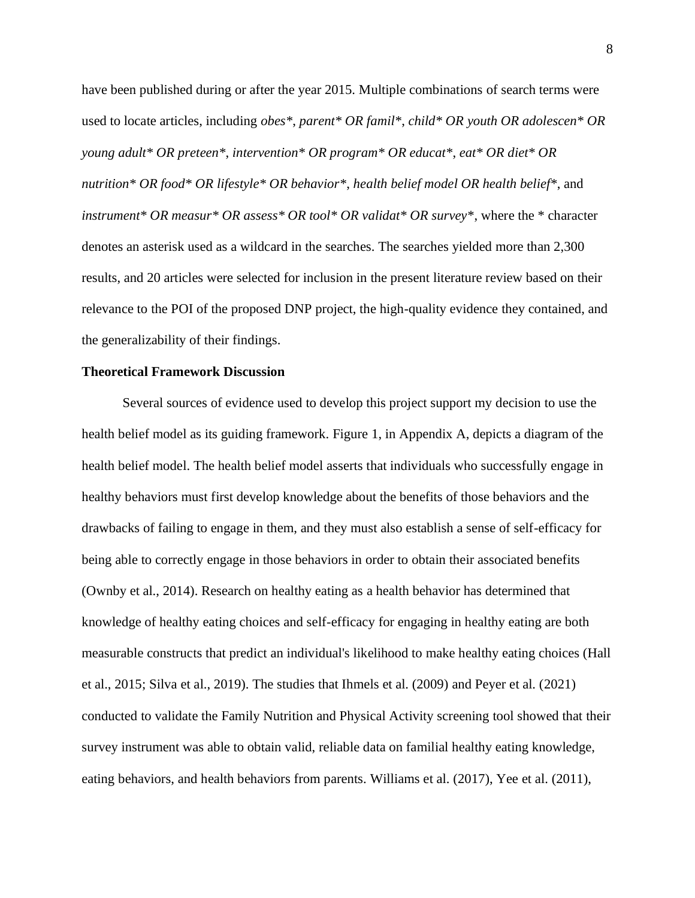have been published during or after the year 2015. Multiple combinations of search terms were used to locate articles, including *obes**, *parent* OR famil**, *child* OR youth OR adolescen* OR young adult* OR preteen**, *intervention* OR program* OR educat**, *eat* OR diet* OR nutrition* OR food* OR lifestyle* OR behavior**, *health belief model OR health belief**, and *instrument* OR measur* OR assess* OR tool* OR validat* OR survey**, where the * character denotes an asterisk used as a wildcard in the searches. The searches yielded more than 2,300 results, and 20 articles were selected for inclusion in the present literature review based on their relevance to the POI of the proposed DNP project, the high-quality evidence they contained, and the generalizability of their findings.

**Theoretical Framework Discussion**

Several sources of evidence used to develop this project support my decision to use the health belief model as its guiding framework. Figure 1, in Appendix A, depicts a diagram of the health belief model. The health belief model asserts that individuals who successfully engage in healthy behaviors must first develop knowledge about the benefits of those behaviors and the drawbacks of failing to engage in them, and they must also establish a sense of self-efficacy for being able to correctly engage in those behaviors in order to obtain their associated benefits (Ownby et al., 2014). Research on healthy eating as a health behavior has determined that knowledge of healthy eating choices and self-efficacy for engaging in healthy eating are both measurable constructs that predict an individual's likelihood to make healthy eating choices (Hall et al., 2015; Silva et al., 2019). The studies that Ihmels et al. (2009) and Peyer et al. (2021) conducted to validate the Family Nutrition and Physical Activity screening tool showed that their survey instrument was able to obtain valid, reliable data on familial healthy eating knowledge, eating behaviors, and health behaviors from parents. Williams et al. (2017), Yee et al. (2011),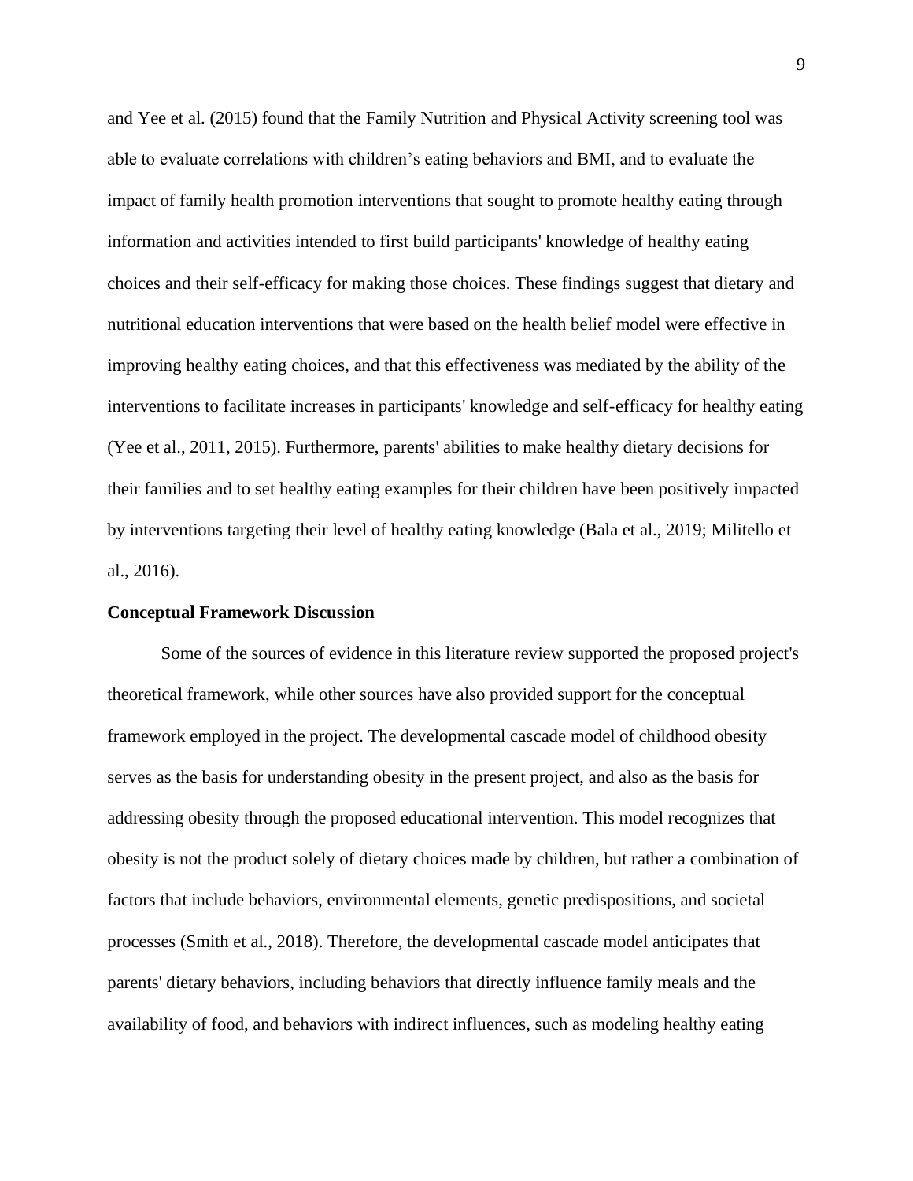and Yee et al. (2015) found that the Family Nutrition and Physical Activity screening tool was able to evaluate correlations with children's eating behaviors and BMI, and to evaluate the impact of family health promotion interventions that sought to promote healthy eating through information and activities intended to first build participants' knowledge of healthy eating choices and their self-efficacy for making those choices. These findings suggest that dietary and nutritional education interventions that were based on the health belief model were effective in improving healthy eating choices, and that this effectiveness was mediated by the ability of the interventions to facilitate increases in participants' knowledge and self-efficacy for healthy eating (Yee et al., 2011, 2015). Furthermore, parents' abilities to make healthy dietary decisions for their families and to set healthy eating examples for their children have been positively impacted by interventions targeting their level of healthy eating knowledge (Bala et al., 2019; Militello et al., 2016).

**Conceptual Framework Discussion**

Some of the sources of evidence in this literature review supported the proposed project's theoretical framework, while other sources have also provided support for the conceptual framework employed in the project. The developmental cascade model of childhood obesity serves as the basis for understanding obesity in the present project, and also as the basis for addressing obesity through the proposed educational intervention. This model recognizes that obesity is not the product solely of dietary choices made by children, but rather a combination of factors that include behaviors, environmental elements, genetic predispositions, and societal processes (Smith et al., 2018). Therefore, the developmental cascade model anticipates that parents' dietary behaviors, including behaviors that directly influence family meals and the availability of food, and behaviors with indirect influences, such as modeling healthy eating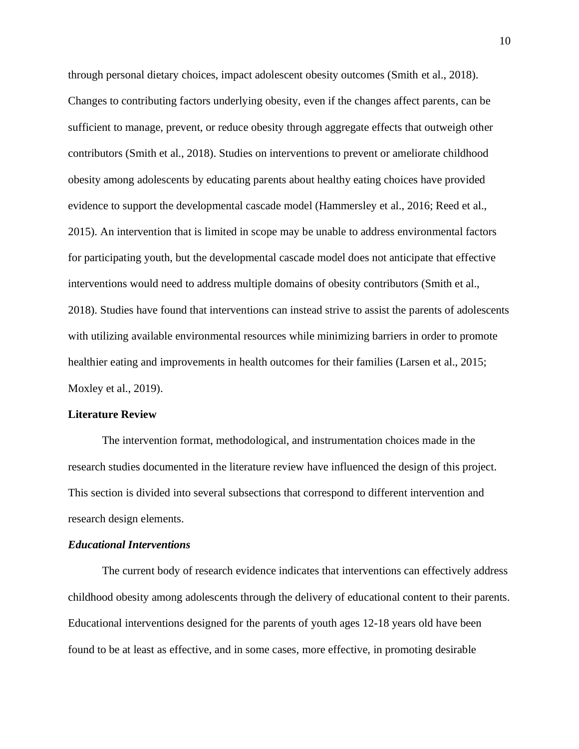through personal dietary choices, impact adolescent obesity outcomes (Smith et al., 2018). Changes to contributing factors underlying obesity, even if the changes affect parents, can be sufficient to manage, prevent, or reduce obesity through aggregate effects that outweigh other contributors (Smith et al., 2018). Studies on interventions to prevent or ameliorate childhood obesity among adolescents by educating parents about healthy eating choices have provided evidence to support the developmental cascade model (Hammersley et al., 2016; Reed et al., 2015). An intervention that is limited in scope may be unable to address environmental factors for participating youth, but the developmental cascade model does not anticipate that effective interventions would need to address multiple domains of obesity contributors (Smith et al., 2018). Studies have found that interventions can instead strive to assist the parents of adolescents with utilizing available environmental resources while minimizing barriers in order to promote healthier eating and improvements in health outcomes for their families (Larsen et al., 2015; Moxley et al., 2019).

## Literature Review

The intervention format, methodological, and instrumentation choices made in the research studies documented in the literature review have influenced the design of this project. This section is divided into several subsections that correspond to different intervention and research design elements.

### *Educational Interventions*

The current body of research evidence indicates that interventions can effectively address childhood obesity among adolescents through the delivery of educational content to their parents. Educational interventions designed for the parents of youth ages 12-18 years old have been found to be at least as effective, and in some cases, more effective, in promoting desirable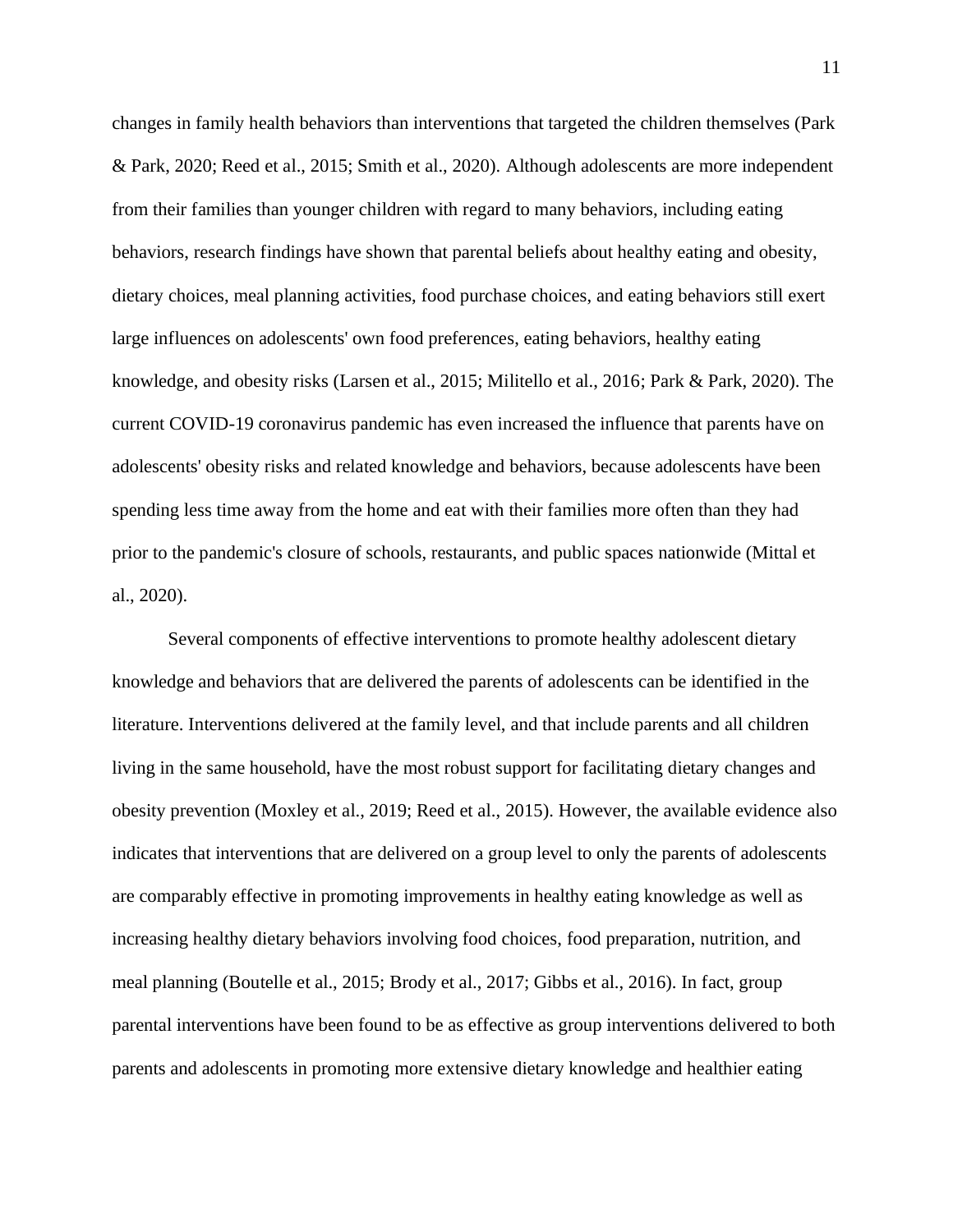changes in family health behaviors than interventions that targeted the children themselves (Park & Park, 2020; Reed et al., 2015; Smith et al., 2020). Although adolescents are more independent from their families than younger children with regard to many behaviors, including eating behaviors, research findings have shown that parental beliefs about healthy eating and obesity, dietary choices, meal planning activities, food purchase choices, and eating behaviors still exert large influences on adolescents' own food preferences, eating behaviors, healthy eating knowledge, and obesity risks (Larsen et al., 2015; Militello et al., 2016; Park & Park, 2020). The current COVID-19 coronavirus pandemic has even increased the influence that parents have on adolescents' obesity risks and related knowledge and behaviors, because adolescents have been spending less time away from the home and eat with their families more often than they had prior to the pandemic's closure of schools, restaurants, and public spaces nationwide (Mittal et al., 2020).

Several components of effective interventions to promote healthy adolescent dietary knowledge and behaviors that are delivered the parents of adolescents can be identified in the literature. Interventions delivered at the family level, and that include parents and all children living in the same household, have the most robust support for facilitating dietary changes and obesity prevention (Moxley et al., 2019; Reed et al., 2015). However, the available evidence also indicates that interventions that are delivered on a group level to only the parents of adolescents are comparably effective in promoting improvements in healthy eating knowledge as well as increasing healthy dietary behaviors involving food choices, food preparation, nutrition, and meal planning (Boutelle et al., 2015; Brody et al., 2017; Gibbs et al., 2016). In fact, group parental interventions have been found to be as effective as group interventions delivered to both parents and adolescents in promoting more extensive dietary knowledge and healthier eating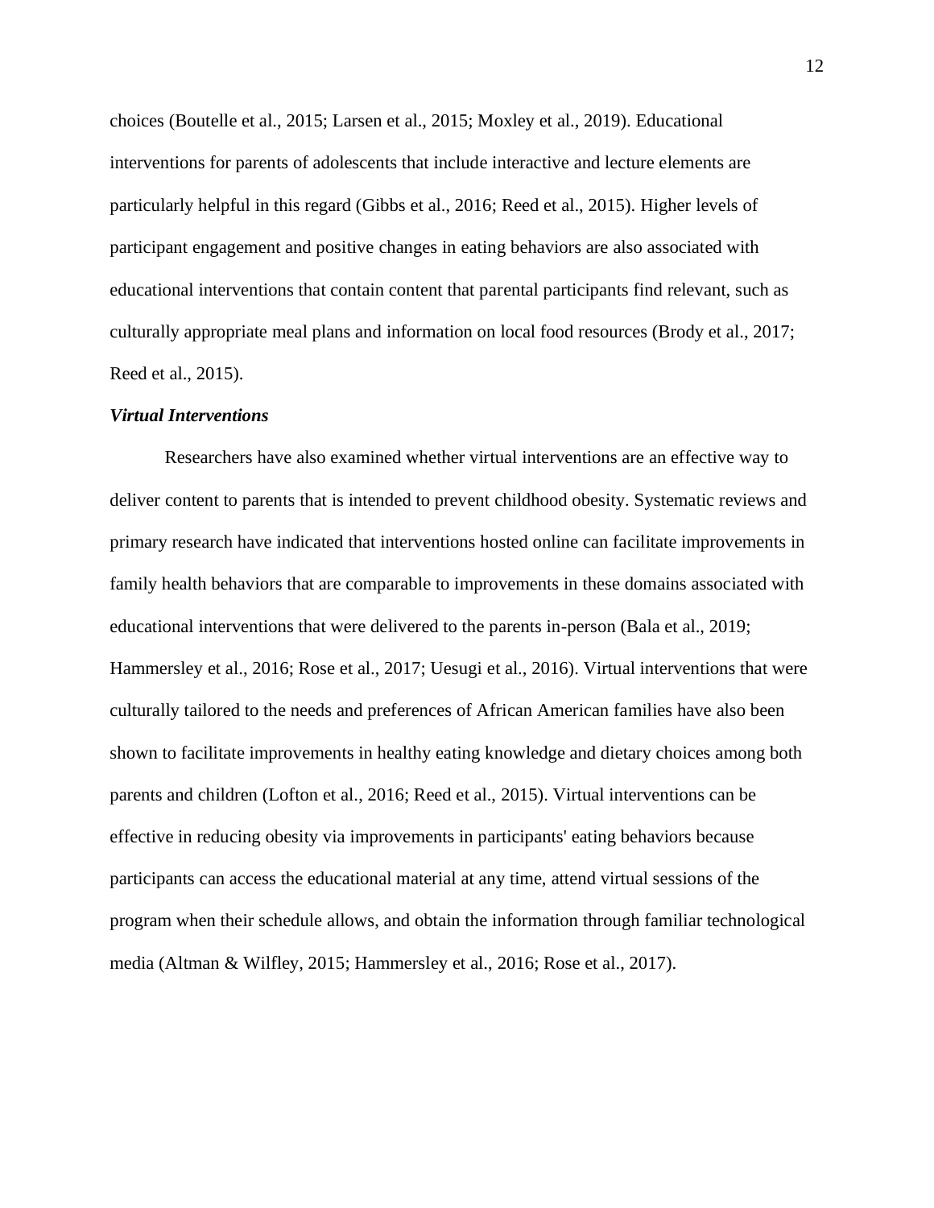choices (Boutelle et al., 2015; Larsen et al., 2015; Moxley et al., 2019). Educational interventions for parents of adolescents that include interactive and lecture elements are particularly helpful in this regard (Gibbs et al., 2016; Reed et al., 2015). Higher levels of participant engagement and positive changes in eating behaviors are also associated with educational interventions that contain content that parental participants find relevant, such as culturally appropriate meal plans and information on local food resources (Brody et al., 2017; Reed et al., 2015).

### ***Virtual Interventions***

Researchers have also examined whether virtual interventions are an effective way to deliver content to parents that is intended to prevent childhood obesity. Systematic reviews and primary research have indicated that interventions hosted online can facilitate improvements in family health behaviors that are comparable to improvements in these domains associated with educational interventions that were delivered to the parents in-person (Bala et al., 2019; Hammersley et al., 2016; Rose et al., 2017; Uesugi et al., 2016). Virtual interventions that were culturally tailored to the needs and preferences of African American families have also been shown to facilitate improvements in healthy eating knowledge and dietary choices among both parents and children (Lofton et al., 2016; Reed et al., 2015). Virtual interventions can be effective in reducing obesity via improvements in participants' eating behaviors because participants can access the educational material at any time, attend virtual sessions of the program when their schedule allows, and obtain the information through familiar technological media (Altman & Wilfley, 2015; Hammersley et al., 2016; Rose et al., 2017).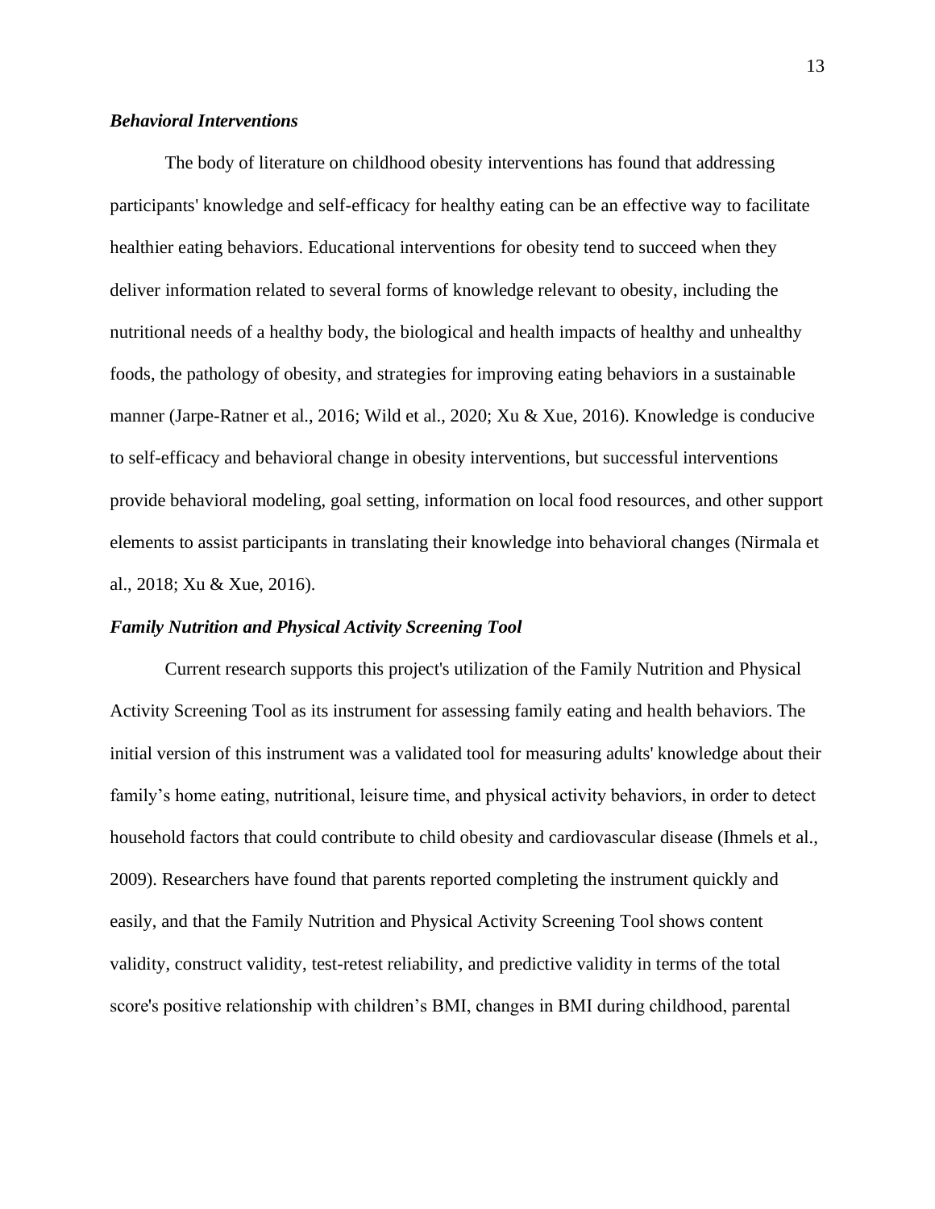### *Behavioral Interventions*

The body of literature on childhood obesity interventions has found that addressing participants' knowledge and self-efficacy for healthy eating can be an effective way to facilitate healthier eating behaviors. Educational interventions for obesity tend to succeed when they deliver information related to several forms of knowledge relevant to obesity, including the nutritional needs of a healthy body, the biological and health impacts of healthy and unhealthy foods, the pathology of obesity, and strategies for improving eating behaviors in a sustainable manner (Jarpe-Ratner et al., 2016; Wild et al., 2020; Xu & Xue, 2016). Knowledge is conducive to self-efficacy and behavioral change in obesity interventions, but successful interventions provide behavioral modeling, goal setting, information on local food resources, and other support elements to assist participants in translating their knowledge into behavioral changes (Nirmala et al., 2018; Xu & Xue, 2016).

### *Family Nutrition and Physical Activity Screening Tool*

Current research supports this project's utilization of the Family Nutrition and Physical Activity Screening Tool as its instrument for assessing family eating and health behaviors. The initial version of this instrument was a validated tool for measuring adults' knowledge about their family's home eating, nutritional, leisure time, and physical activity behaviors, in order to detect household factors that could contribute to child obesity and cardiovascular disease (Ihmels et al., 2009). Researchers have found that parents reported completing the instrument quickly and easily, and that the Family Nutrition and Physical Activity Screening Tool shows content validity, construct validity, test-retest reliability, and predictive validity in terms of the total score's positive relationship with children's BMI, changes in BMI during childhood, parental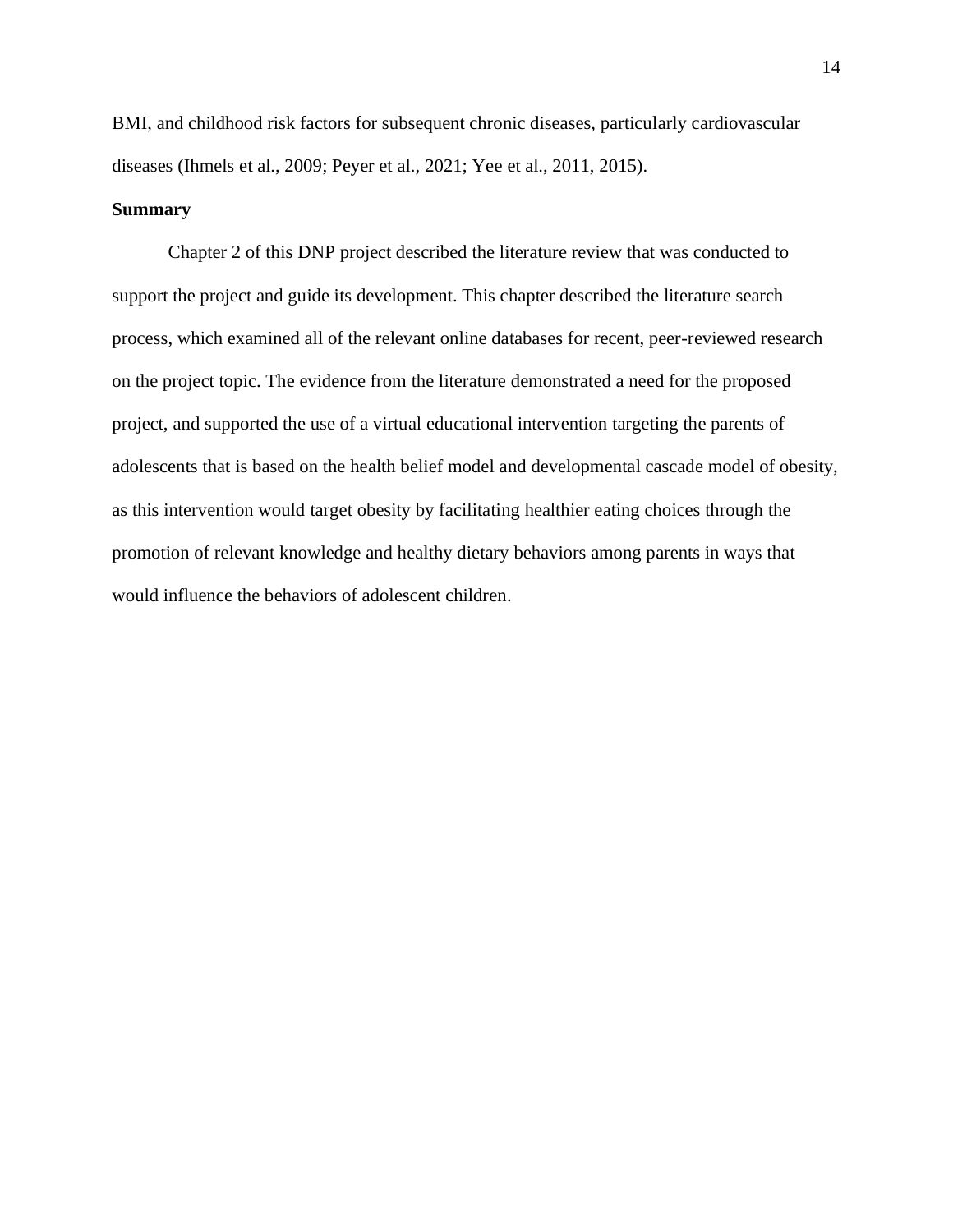BMI, and childhood risk factors for subsequent chronic diseases, particularly cardiovascular diseases (Ihmels et al., 2009; Peyer et al., 2021; Yee et al., 2011, 2015).

**Summary**

Chapter 2 of this DNP project described the literature review that was conducted to support the project and guide its development. This chapter described the literature search process, which examined all of the relevant online databases for recent, peer-reviewed research on the project topic. The evidence from the literature demonstrated a need for the proposed project, and supported the use of a virtual educational intervention targeting the parents of adolescents that is based on the health belief model and developmental cascade model of obesity, as this intervention would target obesity by facilitating healthier eating choices through the promotion of relevant knowledge and healthy dietary behaviors among parents in ways that would influence the behaviors of adolescent children.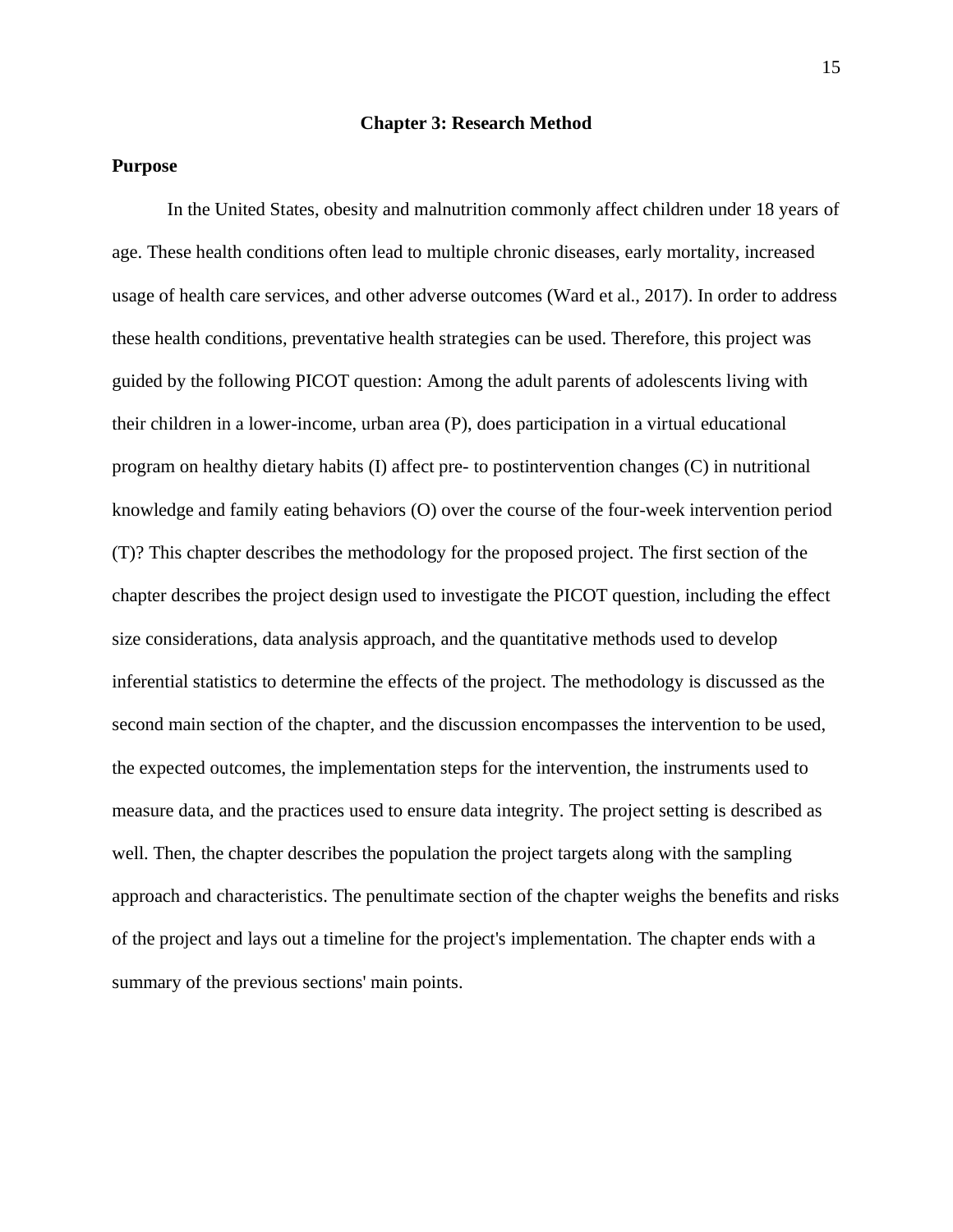# Chapter 3: Research Method

## Purpose

In the United States, obesity and malnutrition commonly affect children under 18 years of age. These health conditions often lead to multiple chronic diseases, early mortality, increased usage of health care services, and other adverse outcomes (Ward et al., 2017). In order to address these health conditions, preventative health strategies can be used. Therefore, this project was guided by the following PICOT question: Among the adult parents of adolescents living with their children in a lower-income, urban area (P), does participation in a virtual educational program on healthy dietary habits (I) affect pre- to postintervention changes (C) in nutritional knowledge and family eating behaviors (O) over the course of the four-week intervention period (T)? This chapter describes the methodology for the proposed project. The first section of the chapter describes the project design used to investigate the PICOT question, including the effect size considerations, data analysis approach, and the quantitative methods used to develop inferential statistics to determine the effects of the project. The methodology is discussed as the second main section of the chapter, and the discussion encompasses the intervention to be used, the expected outcomes, the implementation steps for the intervention, the instruments used to measure data, and the practices used to ensure data integrity. The project setting is described as well. Then, the chapter describes the population the project targets along with the sampling approach and characteristics. The penultimate section of the chapter weighs the benefits and risks of the project and lays out a timeline for the project's implementation. The chapter ends with a summary of the previous sections' main points.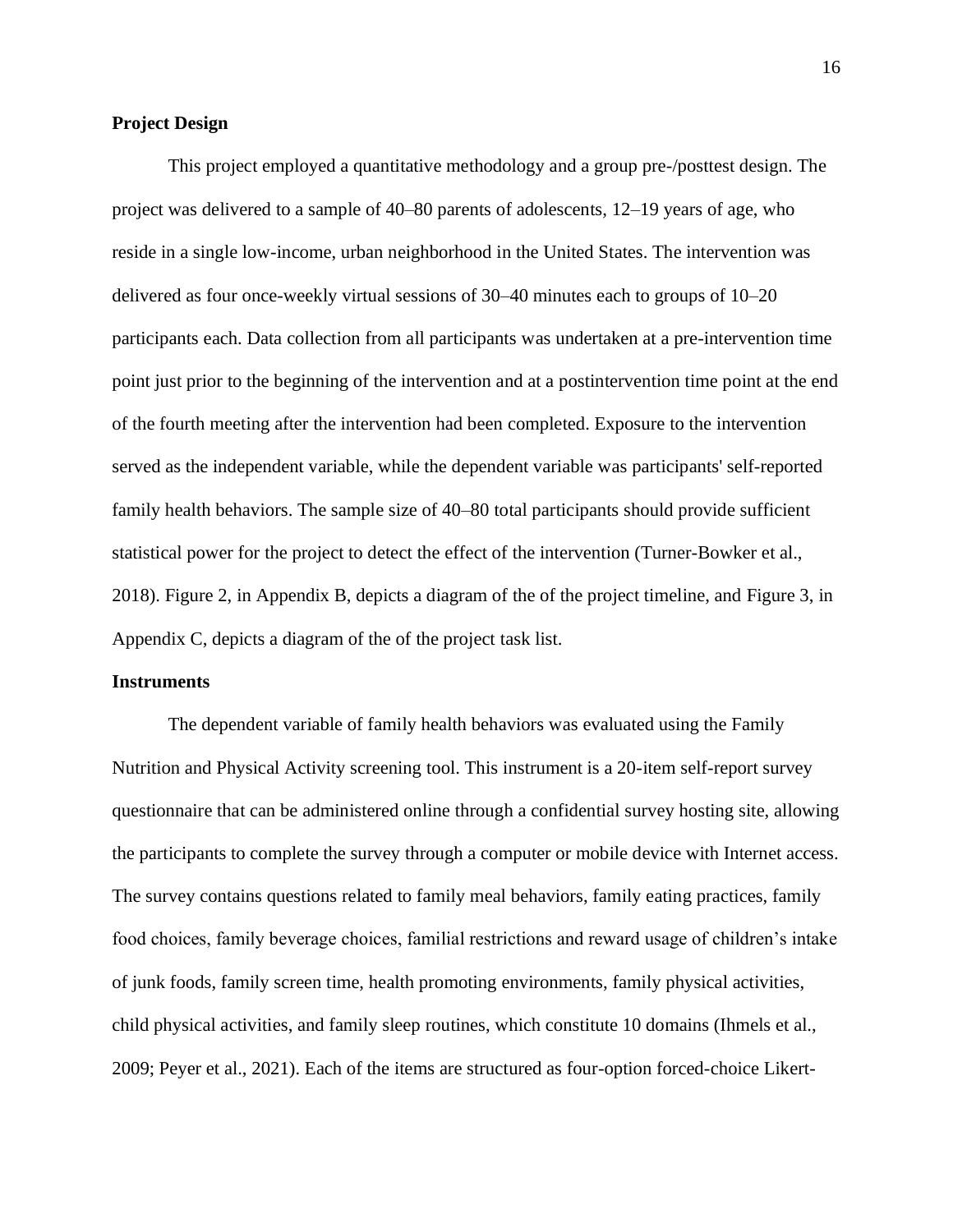**Project Design**

This project employed a quantitative methodology and a group pre-/posttest design. The project was delivered to a sample of 40–80 parents of adolescents, 12–19 years of age, who reside in a single low-income, urban neighborhood in the United States. The intervention was delivered as four once-weekly virtual sessions of 30–40 minutes each to groups of 10–20 participants each. Data collection from all participants was undertaken at a pre-intervention time point just prior to the beginning of the intervention and at a postintervention time point at the end of the fourth meeting after the intervention had been completed. Exposure to the intervention served as the independent variable, while the dependent variable was participants' self-reported family health behaviors. The sample size of 40–80 total participants should provide sufficient statistical power for the project to detect the effect of the intervention (Turner-Bowker et al., 2018). Figure 2, in Appendix B, depicts a diagram of the of the project timeline, and Figure 3, in Appendix C, depicts a diagram of the of the project task list.

**Instruments**

The dependent variable of family health behaviors was evaluated using the Family Nutrition and Physical Activity screening tool. This instrument is a 20-item self-report survey questionnaire that can be administered online through a confidential survey hosting site, allowing the participants to complete the survey through a computer or mobile device with Internet access. The survey contains questions related to family meal behaviors, family eating practices, family food choices, family beverage choices, familial restrictions and reward usage of children's intake of junk foods, family screen time, health promoting environments, family physical activities, child physical activities, and family sleep routines, which constitute 10 domains (Ihmels et al., 2009; Peyer et al., 2021). Each of the items are structured as four-option forced-choice Likert-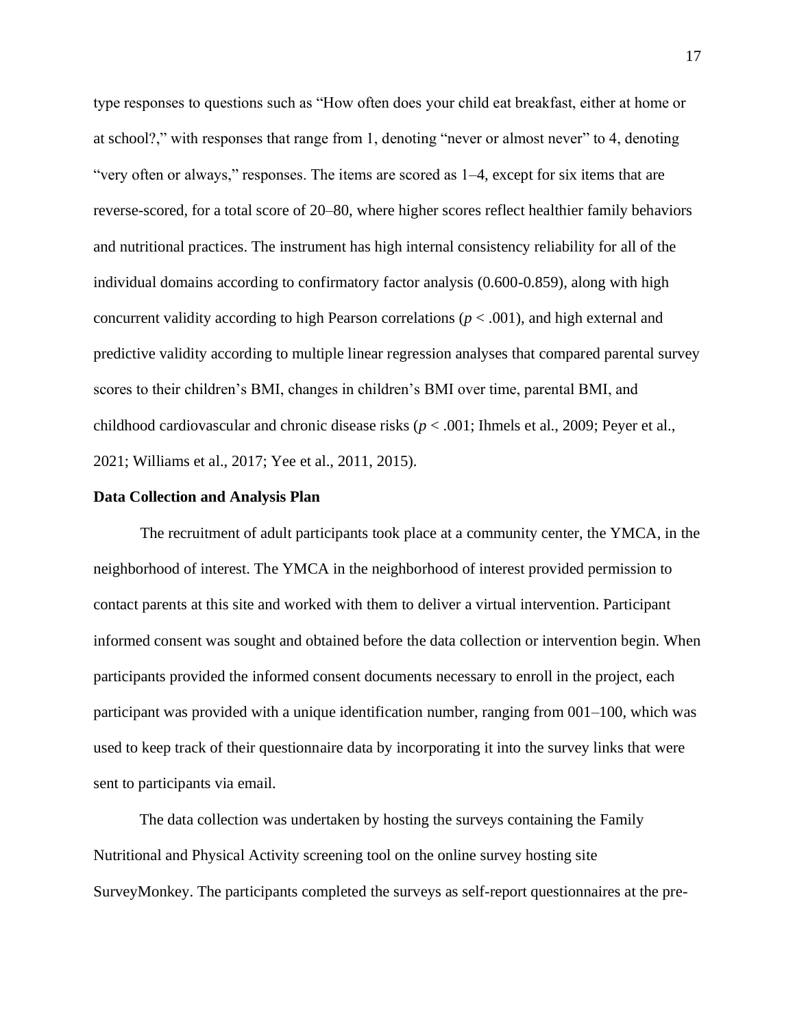type responses to questions such as “How often does your child eat breakfast, either at home or at school?,” with responses that range from 1, denoting “never or almost never” to 4, denoting “very often or always,” responses. The items are scored as 1–4, except for six items that are reverse-scored, for a total score of 20–80, where higher scores reflect healthier family behaviors and nutritional practices. The instrument has high internal consistency reliability for all of the individual domains according to confirmatory factor analysis (0.600-0.859), along with high concurrent validity according to high Pearson correlations ($p < .001$), and high external and predictive validity according to multiple linear regression analyses that compared parental survey scores to their children’s BMI, changes in children’s BMI over time, parental BMI, and childhood cardiovascular and chronic disease risks ($p < .001$; Ihmels et al., 2009; Peyer et al., 2021; Williams et al., 2017; Yee et al., 2011, 2015).

**Data Collection and Analysis Plan**

The recruitment of adult participants took place at a community center, the YMCA, in the neighborhood of interest. The YMCA in the neighborhood of interest provided permission to contact parents at this site and worked with them to deliver a virtual intervention. Participant informed consent was sought and obtained before the data collection or intervention begin. When participants provided the informed consent documents necessary to enroll in the project, each participant was provided with a unique identification number, ranging from 001–100, which was used to keep track of their questionnaire data by incorporating it into the survey links that were sent to participants via email.

The data collection was undertaken by hosting the surveys containing the Family Nutritional and Physical Activity screening tool on the online survey hosting site SurveyMonkey. The participants completed the surveys as self-report questionnaires at the pre-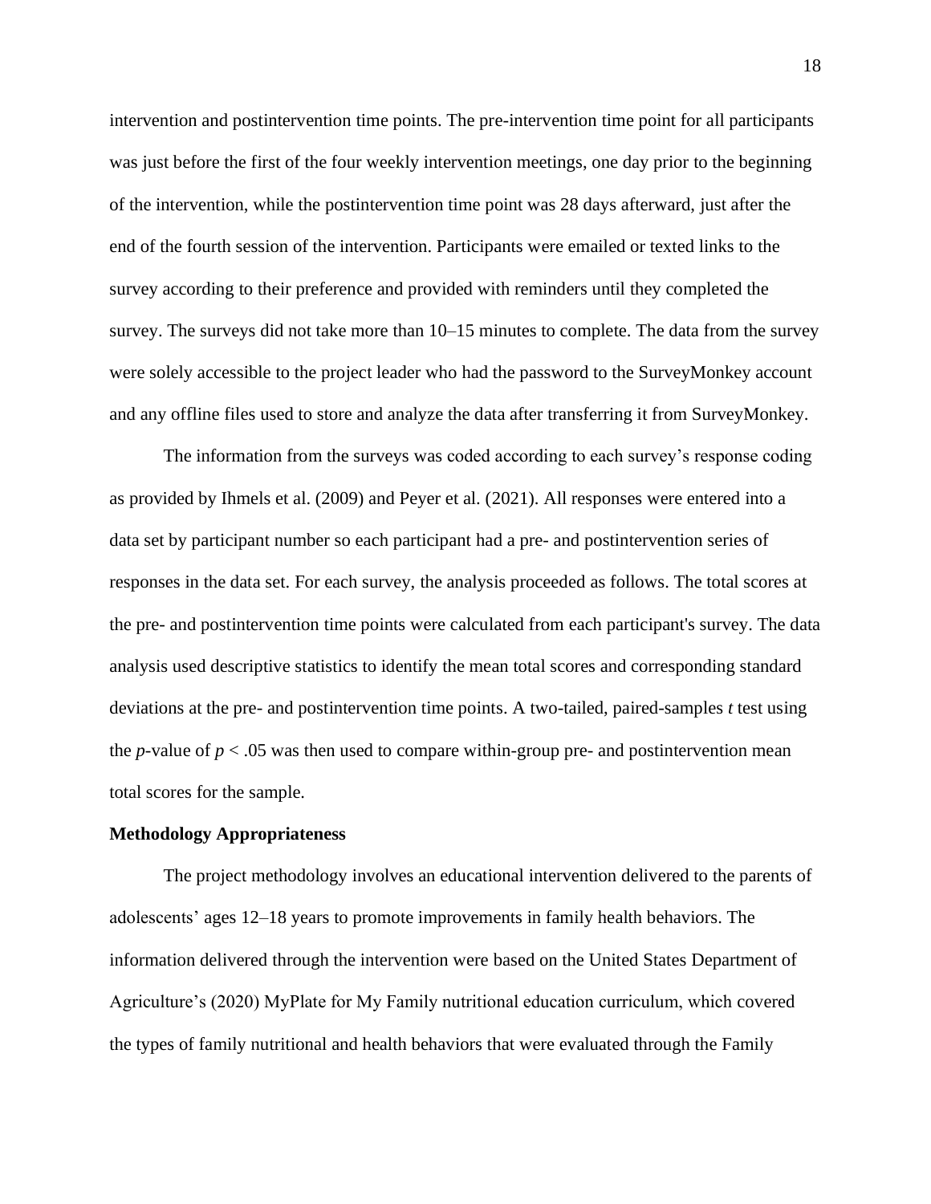intervention and postintervention time points. The pre-intervention time point for all participants was just before the first of the four weekly intervention meetings, one day prior to the beginning of the intervention, while the postintervention time point was 28 days afterward, just after the end of the fourth session of the intervention. Participants were emailed or texted links to the survey according to their preference and provided with reminders until they completed the survey. The surveys did not take more than 10–15 minutes to complete. The data from the survey were solely accessible to the project leader who had the password to the SurveyMonkey account and any offline files used to store and analyze the data after transferring it from SurveyMonkey.

The information from the surveys was coded according to each survey's response coding as provided by Ihmels et al. (2009) and Peyer et al. (2021). All responses were entered into a data set by participant number so each participant had a pre- and postintervention series of responses in the data set. For each survey, the analysis proceeded as follows. The total scores at the pre- and postintervention time points were calculated from each participant's survey. The data analysis used descriptive statistics to identify the mean total scores and corresponding standard deviations at the pre- and postintervention time points. A two-tailed, paired-samples *t* test using the *p*-value of $p < .05$ was then used to compare within-group pre- and postintervention mean total scores for the sample.

**Methodology Appropriateness**

The project methodology involves an educational intervention delivered to the parents of adolescents' ages 12–18 years to promote improvements in family health behaviors. The information delivered through the intervention were based on the United States Department of Agriculture's (2020) MyPlate for My Family nutritional education curriculum, which covered the types of family nutritional and health behaviors that were evaluated through the Family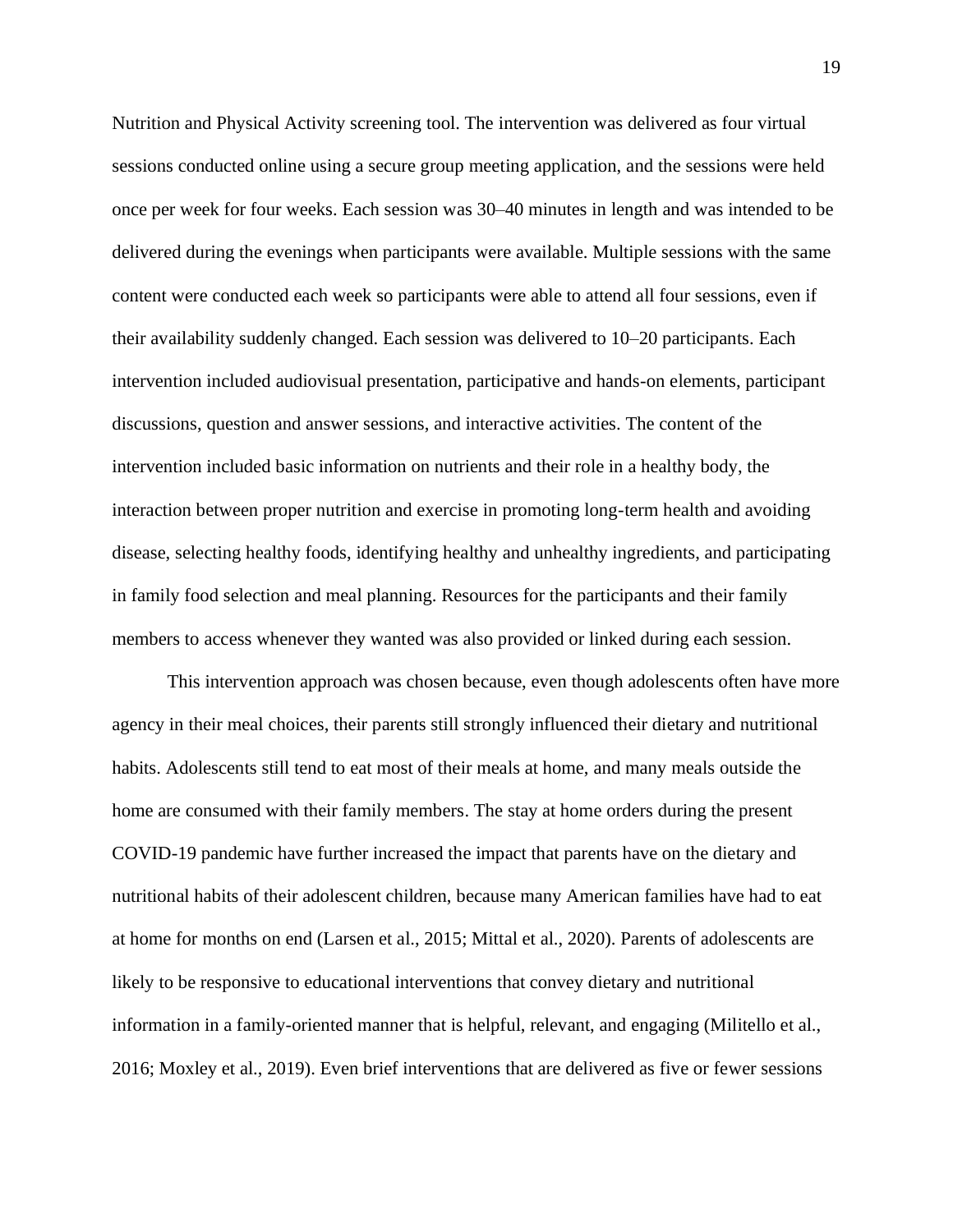Nutrition and Physical Activity screening tool. The intervention was delivered as four virtual sessions conducted online using a secure group meeting application, and the sessions were held once per week for four weeks. Each session was 30–40 minutes in length and was intended to be delivered during the evenings when participants were available. Multiple sessions with the same content were conducted each week so participants were able to attend all four sessions, even if their availability suddenly changed. Each session was delivered to 10–20 participants. Each intervention included audiovisual presentation, participative and hands-on elements, participant discussions, question and answer sessions, and interactive activities. The content of the intervention included basic information on nutrients and their role in a healthy body, the interaction between proper nutrition and exercise in promoting long-term health and avoiding disease, selecting healthy foods, identifying healthy and unhealthy ingredients, and participating in family food selection and meal planning. Resources for the participants and their family members to access whenever they wanted was also provided or linked during each session.

This intervention approach was chosen because, even though adolescents often have more agency in their meal choices, their parents still strongly influenced their dietary and nutritional habits. Adolescents still tend to eat most of their meals at home, and many meals outside the home are consumed with their family members. The stay at home orders during the present COVID-19 pandemic have further increased the impact that parents have on the dietary and nutritional habits of their adolescent children, because many American families have had to eat at home for months on end (Larsen et al., 2015; Mittal et al., 2020). Parents of adolescents are likely to be responsive to educational interventions that convey dietary and nutritional information in a family-oriented manner that is helpful, relevant, and engaging (Militello et al., 2016; Moxley et al., 2019). Even brief interventions that are delivered as five or fewer sessions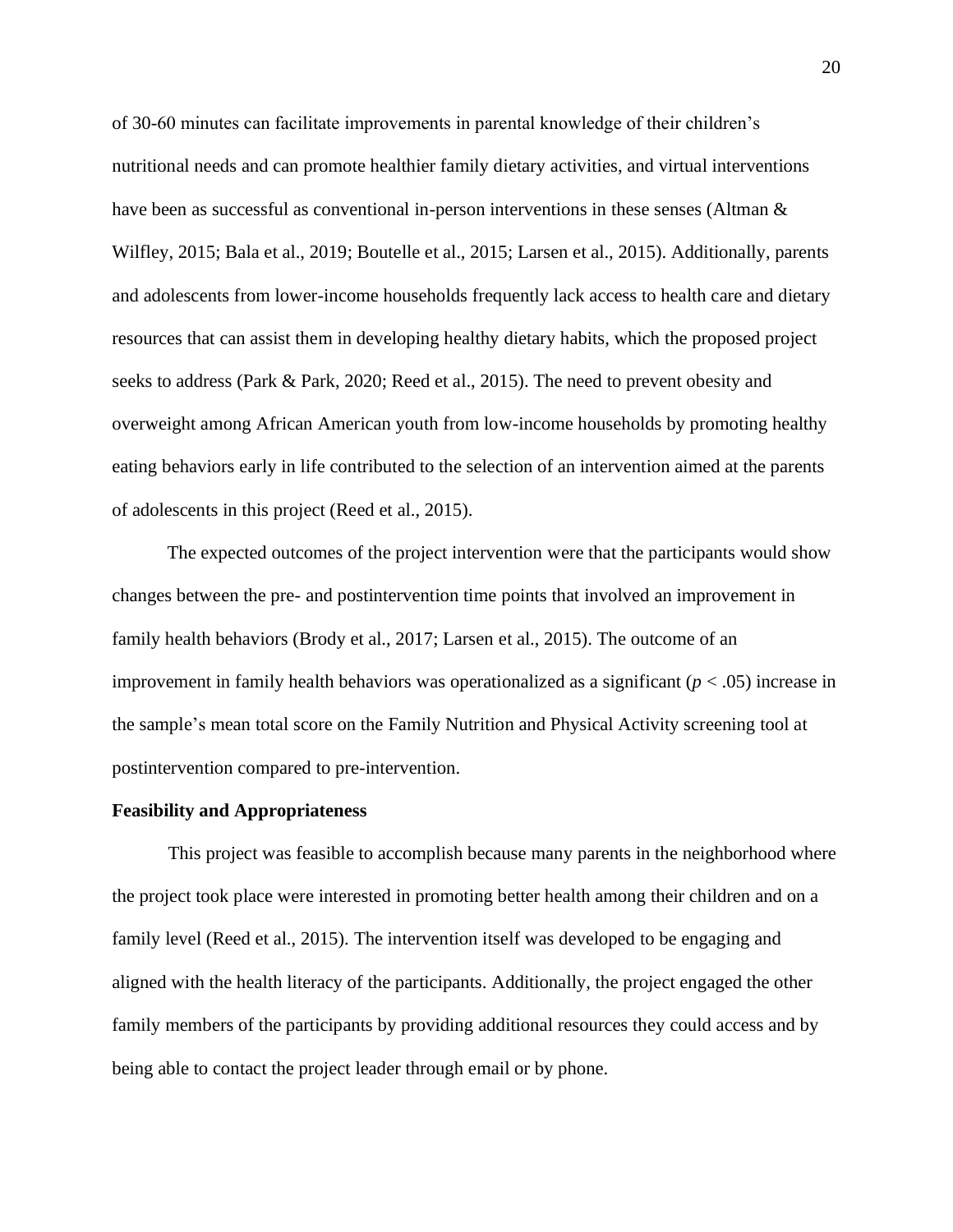of 30-60 minutes can facilitate improvements in parental knowledge of their children's nutritional needs and can promote healthier family dietary activities, and virtual interventions have been as successful as conventional in-person interventions in these senses (Altman & Wilfley, 2015; Bala et al., 2019; Boutelle et al., 2015; Larsen et al., 2015). Additionally, parents and adolescents from lower-income households frequently lack access to health care and dietary resources that can assist them in developing healthy dietary habits, which the proposed project seeks to address (Park & Park, 2020; Reed et al., 2015). The need to prevent obesity and overweight among African American youth from low-income households by promoting healthy eating behaviors early in life contributed to the selection of an intervention aimed at the parents of adolescents in this project (Reed et al., 2015).

The expected outcomes of the project intervention were that the participants would show changes between the pre- and postintervention time points that involved an improvement in family health behaviors (Brody et al., 2017; Larsen et al., 2015). The outcome of an improvement in family health behaviors was operationalized as a significant ($p < .05$) increase in the sample's mean total score on the Family Nutrition and Physical Activity screening tool at postintervention compared to pre-intervention.

**Feasibility and Appropriateness**

This project was feasible to accomplish because many parents in the neighborhood where the project took place were interested in promoting better health among their children and on a family level (Reed et al., 2015). The intervention itself was developed to be engaging and aligned with the health literacy of the participants. Additionally, the project engaged the other family members of the participants by providing additional resources they could access and by being able to contact the project leader through email or by phone.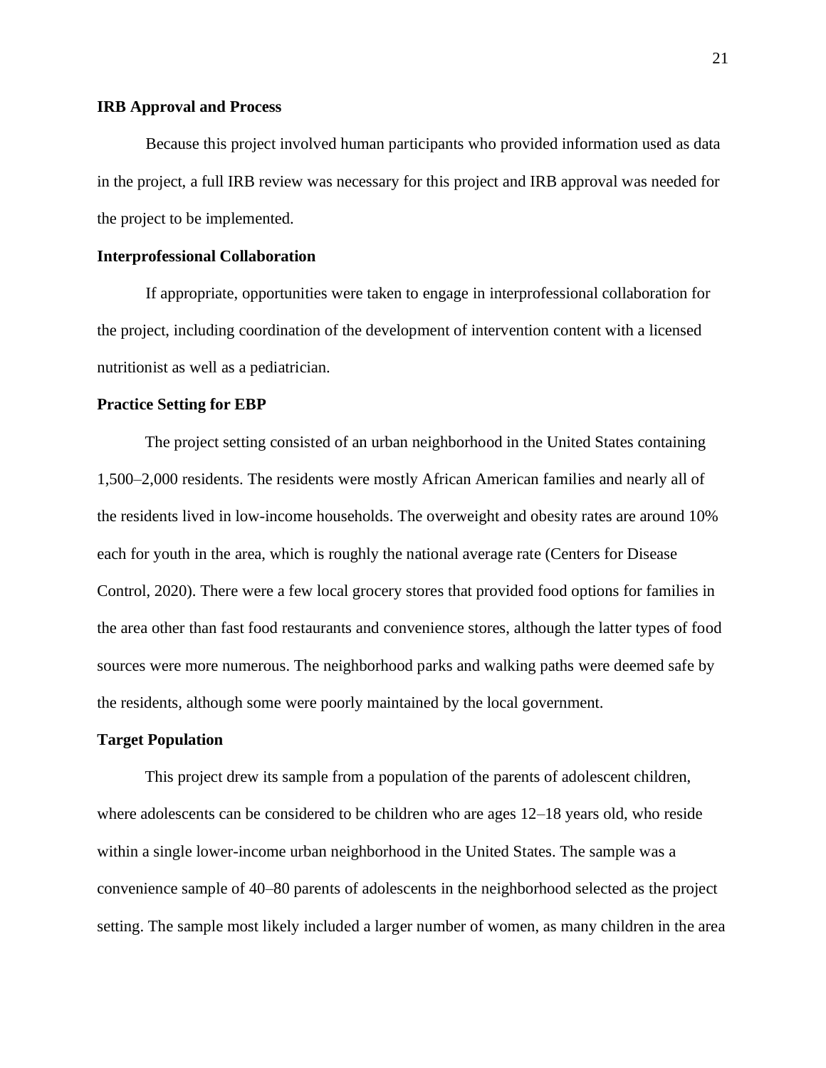**IRB Approval and Process**

Because this project involved human participants who provided information used as data in the project, a full IRB review was necessary for this project and IRB approval was needed for the project to be implemented.

**Interprofessional Collaboration**

If appropriate, opportunities were taken to engage in interprofessional collaboration for the project, including coordination of the development of intervention content with a licensed nutritionist as well as a pediatrician.

**Practice Setting for EBP**

The project setting consisted of an urban neighborhood in the United States containing 1,500–2,000 residents. The residents were mostly African American families and nearly all of the residents lived in low-income households. The overweight and obesity rates are around 10% each for youth in the area, which is roughly the national average rate (Centers for Disease Control, 2020). There were a few local grocery stores that provided food options for families in the area other than fast food restaurants and convenience stores, although the latter types of food sources were more numerous. The neighborhood parks and walking paths were deemed safe by the residents, although some were poorly maintained by the local government.

**Target Population**

This project drew its sample from a population of the parents of adolescent children, where adolescents can be considered to be children who are ages 12–18 years old, who reside within a single lower-income urban neighborhood in the United States. The sample was a convenience sample of 40–80 parents of adolescents in the neighborhood selected as the project setting. The sample most likely included a larger number of women, as many children in the area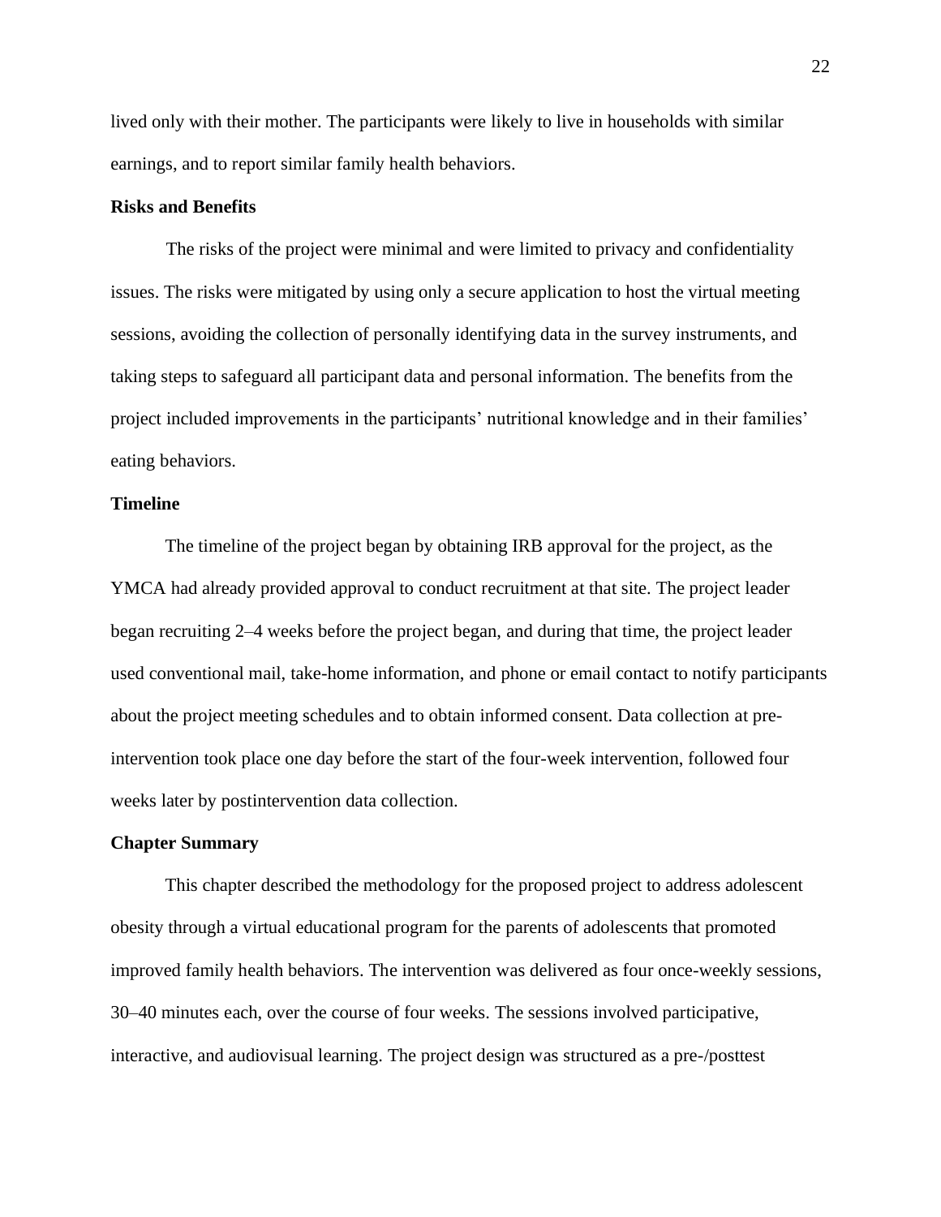lived only with their mother. The participants were likely to live in households with similar earnings, and to report similar family health behaviors.

## Risks and Benefits

The risks of the project were minimal and were limited to privacy and confidentiality issues. The risks were mitigated by using only a secure application to host the virtual meeting sessions, avoiding the collection of personally identifying data in the survey instruments, and taking steps to safeguard all participant data and personal information. The benefits from the project included improvements in the participants' nutritional knowledge and in their families' eating behaviors.

## Timeline

The timeline of the project began by obtaining IRB approval for the project, as the YMCA had already provided approval to conduct recruitment at that site. The project leader began recruiting 2–4 weeks before the project began, and during that time, the project leader used conventional mail, take-home information, and phone or email contact to notify participants about the project meeting schedules and to obtain informed consent. Data collection at pre-intervention took place one day before the start of the four-week intervention, followed four weeks later by postintervention data collection.

## Chapter Summary

This chapter described the methodology for the proposed project to address adolescent obesity through a virtual educational program for the parents of adolescents that promoted improved family health behaviors. The intervention was delivered as four once-weekly sessions, 30–40 minutes each, over the course of four weeks. The sessions involved participative, interactive, and audiovisual learning. The project design was structured as a pre-/posttest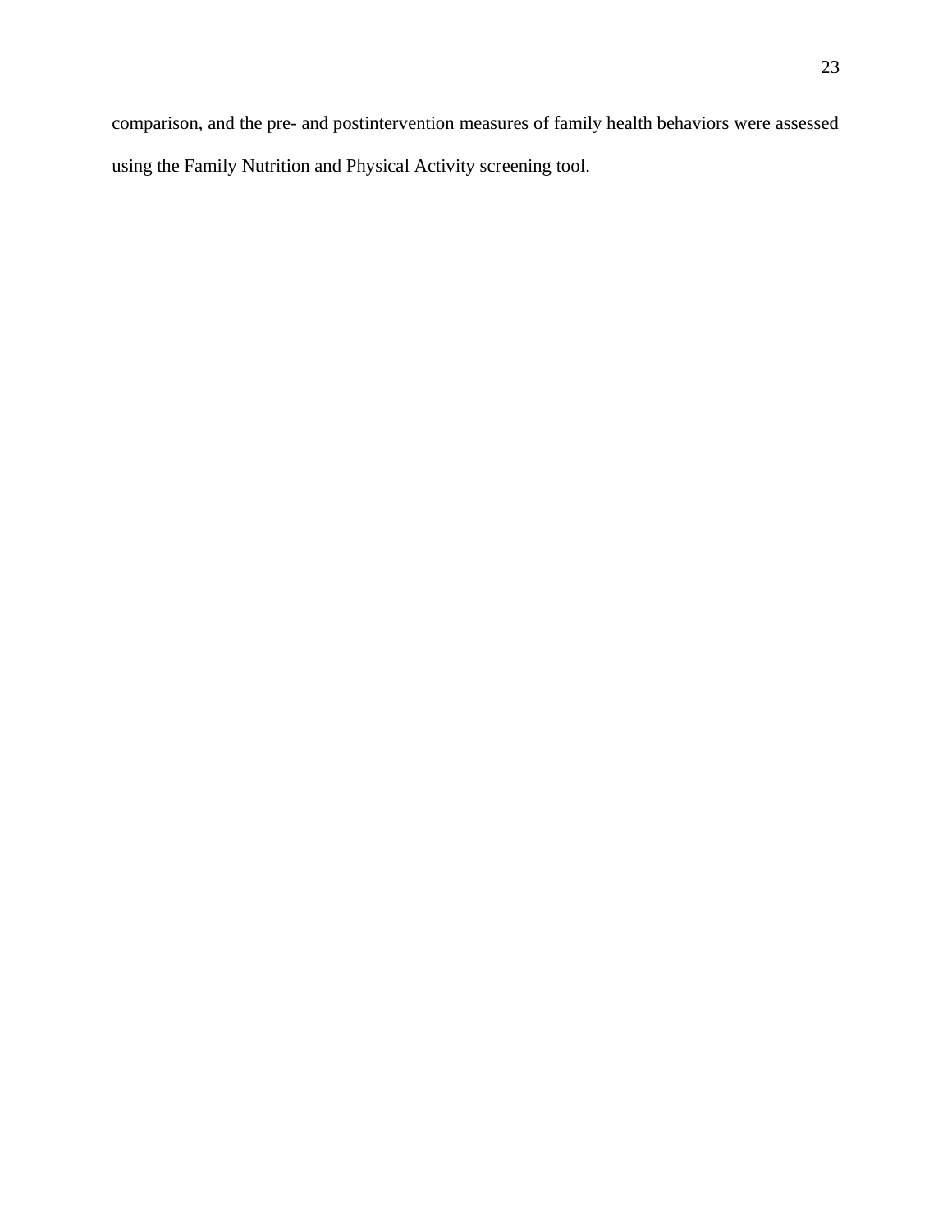comparison, and the pre- and postintervention measures of family health behaviors were assessed using the Family Nutrition and Physical Activity screening tool.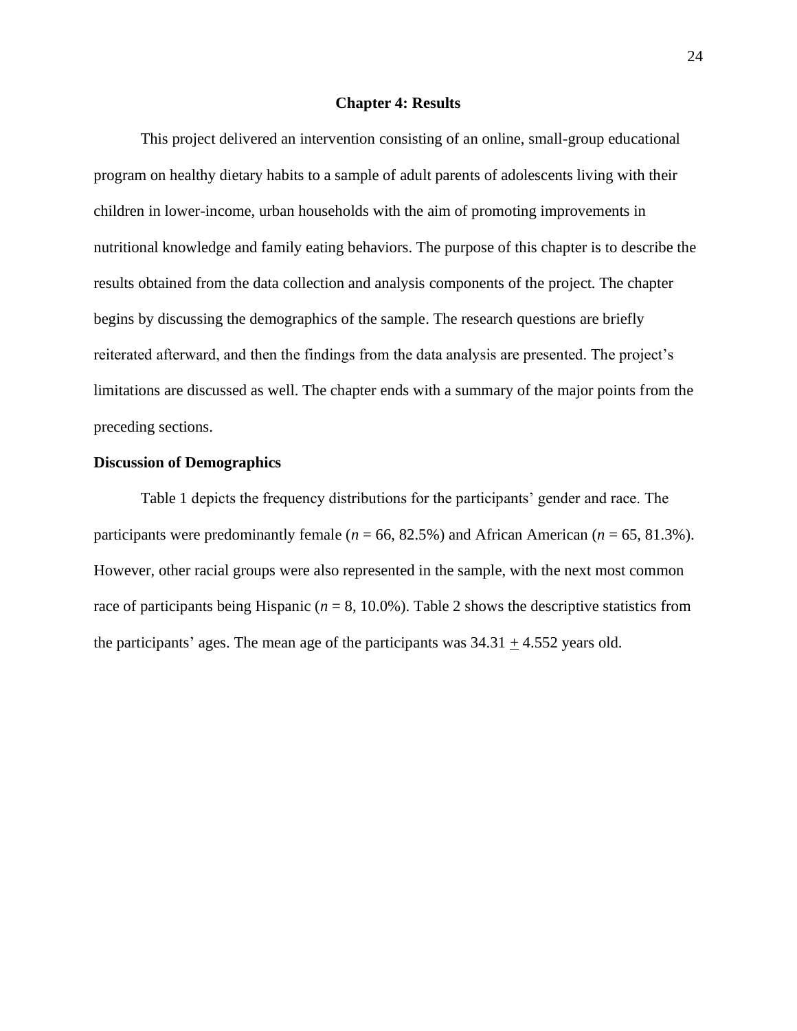# Chapter 4: Results

This project delivered an intervention consisting of an online, small-group educational program on healthy dietary habits to a sample of adult parents of adolescents living with their children in lower-income, urban households with the aim of promoting improvements in nutritional knowledge and family eating behaviors. The purpose of this chapter is to describe the results obtained from the data collection and analysis components of the project. The chapter begins by discussing the demographics of the sample. The research questions are briefly reiterated afterward, and then the findings from the data analysis are presented. The project's limitations are discussed as well. The chapter ends with a summary of the major points from the preceding sections.

## Discussion of Demographics

Table 1 depicts the frequency distributions for the participants' gender and race. The participants were predominantly female ($n$ = 66, 82.5%) and African American ($n$ = 65, 81.3%). However, other racial groups were also represented in the sample, with the next most common race of participants being Hispanic ($n$ = 8, 10.0%). Table 2 shows the descriptive statistics from the participants' ages. The mean age of the participants was $34.31 \pm 4.552$ years old.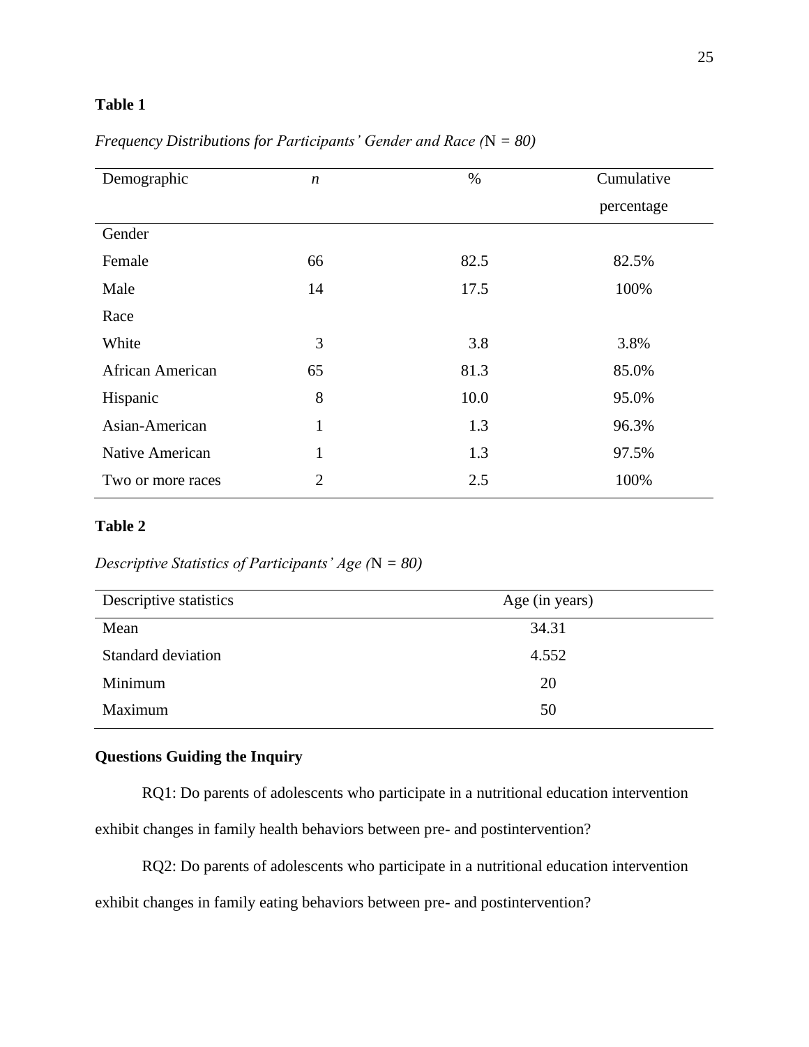**Table 1**

*Frequency Distributions for Participants' Gender and Race (*N *= 80)*

| Demographic | *n* | % | Cumulative percentage |
|---|---|---|---|
| Gender | | | |
| Female | 66 | 82.5 | 82.5% |
| Male | 14 | 17.5 | 100% |
| Race | | | |
| White | 3 | 3.8 | 3.8% |
| African American | 65 | 81.3 | 85.0% |
| Hispanic | 8 | 10.0 | 95.0% |
| Asian-American | 1 | 1.3 | 96.3% |
| Native American | 1 | 1.3 | 97.5% |
| Two or more races | 2 | 2.5 | 100% |

**Table 2**

*Descriptive Statistics of Participants' Age (*N *= 80)*

| Descriptive statistics | Age (in years) |
|---|---|
| Mean | 34.31 |
| Standard deviation | 4.552 |
| Minimum | 20 |
| Maximum | 50 |

**Questions Guiding the Inquiry**

RQ1: Do parents of adolescents who participate in a nutritional education intervention exhibit changes in family health behaviors between pre- and postintervention?

RQ2: Do parents of adolescents who participate in a nutritional education intervention exhibit changes in family eating behaviors between pre- and postintervention?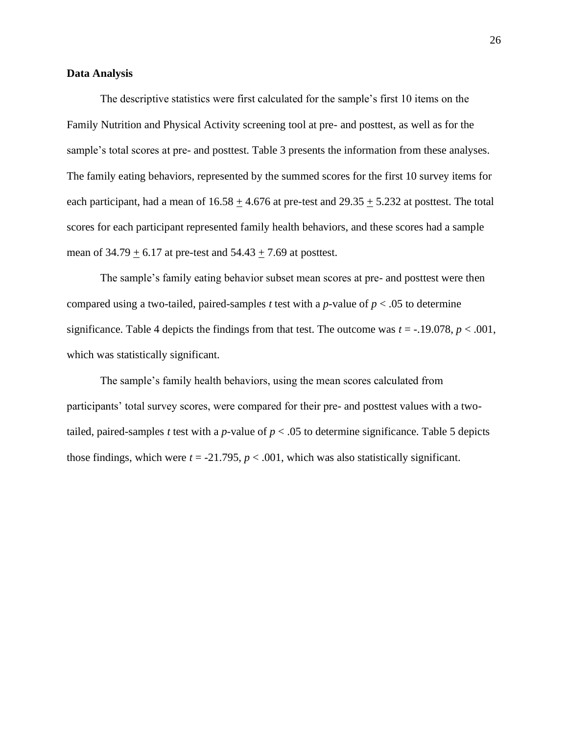**Data Analysis**

The descriptive statistics were first calculated for the sample's first 10 items on the Family Nutrition and Physical Activity screening tool at pre- and posttest, as well as for the sample's total scores at pre- and posttest. Table 3 presents the information from these analyses. The family eating behaviors, represented by the summed scores for the first 10 survey items for each participant, had a mean of $16.58 \pm 4.676$ at pre-test and $29.35 \pm 5.232$ at posttest. The total scores for each participant represented family health behaviors, and these scores had a sample mean of $34.79 \pm 6.17$ at pre-test and $54.43 \pm 7.69$ at posttest.

The sample's family eating behavior subset mean scores at pre- and posttest were then compared using a two-tailed, paired-samples $t$ test with a $p$-value of $p < .05$ to determine significance. Table 4 depicts the findings from that test. The outcome was $t$ = -.19.078, $p < .001$, which was statistically significant.

The sample's family health behaviors, using the mean scores calculated from participants' total survey scores, were compared for their pre- and posttest values with a two-tailed, paired-samples $t$ test with a $p$-value of $p < .05$ to determine significance. Table 5 depicts those findings, which were $t = -21.795$, $p < .001$, which was also statistically significant.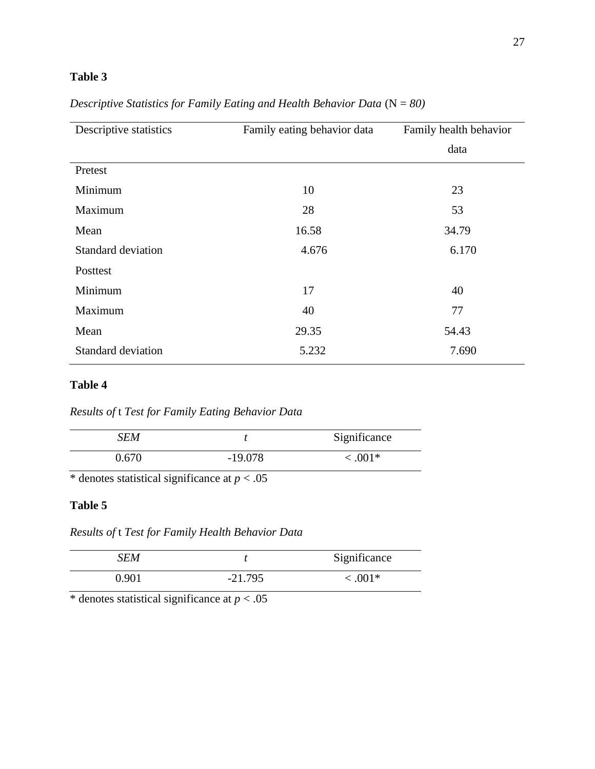**Table 3**

*Descriptive Statistics for Family Eating and Health Behavior Data* (N = *80)*

| Descriptive statistics | Family eating behavior data | Family health behavior data |
|---|---|---|
| Pretest | | |
| Minimum | 10 | 23 |
| Maximum | 28 | 53 |
| Mean | 16.58 | 34.79 |
| Standard deviation | 4.676 | 6.170 |
| Posttest | | |
| Minimum | 17 | 40 |
| Maximum | 40 | 77 |
| Mean | 29.35 | 54.43 |
| Standard deviation | 5.232 | 7.690 |

**Table 4**

*Results of* t *Test for Family Eating Behavior Data*

| *SEM* | *t* | Significance |
|---|---|---|
| 0.670 | -19.078 | < .001* |

* denotes statistical significance at $p < .05$

**Table 5**

*Results of* t *Test for Family Health Behavior Data*

| *SEM* | *t* | Significance |
|---|---|---|
| 0.901 | -21.795 | < .001* |

* denotes statistical significance at $p < .05$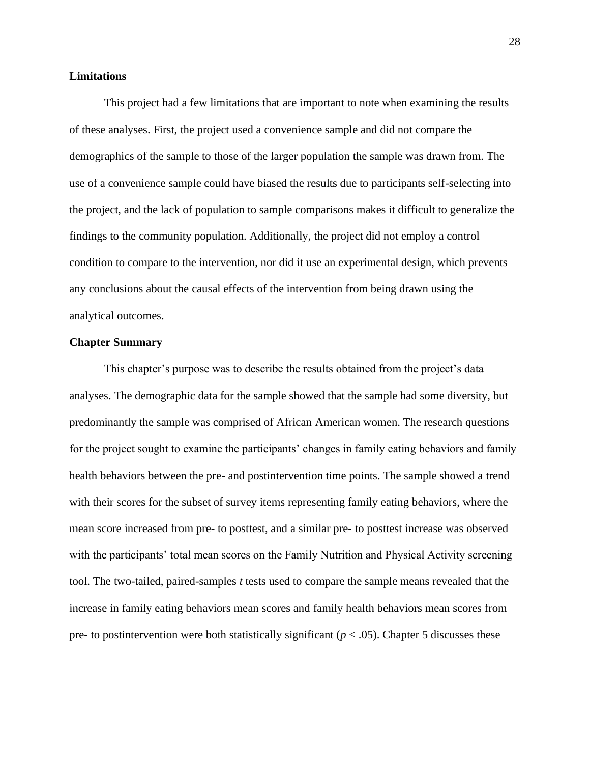## Limitations

This project had a few limitations that are important to note when examining the results of these analyses. First, the project used a convenience sample and did not compare the demographics of the sample to those of the larger population the sample was drawn from. The use of a convenience sample could have biased the results due to participants self-selecting into the project, and the lack of population to sample comparisons makes it difficult to generalize the findings to the community population. Additionally, the project did not employ a control condition to compare to the intervention, nor did it use an experimental design, which prevents any conclusions about the causal effects of the intervention from being drawn using the analytical outcomes.

## Chapter Summary

This chapter's purpose was to describe the results obtained from the project's data analyses. The demographic data for the sample showed that the sample had some diversity, but predominantly the sample was comprised of African American women. The research questions for the project sought to examine the participants' changes in family eating behaviors and family health behaviors between the pre- and postintervention time points. The sample showed a trend with their scores for the subset of survey items representing family eating behaviors, where the mean score increased from pre- to posttest, and a similar pre- to posttest increase was observed with the participants' total mean scores on the Family Nutrition and Physical Activity screening tool. The two-tailed, paired-samples *t* tests used to compare the sample means revealed that the increase in family eating behaviors mean scores and family health behaviors mean scores from pre- to postintervention were both statistically significant ($p < .05$). Chapter 5 discusses these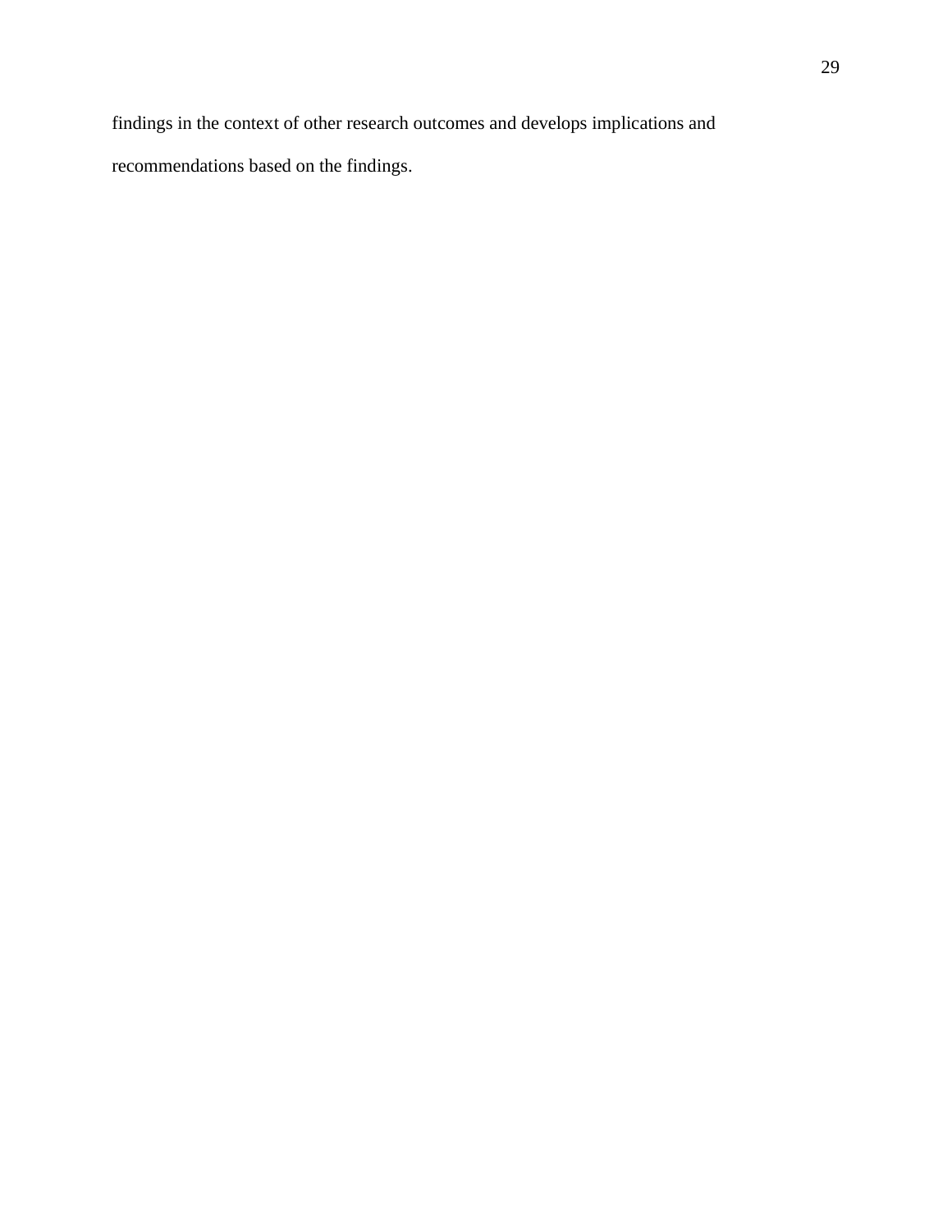findings in the context of other research outcomes and develops implications and recommendations based on the findings.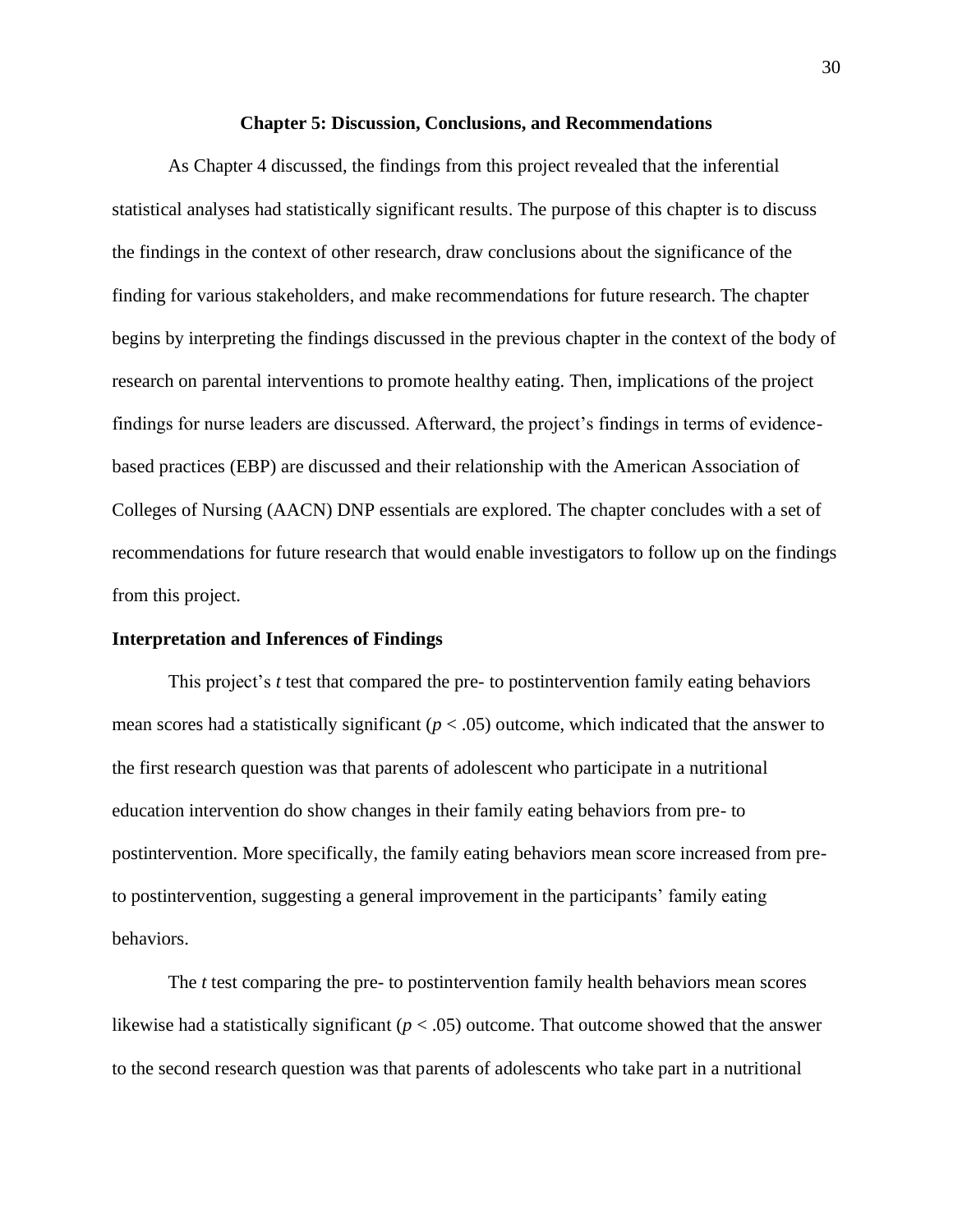## Chapter 5: Discussion, Conclusions, and Recommendations

As Chapter 4 discussed, the findings from this project revealed that the inferential statistical analyses had statistically significant results. The purpose of this chapter is to discuss the findings in the context of other research, draw conclusions about the significance of the finding for various stakeholders, and make recommendations for future research. The chapter begins by interpreting the findings discussed in the previous chapter in the context of the body of research on parental interventions to promote healthy eating. Then, implications of the project findings for nurse leaders are discussed. Afterward, the project's findings in terms of evidence-based practices (EBP) are discussed and their relationship with the American Association of Colleges of Nursing (AACN) DNP essentials are explored. The chapter concludes with a set of recommendations for future research that would enable investigators to follow up on the findings from this project.

### Interpretation and Inferences of Findings

This project's *t* test that compared the pre- to postintervention family eating behaviors mean scores had a statistically significant ($p < .05$) outcome, which indicated that the answer to the first research question was that parents of adolescent who participate in a nutritional education intervention do show changes in their family eating behaviors from pre- to postintervention. More specifically, the family eating behaviors mean score increased from pre- to postintervention, suggesting a general improvement in the participants' family eating behaviors.

The *t* test comparing the pre- to postintervention family health behaviors mean scores likewise had a statistically significant ($p < .05$) outcome. That outcome showed that the answer to the second research question was that parents of adolescents who take part in a nutritional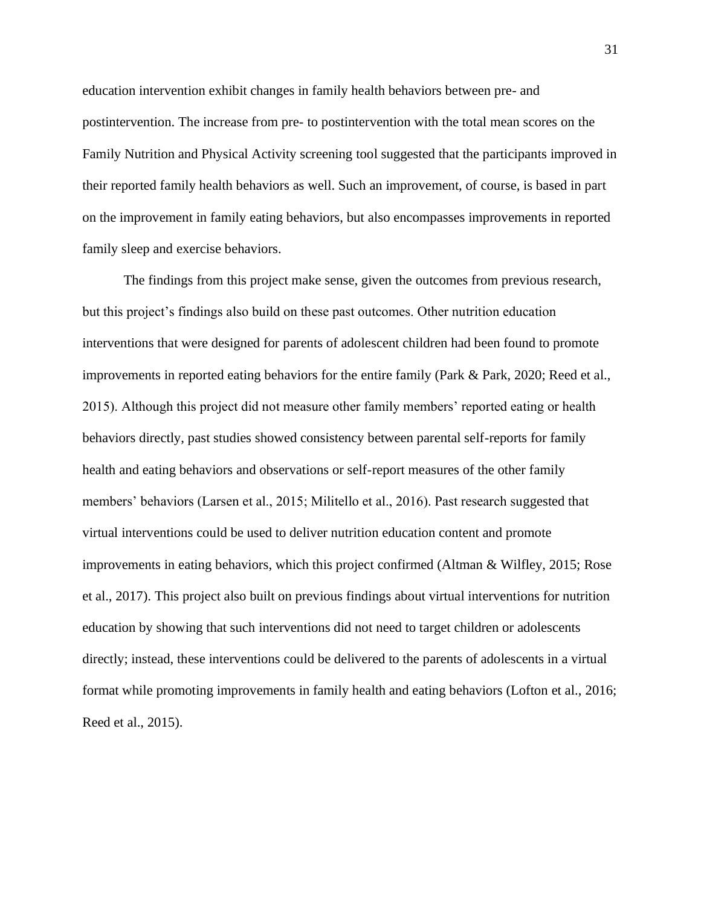education intervention exhibit changes in family health behaviors between pre- and postintervention. The increase from pre- to postintervention with the total mean scores on the Family Nutrition and Physical Activity screening tool suggested that the participants improved in their reported family health behaviors as well. Such an improvement, of course, is based in part on the improvement in family eating behaviors, but also encompasses improvements in reported family sleep and exercise behaviors.

The findings from this project make sense, given the outcomes from previous research, but this project's findings also build on these past outcomes. Other nutrition education interventions that were designed for parents of adolescent children had been found to promote improvements in reported eating behaviors for the entire family (Park & Park, 2020; Reed et al., 2015). Although this project did not measure other family members' reported eating or health behaviors directly, past studies showed consistency between parental self-reports for family health and eating behaviors and observations or self-report measures of the other family members' behaviors (Larsen et al., 2015; Militello et al., 2016). Past research suggested that virtual interventions could be used to deliver nutrition education content and promote improvements in eating behaviors, which this project confirmed (Altman & Wilfley, 2015; Rose et al., 2017). This project also built on previous findings about virtual interventions for nutrition education by showing that such interventions did not need to target children or adolescents directly; instead, these interventions could be delivered to the parents of adolescents in a virtual format while promoting improvements in family health and eating behaviors (Lofton et al., 2016; Reed et al., 2015).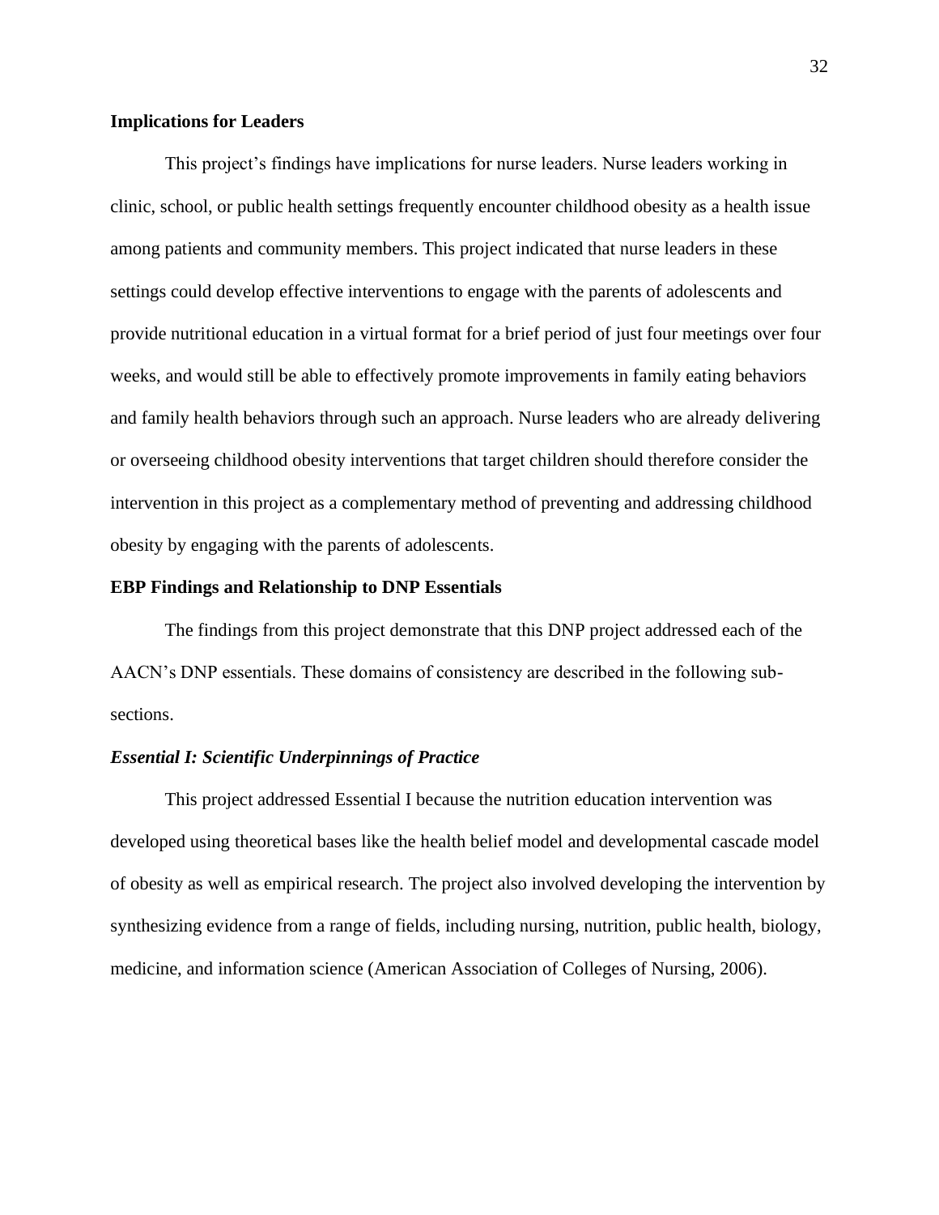## Implications for Leaders

This project's findings have implications for nurse leaders. Nurse leaders working in clinic, school, or public health settings frequently encounter childhood obesity as a health issue among patients and community members. This project indicated that nurse leaders in these settings could develop effective interventions to engage with the parents of adolescents and provide nutritional education in a virtual format for a brief period of just four meetings over four weeks, and would still be able to effectively promote improvements in family eating behaviors and family health behaviors through such an approach. Nurse leaders who are already delivering or overseeing childhood obesity interventions that target children should therefore consider the intervention in this project as a complementary method of preventing and addressing childhood obesity by engaging with the parents of adolescents.

## EBP Findings and Relationship to DNP Essentials

The findings from this project demonstrate that this DNP project addressed each of the AACN's DNP essentials. These domains of consistency are described in the following sub-sections.

### *Essential I: Scientific Underpinnings of Practice*

This project addressed Essential I because the nutrition education intervention was developed using theoretical bases like the health belief model and developmental cascade model of obesity as well as empirical research. The project also involved developing the intervention by synthesizing evidence from a range of fields, including nursing, nutrition, public health, biology, medicine, and information science (American Association of Colleges of Nursing, 2006).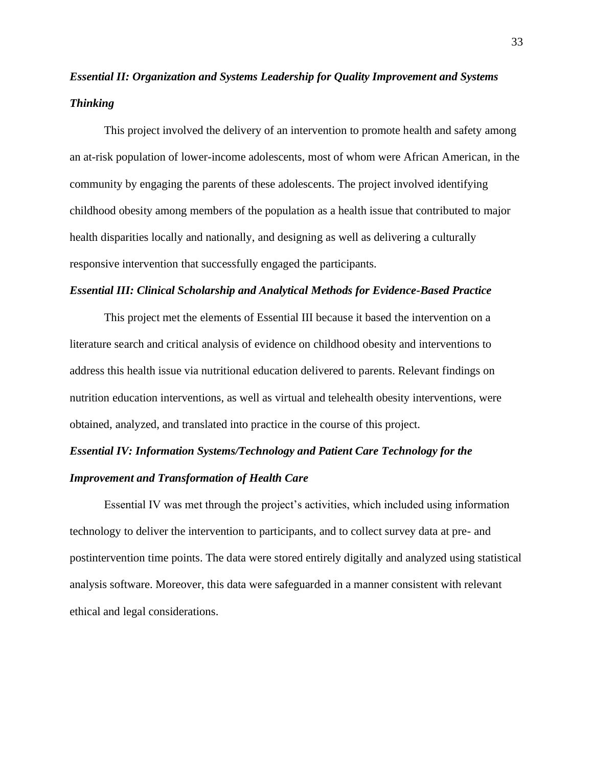### *Essential II: Organization and Systems Leadership for Quality Improvement and Systems Thinking*

This project involved the delivery of an intervention to promote health and safety among an at-risk population of lower-income adolescents, most of whom were African American, in the community by engaging the parents of these adolescents. The project involved identifying childhood obesity among members of the population as a health issue that contributed to major health disparities locally and nationally, and designing as well as delivering a culturally responsive intervention that successfully engaged the participants.

### *Essential III: Clinical Scholarship and Analytical Methods for Evidence-Based Practice*

This project met the elements of Essential III because it based the intervention on a literature search and critical analysis of evidence on childhood obesity and interventions to address this health issue via nutritional education delivered to parents. Relevant findings on nutrition education interventions, as well as virtual and telehealth obesity interventions, were obtained, analyzed, and translated into practice in the course of this project.

### *Essential IV: Information Systems/Technology and Patient Care Technology for the Improvement and Transformation of Health Care*

Essential IV was met through the project's activities, which included using information technology to deliver the intervention to participants, and to collect survey data at pre- and postintervention time points. The data were stored entirely digitally and analyzed using statistical analysis software. Moreover, this data were safeguarded in a manner consistent with relevant ethical and legal considerations.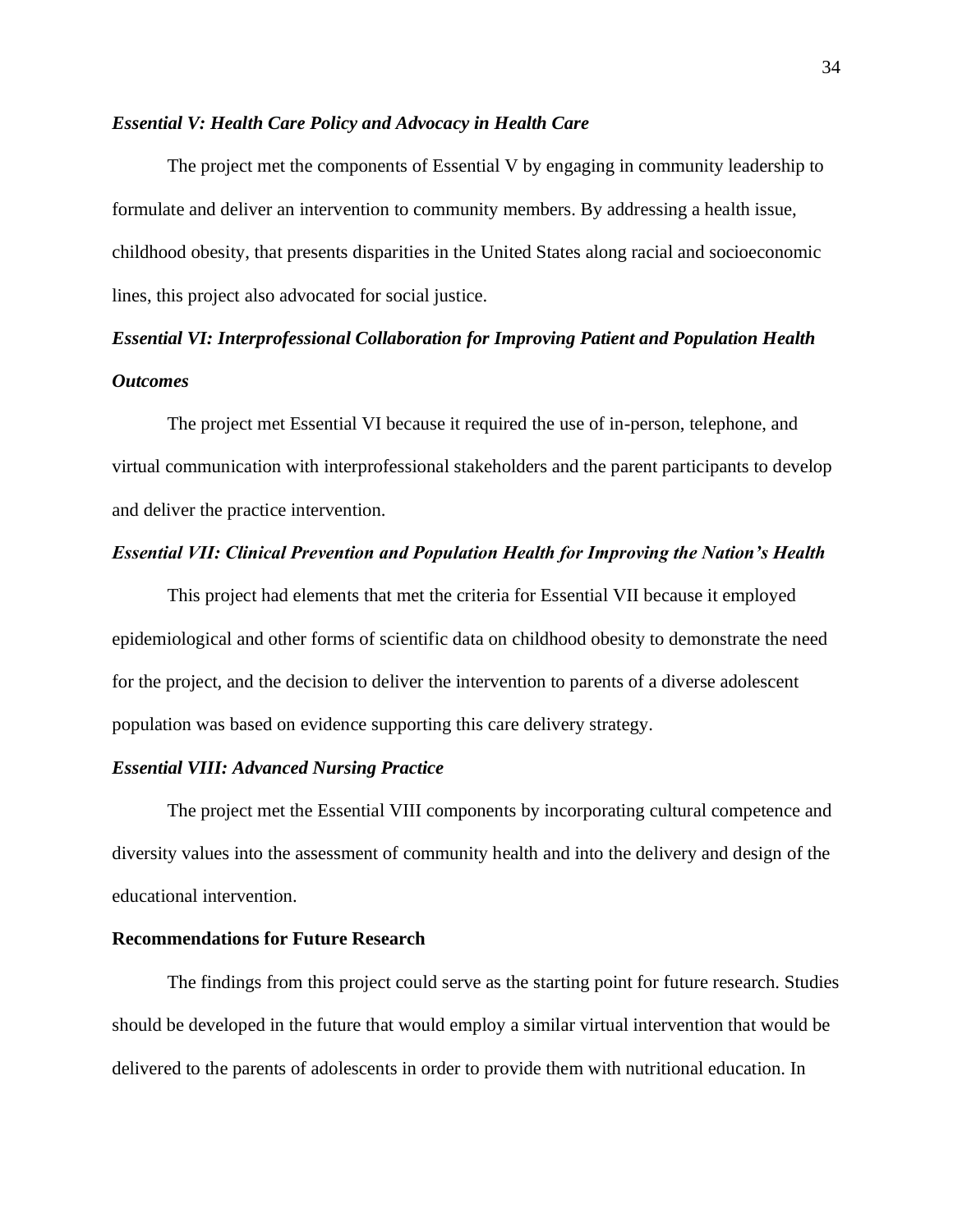### *Essential V: Health Care Policy and Advocacy in Health Care*

The project met the components of Essential V by engaging in community leadership to formulate and deliver an intervention to community members. By addressing a health issue, childhood obesity, that presents disparities in the United States along racial and socioeconomic lines, this project also advocated for social justice.

### *Essential VI: Interprofessional Collaboration for Improving Patient and Population Health Outcomes*

The project met Essential VI because it required the use of in-person, telephone, and virtual communication with interprofessional stakeholders and the parent participants to develop and deliver the practice intervention.

### *Essential VII: Clinical Prevention and Population Health for Improving the Nation's Health*

This project had elements that met the criteria for Essential VII because it employed epidemiological and other forms of scientific data on childhood obesity to demonstrate the need for the project, and the decision to deliver the intervention to parents of a diverse adolescent population was based on evidence supporting this care delivery strategy.

### *Essential VIII: Advanced Nursing Practice*

The project met the Essential VIII components by incorporating cultural competence and diversity values into the assessment of community health and into the delivery and design of the educational intervention.

## Recommendations for Future Research

The findings from this project could serve as the starting point for future research. Studies should be developed in the future that would employ a similar virtual intervention that would be delivered to the parents of adolescents in order to provide them with nutritional education. In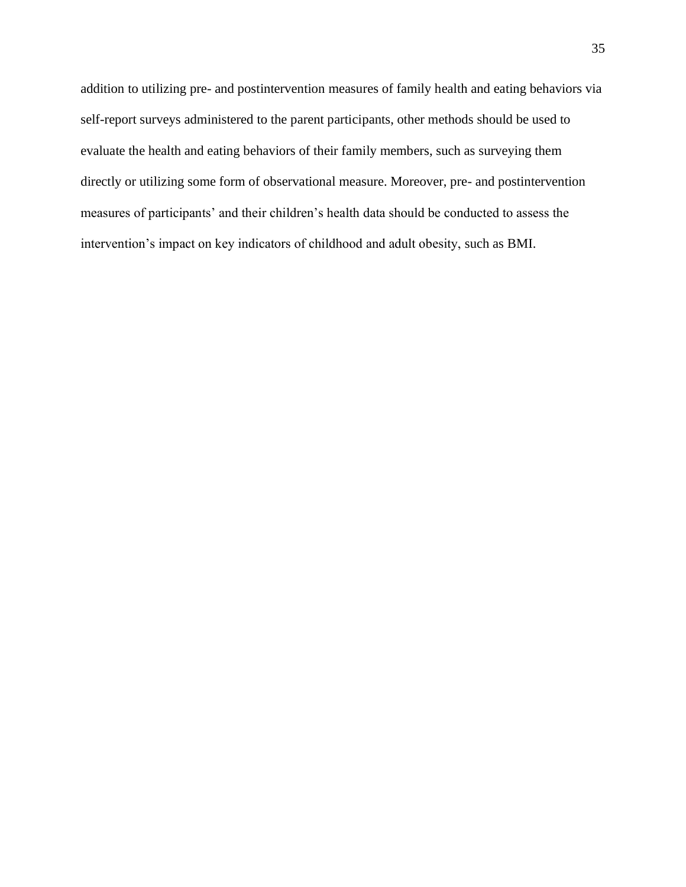addition to utilizing pre- and postintervention measures of family health and eating behaviors via self-report surveys administered to the parent participants, other methods should be used to evaluate the health and eating behaviors of their family members, such as surveying them directly or utilizing some form of observational measure. Moreover, pre- and postintervention measures of participants' and their children's health data should be conducted to assess the intervention's impact on key indicators of childhood and adult obesity, such as BMI.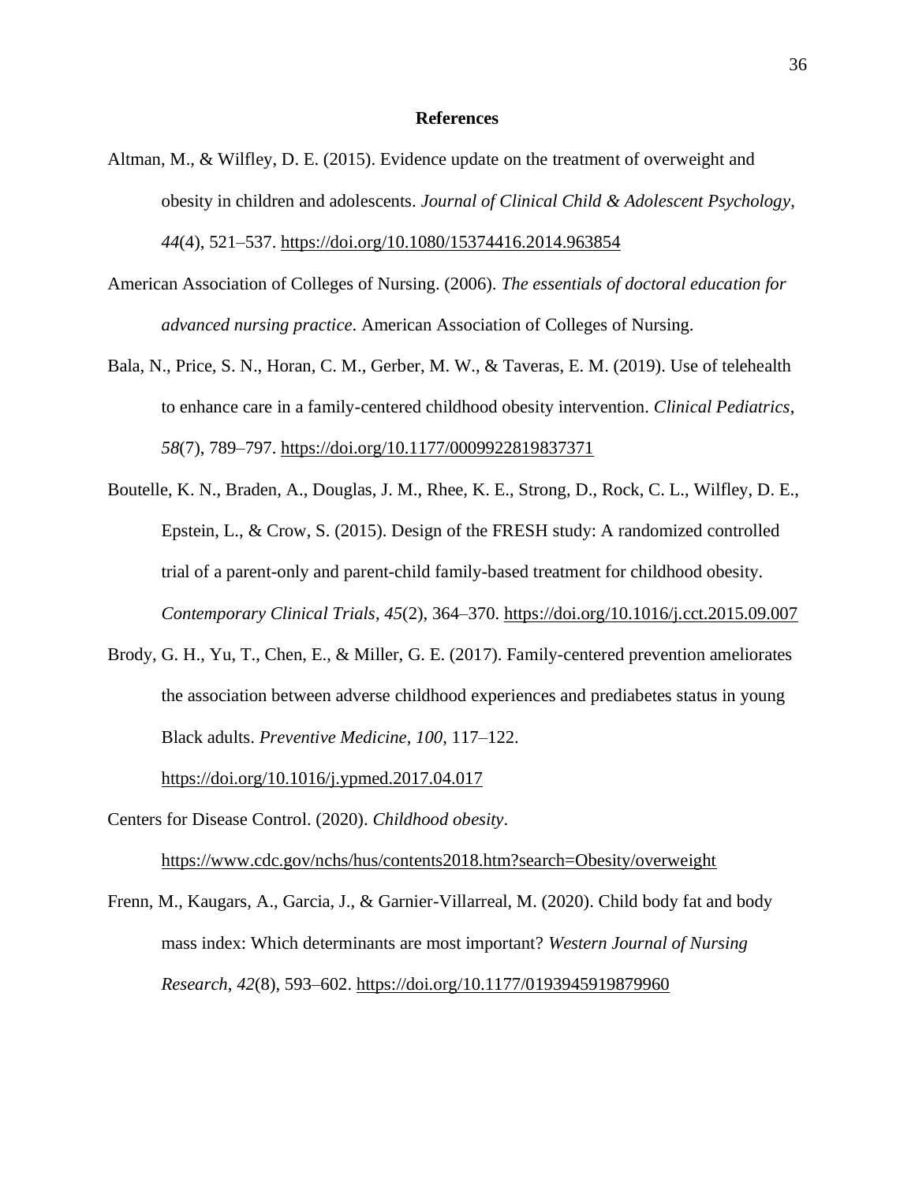# References

Altman, M., & Wilfley, D. E. (2015). Evidence update on the treatment of overweight and obesity in children and adolescents. *Journal of Clinical Child & Adolescent Psychology*, *44*(4), 521–537. https://doi.org/10.1080/15374416.2014.963854

American Association of Colleges of Nursing. (2006). *The essentials of doctoral education for advanced nursing practice*. American Association of Colleges of Nursing.

Bala, N., Price, S. N., Horan, C. M., Gerber, M. W., & Taveras, E. M. (2019). Use of telehealth to enhance care in a family-centered childhood obesity intervention. *Clinical Pediatrics*, *58*(7), 789–797. https://doi.org/10.1177/0009922819837371

Boutelle, K. N., Braden, A., Douglas, J. M., Rhee, K. E., Strong, D., Rock, C. L., Wilfley, D. E., Epstein, L., & Crow, S. (2015). Design of the FRESH study: A randomized controlled trial of a parent-only and parent-child family-based treatment for childhood obesity. *Contemporary Clinical Trials*, *45*(2), 364–370. https://doi.org/10.1016/j.cct.2015.09.007

Brody, G. H., Yu, T., Chen, E., & Miller, G. E. (2017). Family-centered prevention ameliorates the association between adverse childhood experiences and prediabetes status in young Black adults. *Preventive Medicine*, *100*, 117–122. https://doi.org/10.1016/j.ypmed.2017.04.017

Centers for Disease Control. (2020). *Childhood obesity*. https://www.cdc.gov/nchs/hus/contents2018.htm?search=Obesity/overweight

Frenn, M., Kaugars, A., Garcia, J., & Garnier-Villarreal, M. (2020). Child body fat and body mass index: Which determinants are most important? *Western Journal of Nursing Research*, *42*(8), 593–602. https://doi.org/10.1177/0193945919879960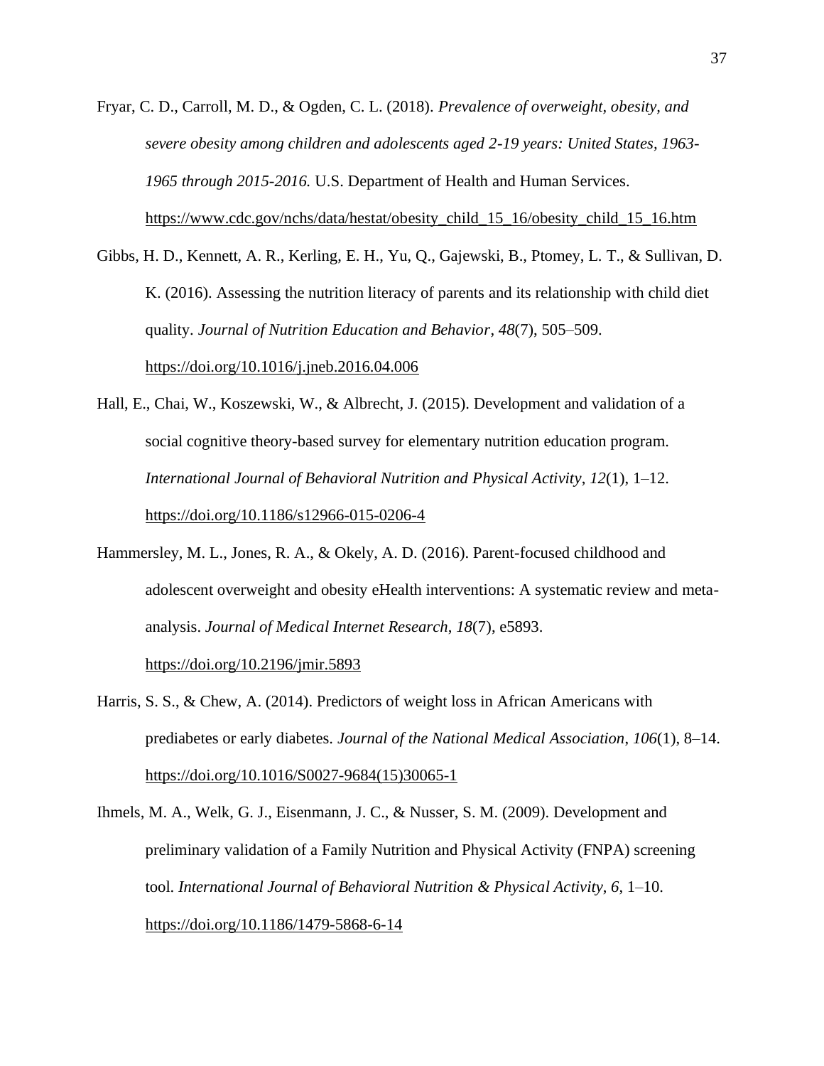Fryar, C. D., Carroll, M. D., & Ogden, C. L. (2018). *Prevalence of overweight, obesity, and severe obesity among children and adolescents aged 2-19 years: United States, 1963-1965 through 2015-2016.* U.S. Department of Health and Human Services. https://www.cdc.gov/nchs/data/hestat/obesity_child_15_16/obesity_child_15_16.htm

Gibbs, H. D., Kennett, A. R., Kerling, E. H., Yu, Q., Gajewski, B., Ptomey, L. T., & Sullivan, D. K. (2016). Assessing the nutrition literacy of parents and its relationship with child diet quality. *Journal of Nutrition Education and Behavior*, *48*(7), 505–509. https://doi.org/10.1016/j.jneb.2016.04.006

Hall, E., Chai, W., Koszewski, W., & Albrecht, J. (2015). Development and validation of a social cognitive theory-based survey for elementary nutrition education program. *International Journal of Behavioral Nutrition and Physical Activity*, *12*(1), 1–12. https://doi.org/10.1186/s12966-015-0206-4

Hammersley, M. L., Jones, R. A., & Okely, A. D. (2016). Parent-focused childhood and adolescent overweight and obesity eHealth interventions: A systematic review and meta-analysis. *Journal of Medical Internet Research*, *18*(7), e5893. https://doi.org/10.2196/jmir.5893

Harris, S. S., & Chew, A. (2014). Predictors of weight loss in African Americans with prediabetes or early diabetes. *Journal of the National Medical Association*, *106*(1), 8–14. https://doi.org/10.1016/S0027-9684(15)30065-1

Ihmels, M. A., Welk, G. J., Eisenmann, J. C., & Nusser, S. M. (2009). Development and preliminary validation of a Family Nutrition and Physical Activity (FNPA) screening tool. *International Journal of Behavioral Nutrition & Physical Activity*, *6*, 1–10. https://doi.org/10.1186/1479-5868-6-14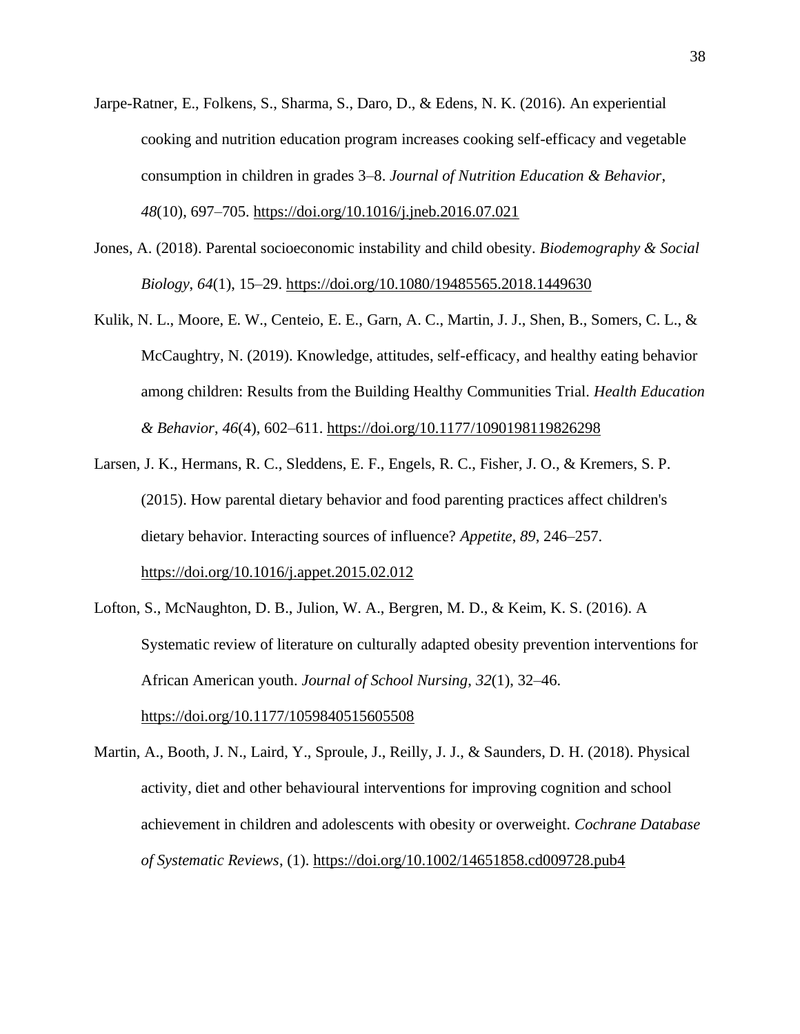Jarpe-Ratner, E., Folkens, S., Sharma, S., Daro, D., & Edens, N. K. (2016). An experiential cooking and nutrition education program increases cooking self-efficacy and vegetable consumption in children in grades 3–8. *Journal of Nutrition Education & Behavior*, *48*(10), 697–705. https://doi.org/10.1016/j.jneb.2016.07.021

Jones, A. (2018). Parental socioeconomic instability and child obesity. *Biodemography & Social Biology*, *64*(1), 15–29. https://doi.org/10.1080/19485565.2018.1449630

Kulik, N. L., Moore, E. W., Centeio, E. E., Garn, A. C., Martin, J. J., Shen, B., Somers, C. L., & McCaughtry, N. (2019). Knowledge, attitudes, self-efficacy, and healthy eating behavior among children: Results from the Building Healthy Communities Trial. *Health Education & Behavior*, *46*(4), 602–611. https://doi.org/10.1177/1090198119826298

Larsen, J. K., Hermans, R. C., Sleddens, E. F., Engels, R. C., Fisher, J. O., & Kremers, S. P. (2015). How parental dietary behavior and food parenting practices affect children's dietary behavior. Interacting sources of influence? *Appetite*, *89*, 246–257. https://doi.org/10.1016/j.appet.2015.02.012

Lofton, S., McNaughton, D. B., Julion, W. A., Bergren, M. D., & Keim, K. S. (2016). A Systematic review of literature on culturally adapted obesity prevention interventions for African American youth. *Journal of School Nursing*, *32*(1), 32–46. https://doi.org/10.1177/1059840515605508

Martin, A., Booth, J. N., Laird, Y., Sproule, J., Reilly, J. J., & Saunders, D. H. (2018). Physical activity, diet and other behavioural interventions for improving cognition and school achievement in children and adolescents with obesity or overweight. *Cochrane Database of Systematic Reviews*, (1). https://doi.org/10.1002/14651858.cd009728.pub4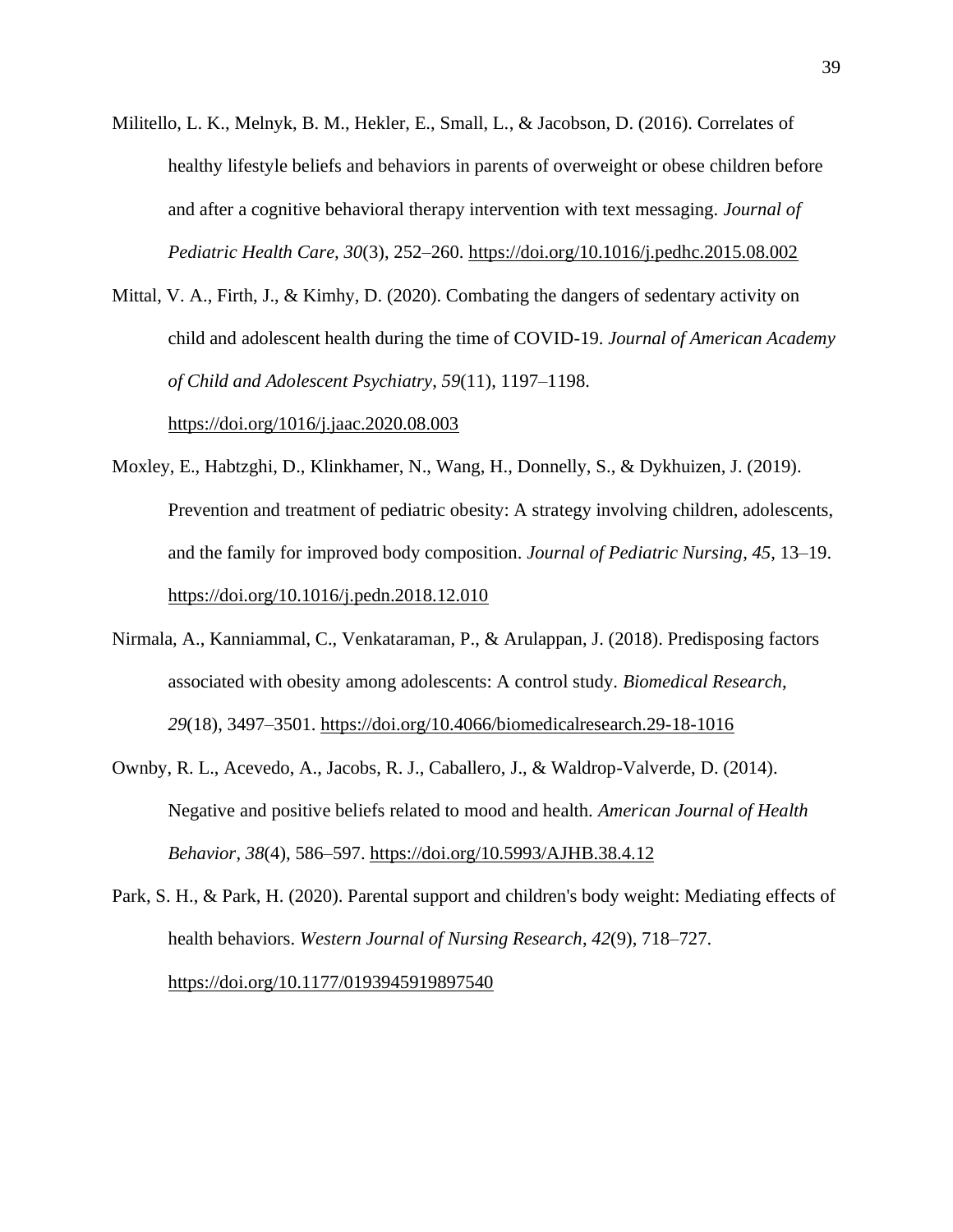Militello, L. K., Melnyk, B. M., Hekler, E., Small, L., & Jacobson, D. (2016). Correlates of healthy lifestyle beliefs and behaviors in parents of overweight or obese children before and after a cognitive behavioral therapy intervention with text messaging. *Journal of Pediatric Health Care, 30*(3), 252–260. https://doi.org/10.1016/j.pedhc.2015.08.002

Mittal, V. A., Firth, J., & Kimhy, D. (2020). Combating the dangers of sedentary activity on child and adolescent health during the time of COVID-19. *Journal of American Academy of Child and Adolescent Psychiatry*, *59*(11), 1197–1198. https://doi.org/1016/j.jaac.2020.08.003

Moxley, E., Habtzghi, D., Klinkhamer, N., Wang, H., Donnelly, S., & Dykhuizen, J. (2019). Prevention and treatment of pediatric obesity: A strategy involving children, adolescents, and the family for improved body composition. *Journal of Pediatric Nursing*, *45*, 13–19. https://doi.org/10.1016/j.pedn.2018.12.010

Nirmala, A., Kanniammal, C., Venkataraman, P., & Arulappan, J. (2018). Predisposing factors associated with obesity among adolescents: A control study. *Biomedical Research*, *29*(18), 3497–3501. https://doi.org/10.4066/biomedicalresearch.29-18-1016

Ownby, R. L., Acevedo, A., Jacobs, R. J., Caballero, J., & Waldrop-Valverde, D. (2014). Negative and positive beliefs related to mood and health. *American Journal of Health Behavior*, *38*(4), 586–597. https://doi.org/10.5993/AJHB.38.4.12

Park, S. H., & Park, H. (2020). Parental support and children's body weight: Mediating effects of health behaviors. *Western Journal of Nursing Research*, *42*(9), 718–727. https://doi.org/10.1177/0193945919897540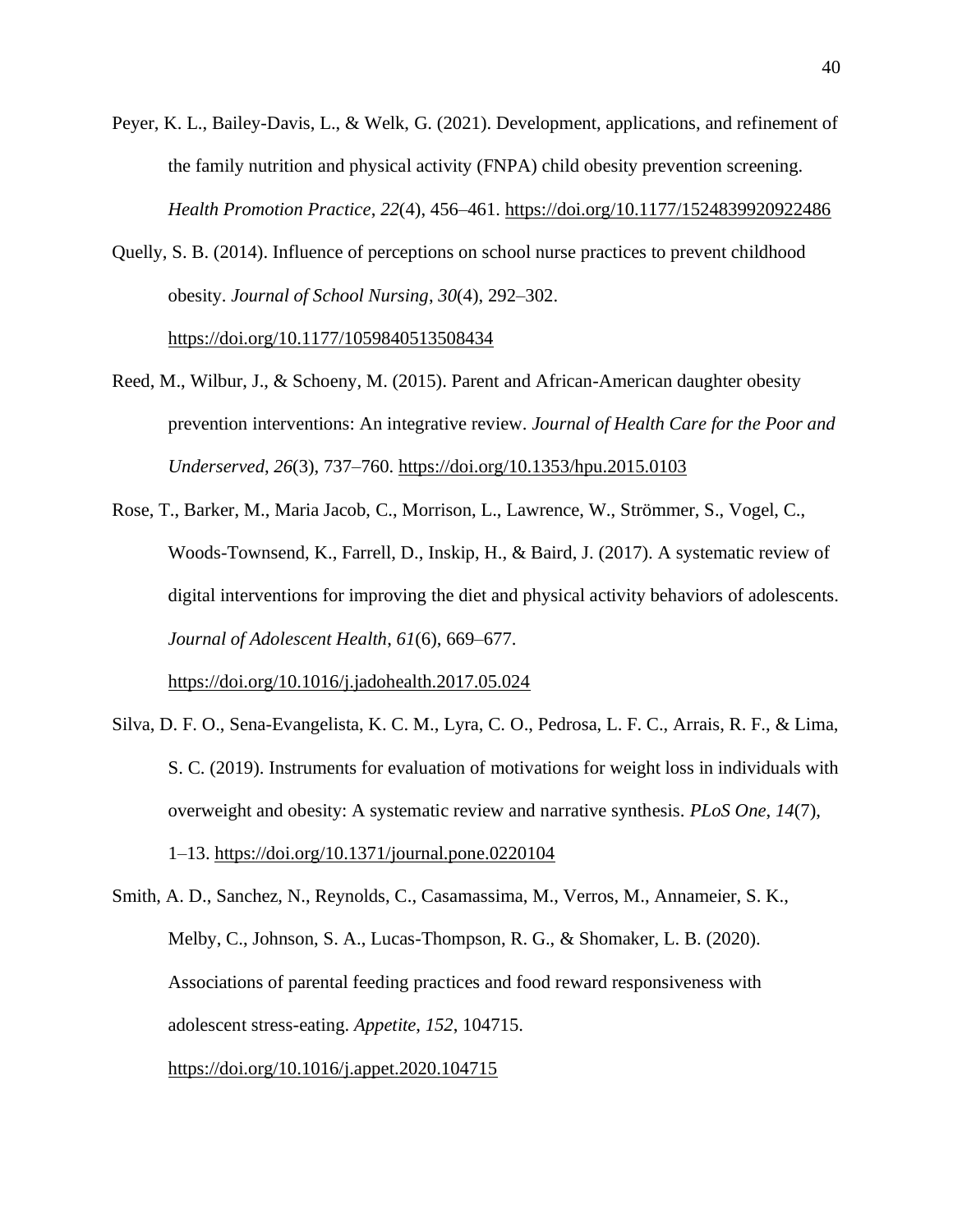Peyer, K. L., Bailey-Davis, L., & Welk, G. (2021). Development, applications, and refinement of the family nutrition and physical activity (FNPA) child obesity prevention screening. *Health Promotion Practice*, *22*(4), 456–461. https://doi.org/10.1177/1524839920922486

Quelly, S. B. (2014). Influence of perceptions on school nurse practices to prevent childhood obesity. *Journal of School Nursing*, *30*(4), 292–302. https://doi.org/10.1177/1059840513508434

Reed, M., Wilbur, J., & Schoeny, M. (2015). Parent and African-American daughter obesity prevention interventions: An integrative review. *Journal of Health Care for the Poor and Underserved*, *26*(3), 737–760. https://doi.org/10.1353/hpu.2015.0103

Rose, T., Barker, M., Maria Jacob, C., Morrison, L., Lawrence, W., Strömmer, S., Vogel, C., Woods-Townsend, K., Farrell, D., Inskip, H., & Baird, J. (2017). A systematic review of digital interventions for improving the diet and physical activity behaviors of adolescents. *Journal of Adolescent Health*, *61*(6), 669–677. https://doi.org/10.1016/j.jadohealth.2017.05.024

Silva, D. F. O., Sena-Evangelista, K. C. M., Lyra, C. O., Pedrosa, L. F. C., Arrais, R. F., & Lima, S. C. (2019). Instruments for evaluation of motivations for weight loss in individuals with overweight and obesity: A systematic review and narrative synthesis. *PLoS One*, *14*(7), 1–13. https://doi.org/10.1371/journal.pone.0220104

Smith, A. D., Sanchez, N., Reynolds, C., Casamassima, M., Verros, M., Annameier, S. K., Melby, C., Johnson, S. A., Lucas-Thompson, R. G., & Shomaker, L. B. (2020). Associations of parental feeding practices and food reward responsiveness with adolescent stress-eating. *Appetite*, *152*, 104715. https://doi.org/10.1016/j.appet.2020.104715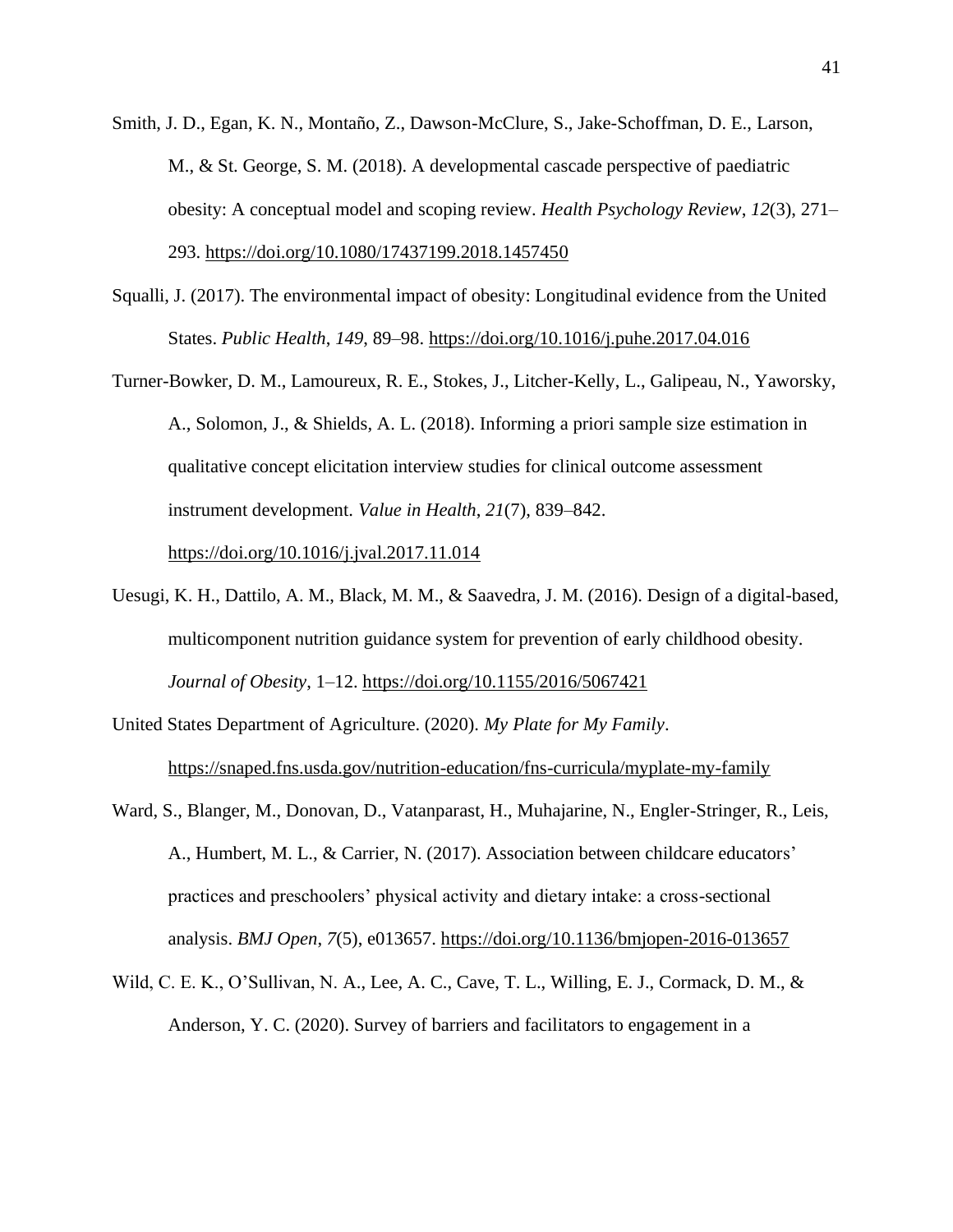Smith, J. D., Egan, K. N., Montaño, Z., Dawson-McClure, S., Jake-Schoffman, D. E., Larson, M., & St. George, S. M. (2018). A developmental cascade perspective of paediatric obesity: A conceptual model and scoping review. *Health Psychology Review*, *12*(3), 271–293. https://doi.org/10.1080/17437199.2018.1457450

Squalli, J. (2017). The environmental impact of obesity: Longitudinal evidence from the United States. *Public Health*, *149*, 89–98. https://doi.org/10.1016/j.puhe.2017.04.016

Turner-Bowker, D. M., Lamoureux, R. E., Stokes, J., Litcher-Kelly, L., Galipeau, N., Yaworsky, A., Solomon, J., & Shields, A. L. (2018). Informing a priori sample size estimation in qualitative concept elicitation interview studies for clinical outcome assessment instrument development. *Value in Health*, *21*(7), 839–842. https://doi.org/10.1016/j.jval.2017.11.014

Uesugi, K. H., Dattilo, A. M., Black, M. M., & Saavedra, J. M. (2016). Design of a digital-based, multicomponent nutrition guidance system for prevention of early childhood obesity. *Journal of Obesity*, 1–12. https://doi.org/10.1155/2016/5067421

United States Department of Agriculture. (2020). *My Plate for My Family*. https://snaped.fns.usda.gov/nutrition-education/fns-curricula/myplate-my-family

Ward, S., Blanger, M., Donovan, D., Vatanparast, H., Muhajarine, N., Engler-Stringer, R., Leis, A., Humbert, M. L., & Carrier, N. (2017). Association between childcare educators' practices and preschoolers' physical activity and dietary intake: a cross-sectional analysis. *BMJ Open*, *7*(5), e013657. https://doi.org/10.1136/bmjopen-2016-013657

Wild, C. E. K., O'Sullivan, N. A., Lee, A. C., Cave, T. L., Willing, E. J., Cormack, D. M., & Anderson, Y. C. (2020). Survey of barriers and facilitators to engagement in a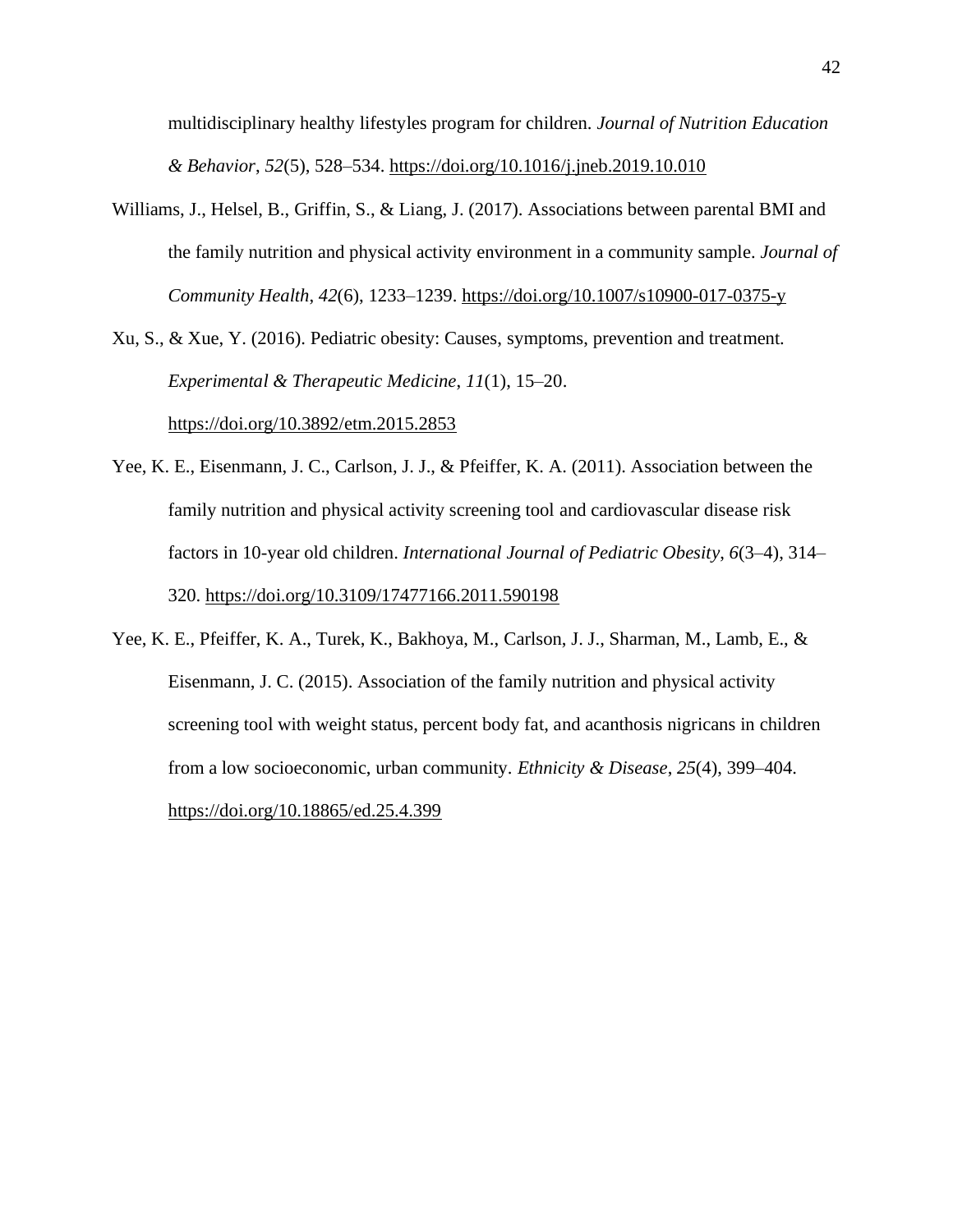multidisciplinary healthy lifestyles program for children. *Journal of Nutrition Education & Behavior*, *52*(5), 528–534. https://doi.org/10.1016/j.jneb.2019.10.010

Williams, J., Helsel, B., Griffin, S., & Liang, J. (2017). Associations between parental BMI and the family nutrition and physical activity environment in a community sample. *Journal of Community Health*, *42*(6), 1233–1239. https://doi.org/10.1007/s10900-017-0375-y

Xu, S., & Xue, Y. (2016). Pediatric obesity: Causes, symptoms, prevention and treatment. *Experimental & Therapeutic Medicine*, *11*(1), 15–20. https://doi.org/10.3892/etm.2015.2853

Yee, K. E., Eisenmann, J. C., Carlson, J. J., & Pfeiffer, K. A. (2011). Association between the family nutrition and physical activity screening tool and cardiovascular disease risk factors in 10-year old children. *International Journal of Pediatric Obesity*, *6*(3–4), 314–320. https://doi.org/10.3109/17477166.2011.590198

Yee, K. E., Pfeiffer, K. A., Turek, K., Bakhoya, M., Carlson, J. J., Sharman, M., Lamb, E., & Eisenmann, J. C. (2015). Association of the family nutrition and physical activity screening tool with weight status, percent body fat, and acanthosis nigricans in children from a low socioeconomic, urban community. *Ethnicity & Disease*, *25*(4), 399–404. https://doi.org/10.18865/ed.25.4.399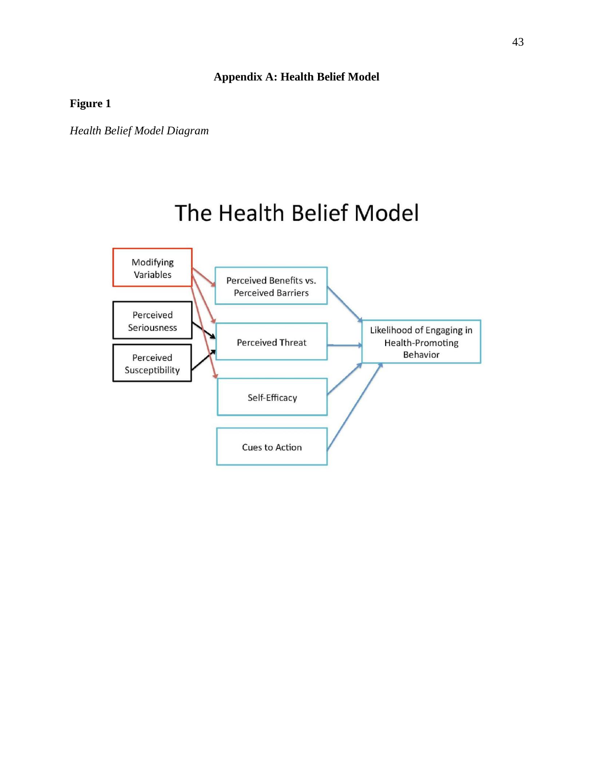# Appendix A: Health Belief Model

**Figure 1**

*Health Belief Model Diagram*

The Health Belief Model

Modifying Variables

Perceived Seriousness

Perceived Susceptibility

Perceived Benefits vs. Perceived Barriers

Perceived Threat

Self-Efficacy

Cues to Action

Likelihood of Engaging in Health-Promoting Behavior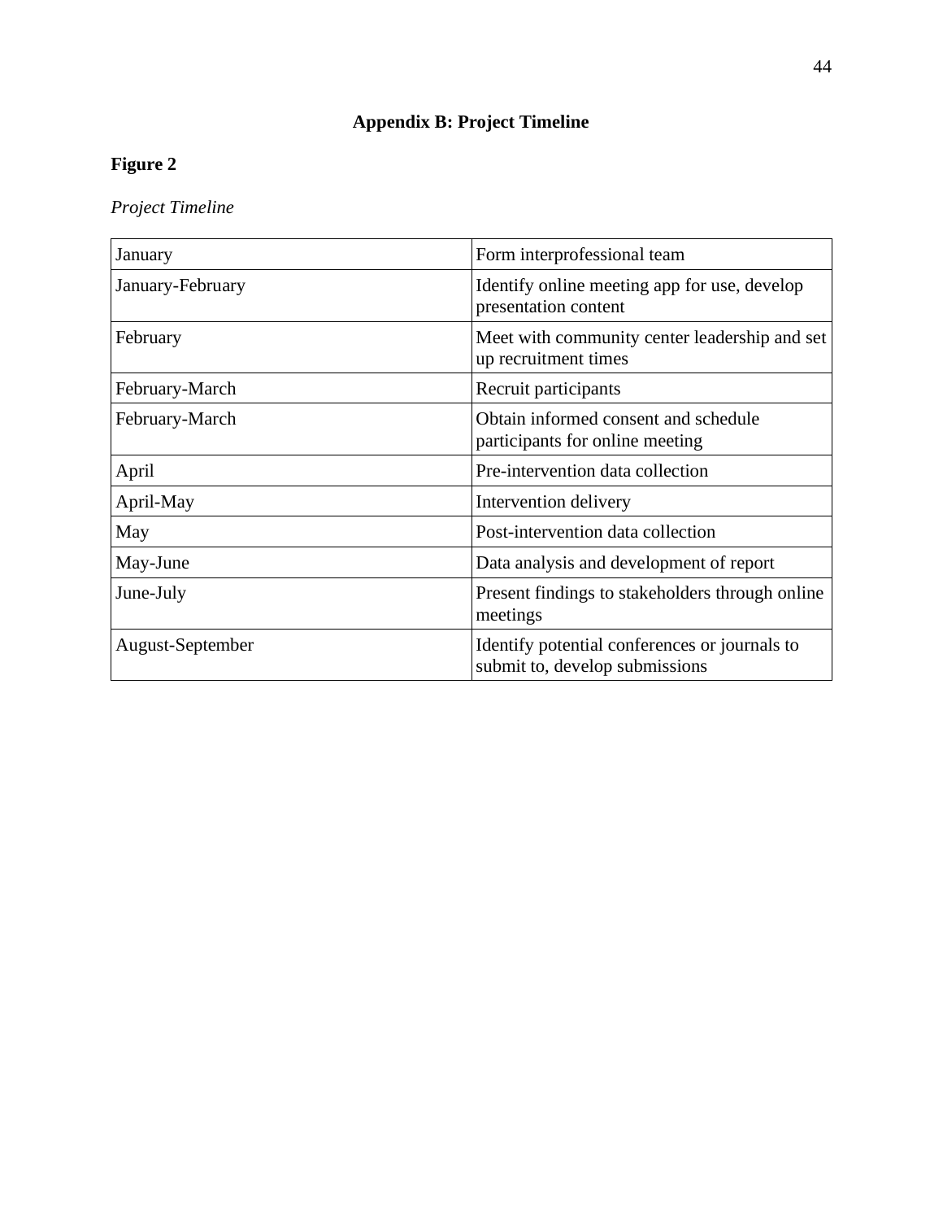## Appendix B: Project Timeline

**Figure 2**

*Project Timeline*

| | |
|---|---|
| January | Form interprofessional team |
| January-February | Identify online meeting app for use, develop presentation content |
| February | Meet with community center leadership and set up recruitment times |
| February-March | Recruit participants |
| February-March | Obtain informed consent and schedule participants for online meeting |
| April | Pre-intervention data collection |
| April-May | Intervention delivery |
| May | Post-intervention data collection |
| May-June | Data analysis and development of report |
| June-July | Present findings to stakeholders through online meetings |
| August-September | Identify potential conferences or journals to submit to, develop submissions |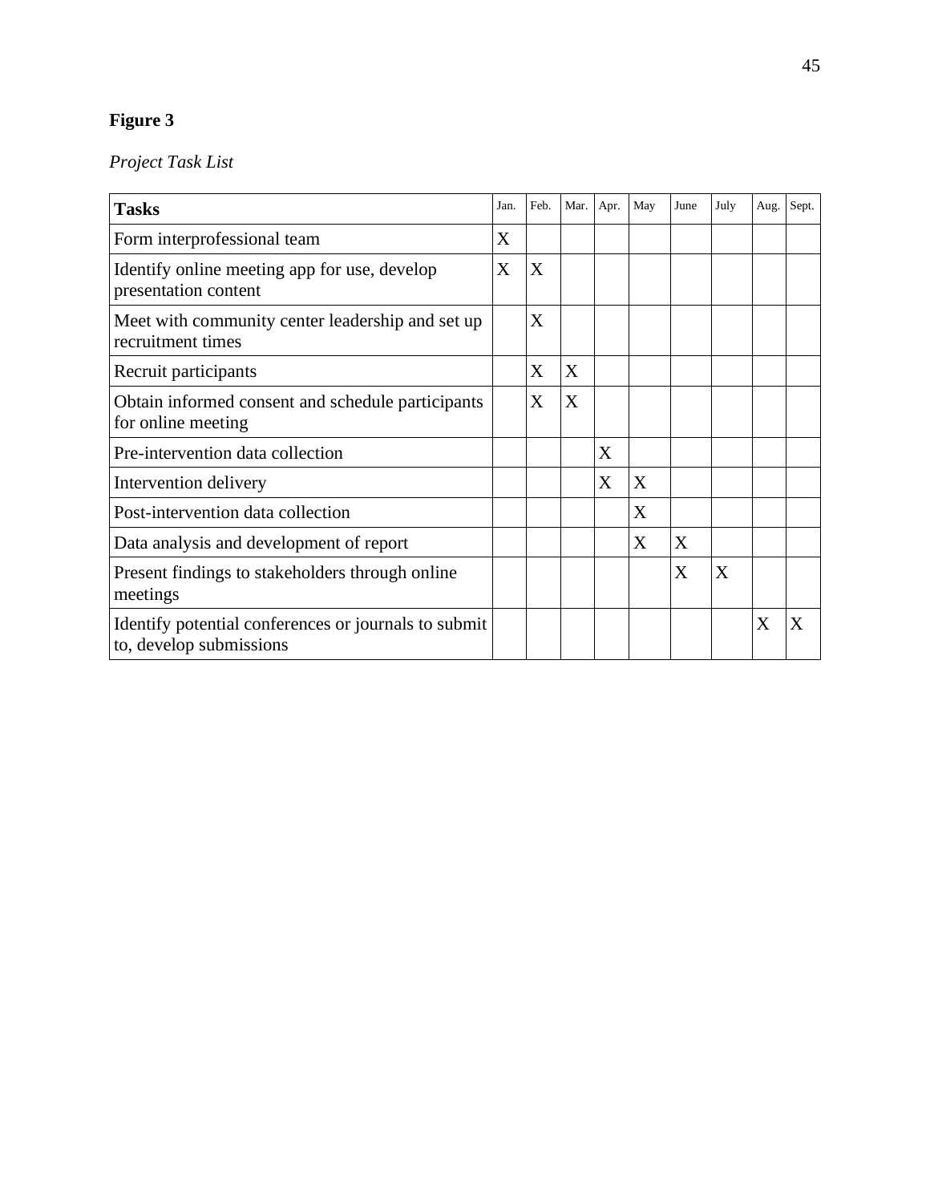**Figure 3**

*Project Task List*

| **Tasks** | Jan. | Feb. | Mar. | Apr. | May | June | July | Aug. | Sept. |
|---|---|---|---|---|---|---|---|---|---|
| Form interprofessional team | X | | | | | | | | |
| Identify online meeting app for use, develop presentation content | X | X | | | | | | | |
| Meet with community center leadership and set up recruitment times | | X | | | | | | | |
| Recruit participants | | X | X | | | | | | |
| Obtain informed consent and schedule participants for online meeting | | X | X | | | | | | |
| Pre-intervention data collection | | | | X | | | | | |
| Intervention delivery | | | | X | X | | | | |
| Post-intervention data collection | | | | | X | | | | |
| Data analysis and development of report | | | | | X | X | | | |
| Present findings to stakeholders through online meetings | | | | | | X | X | | |
| Identify potential conferences or journals to submit to, develop submissions | | | | | | | | X | X |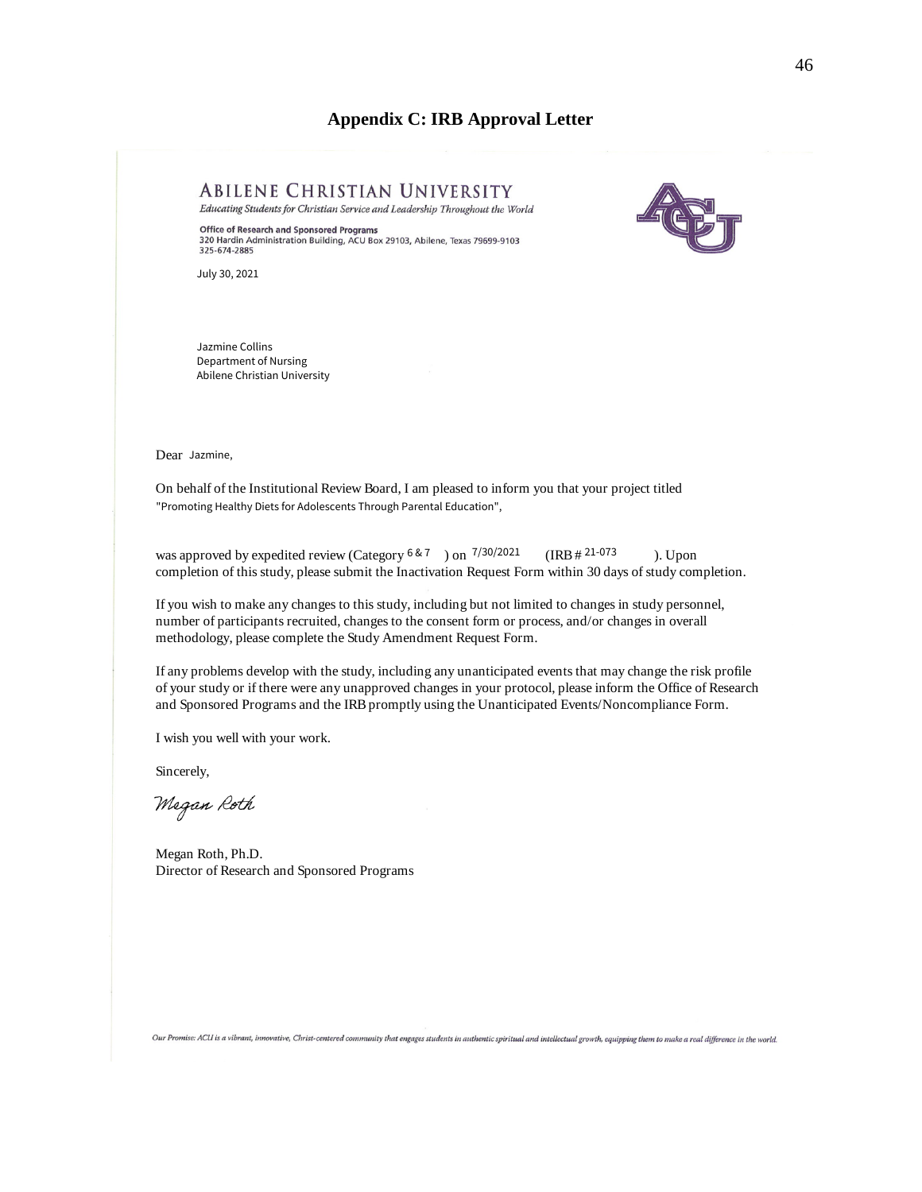# Appendix C: IRB Approval Letter

ABILENE CHRISTIAN UNIVERSITY

*Educating Students for Christian Service and Leadership Throughout the World*

**Office of Research and Sponsored Programs**
320 Hardin Administration Building, ACU Box 29103, Abilene, Texas 79699-9103
325-674-2885

July 30, 2021

Jazmine Collins
Department of Nursing
Abilene Christian University

Dear Jazmine,

On behalf of the Institutional Review Board, I am pleased to inform you that your project titled "Promoting Healthy Diets for Adolescents Through Parental Education",

was approved by expedited review (Category 6 & 7) on 7/30/2021 (IRB # 21-073). Upon completion of this study, please submit the Inactivation Request Form within 30 days of study completion.

If you wish to make any changes to this study, including but not limited to changes in study personnel, number of participants recruited, changes to the consent form or process, and/or changes in overall methodology, please complete the Study Amendment Request Form.

If any problems develop with the study, including any unanticipated events that may change the risk profile of your study or if there were any unapproved changes in your protocol, please inform the Office of Research and Sponsored Programs and the IRB promptly using the Unanticipated Events/Noncompliance Form.

I wish you well with your work.

Sincerely,

*Megan Roth*

Megan Roth, Ph.D.
Director of Research and Sponsored Programs

*Our Promise: ACU is a vibrant, innovative, Christ-centered community that engages students in authentic spiritual and intellectual growth, equipping them to make a real difference in the world.*